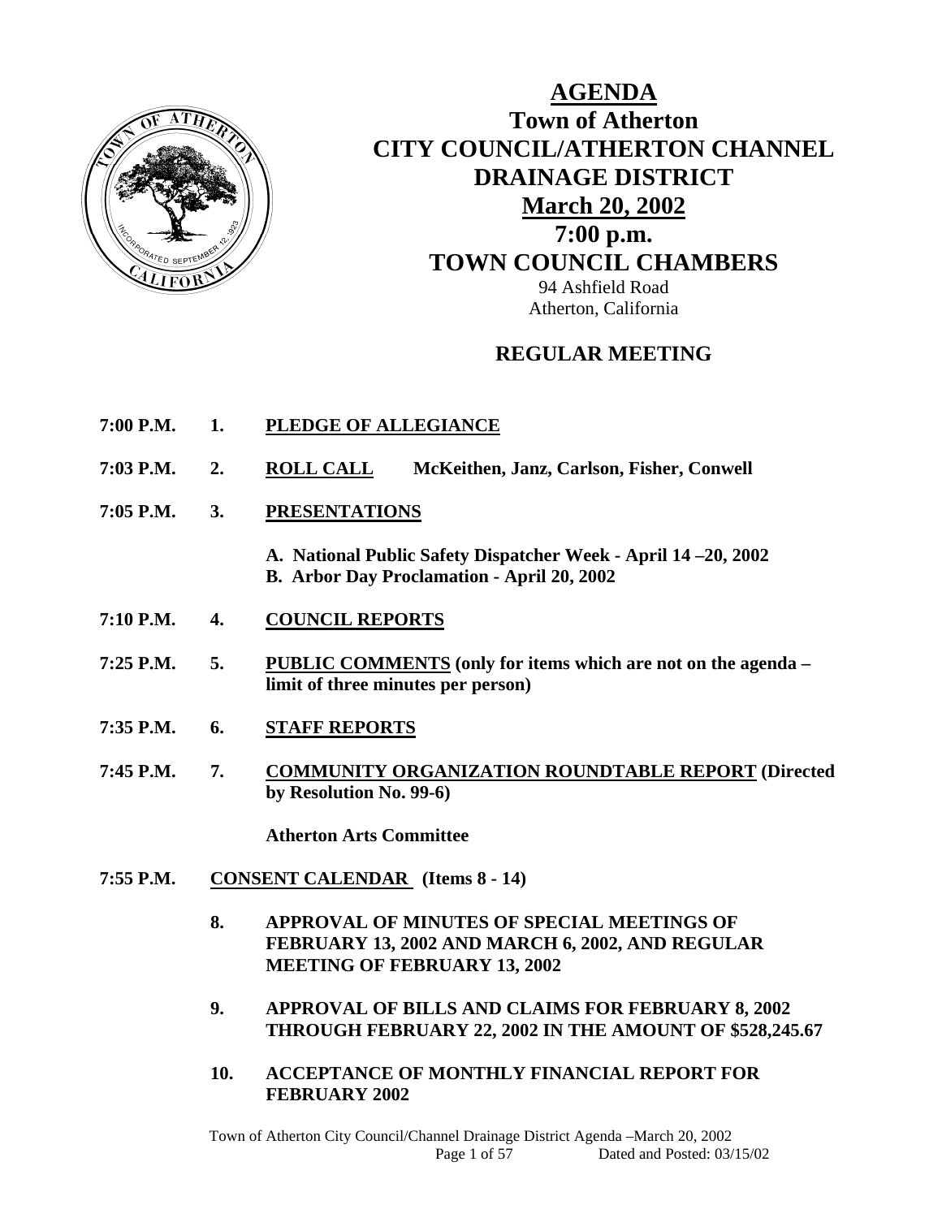# AGENDA

## Town of Atherton
## CITY COUNCIL/ATHERTON CHANNEL DRAINAGE DISTRICT
## March 20, 2002
## 7:00 p.m.
## TOWN COUNCIL CHAMBERS

94 Ashfield Road
Atherton, California

### REGULAR MEETING

**7:00 P.M. 1. PLEDGE OF ALLEGIANCE**

**7:03 P.M. 2. ROLL CALL** **McKeithen, Janz, Carlson, Fisher, Conwell**

**7:05 P.M. 3. PRESENTATIONS**

- **A. National Public Safety Dispatcher Week - April 14 –20, 2002**
- **B. Arbor Day Proclamation - April 20, 2002**

**7:10 P.M. 4. COUNCIL REPORTS**

**7:25 P.M. 5. PUBLIC COMMENTS (only for items which are not on the agenda – limit of three minutes per person)**

**7:35 P.M. 6. STAFF REPORTS**

**7:45 P.M. 7. COMMUNITY ORGANIZATION ROUNDTABLE REPORT (Directed by Resolution No. 99-6)**

**Atherton Arts Committee**

**7:55 P.M. CONSENT CALENDAR (Items 8 - 14)**

**8. APPROVAL OF MINUTES OF SPECIAL MEETINGS OF FEBRUARY 13, 2002 AND MARCH 6, 2002, AND REGULAR MEETING OF FEBRUARY 13, 2002**

**9. APPROVAL OF BILLS AND CLAIMS FOR FEBRUARY 8, 2002 THROUGH FEBRUARY 22, 2002 IN THE AMOUNT OF $528,245.67**

**10. ACCEPTANCE OF MONTHLY FINANCIAL REPORT FOR FEBRUARY 2002**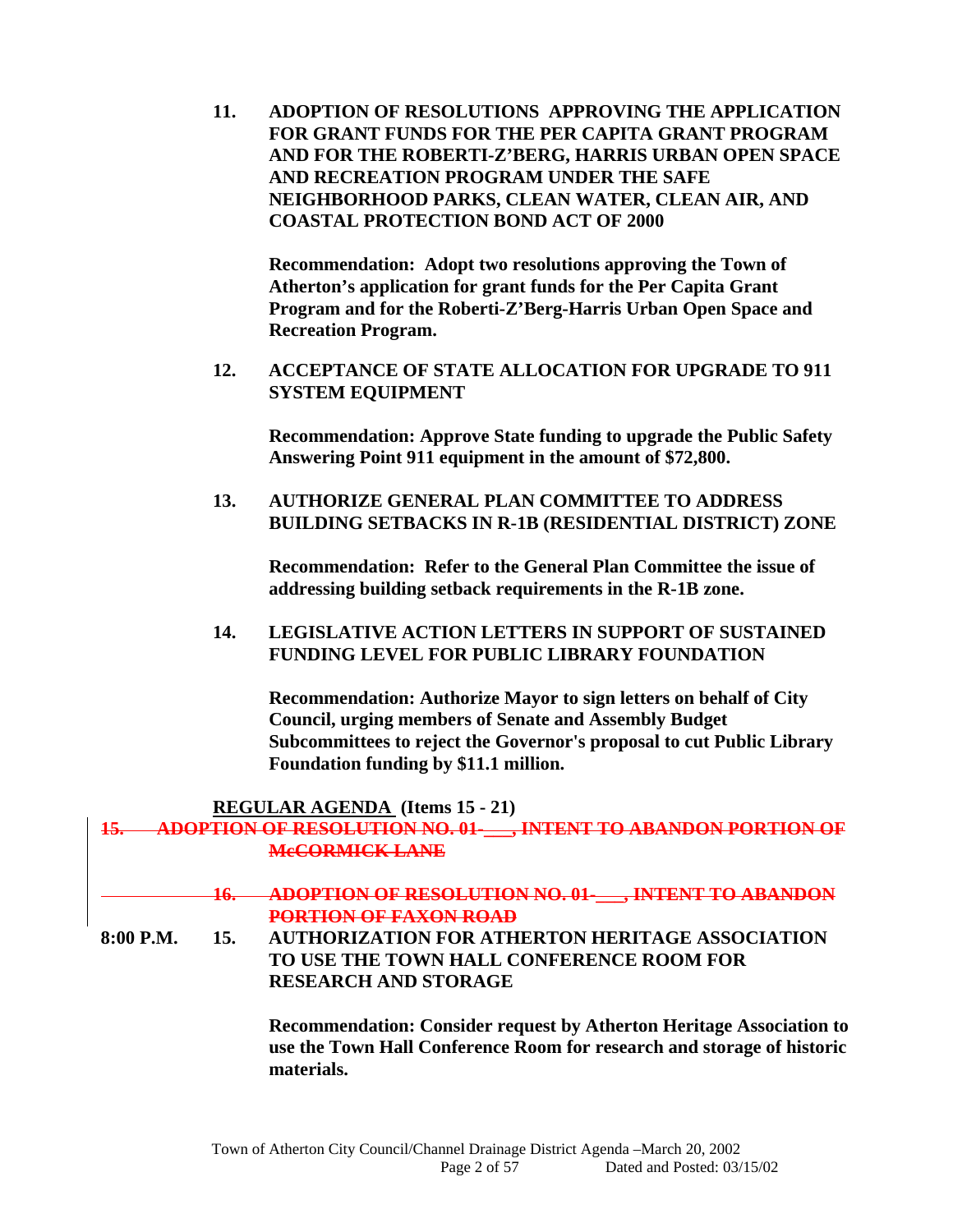**11. ADOPTION OF RESOLUTIONS APPROVING THE APPLICATION FOR GRANT FUNDS FOR THE PER CAPITA GRANT PROGRAM AND FOR THE ROBERTI-Z'BERG, HARRIS URBAN OPEN SPACE AND RECREATION PROGRAM UNDER THE SAFE NEIGHBORHOOD PARKS, CLEAN WATER, CLEAN AIR, AND COASTAL PROTECTION BOND ACT OF 2000**

**Recommendation: Adopt two resolutions approving the Town of Atherton's application for grant funds for the Per Capita Grant Program and for the Roberti-Z'Berg-Harris Urban Open Space and Recreation Program.**

**12. ACCEPTANCE OF STATE ALLOCATION FOR UPGRADE TO 911 SYSTEM EQUIPMENT**

**Recommendation: Approve State funding to upgrade the Public Safety Answering Point 911 equipment in the amount of $72,800.**

**13. AUTHORIZE GENERAL PLAN COMMITTEE TO ADDRESS BUILDING SETBACKS IN R-1B (RESIDENTIAL DISTRICT) ZONE**

**Recommendation: Refer to the General Plan Committee the issue of addressing building setback requirements in the R-1B zone.**

**14. LEGISLATIVE ACTION LETTERS IN SUPPORT OF SUSTAINED FUNDING LEVEL FOR PUBLIC LIBRARY FOUNDATION**

**Recommendation: Authorize Mayor to sign letters on behalf of City Council, urging members of Senate and Assembly Budget Subcommittees to reject the Governor's proposal to cut Public Library Foundation funding by $11.1 million.**

**REGULAR AGENDA (Items 15 - 21)**

~~**15. ADOPTION OF RESOLUTION NO. 01-___, INTENT TO ABANDON PORTION OF McCORMICK LANE**~~

~~**16. ADOPTION OF RESOLUTION NO. 01-___, INTENT TO ABANDON PORTION OF FAXON ROAD**~~

**8:00 P.M. 15. AUTHORIZATION FOR ATHERTON HERITAGE ASSOCIATION TO USE THE TOWN HALL CONFERENCE ROOM FOR RESEARCH AND STORAGE**

**Recommendation: Consider request by Atherton Heritage Association to use the Town Hall Conference Room for research and storage of historic materials.**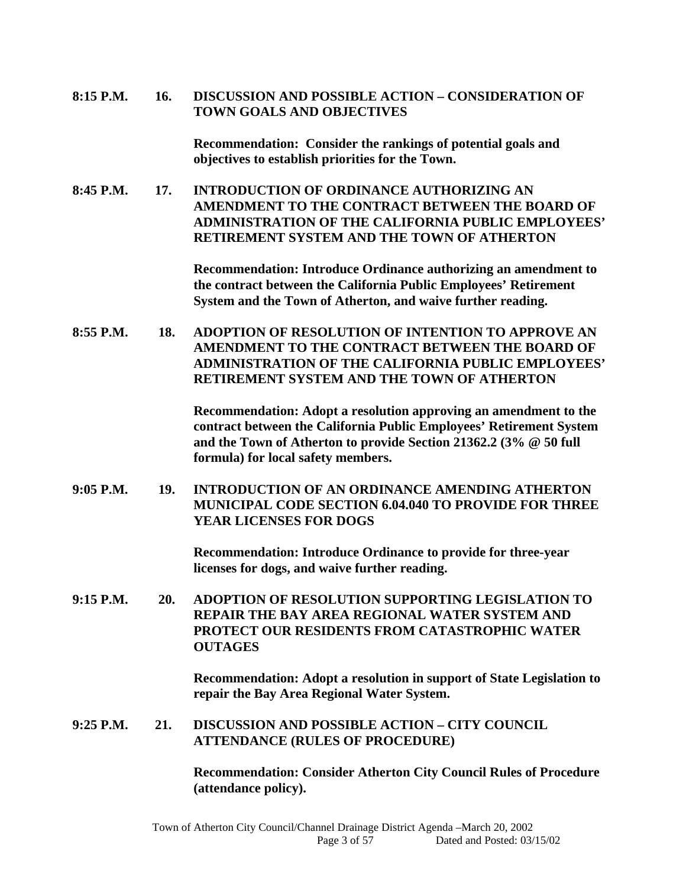**8:15 P.M. 16. DISCUSSION AND POSSIBLE ACTION – CONSIDERATION OF TOWN GOALS AND OBJECTIVES**

**Recommendation: Consider the rankings of potential goals and objectives to establish priorities for the Town.**

**8:45 P.M. 17. INTRODUCTION OF ORDINANCE AUTHORIZING AN AMENDMENT TO THE CONTRACT BETWEEN THE BOARD OF ADMINISTRATION OF THE CALIFORNIA PUBLIC EMPLOYEES' RETIREMENT SYSTEM AND THE TOWN OF ATHERTON**

**Recommendation: Introduce Ordinance authorizing an amendment to the contract between the California Public Employees' Retirement System and the Town of Atherton, and waive further reading.**

**8:55 P.M. 18. ADOPTION OF RESOLUTION OF INTENTION TO APPROVE AN AMENDMENT TO THE CONTRACT BETWEEN THE BOARD OF ADMINISTRATION OF THE CALIFORNIA PUBLIC EMPLOYEES' RETIREMENT SYSTEM AND THE TOWN OF ATHERTON**

**Recommendation: Adopt a resolution approving an amendment to the contract between the California Public Employees' Retirement System and the Town of Atherton to provide Section 21362.2 (3% @ 50 full formula) for local safety members.**

**9:05 P.M. 19. INTRODUCTION OF AN ORDINANCE AMENDING ATHERTON MUNICIPAL CODE SECTION 6.04.040 TO PROVIDE FOR THREE YEAR LICENSES FOR DOGS**

**Recommendation: Introduce Ordinance to provide for three-year licenses for dogs, and waive further reading.**

**9:15 P.M. 20. ADOPTION OF RESOLUTION SUPPORTING LEGISLATION TO REPAIR THE BAY AREA REGIONAL WATER SYSTEM AND PROTECT OUR RESIDENTS FROM CATASTROPHIC WATER OUTAGES**

**Recommendation: Adopt a resolution in support of State Legislation to repair the Bay Area Regional Water System.**

**9:25 P.M. 21. DISCUSSION AND POSSIBLE ACTION – CITY COUNCIL ATTENDANCE (RULES OF PROCEDURE)**

**Recommendation: Consider Atherton City Council Rules of Procedure (attendance policy).**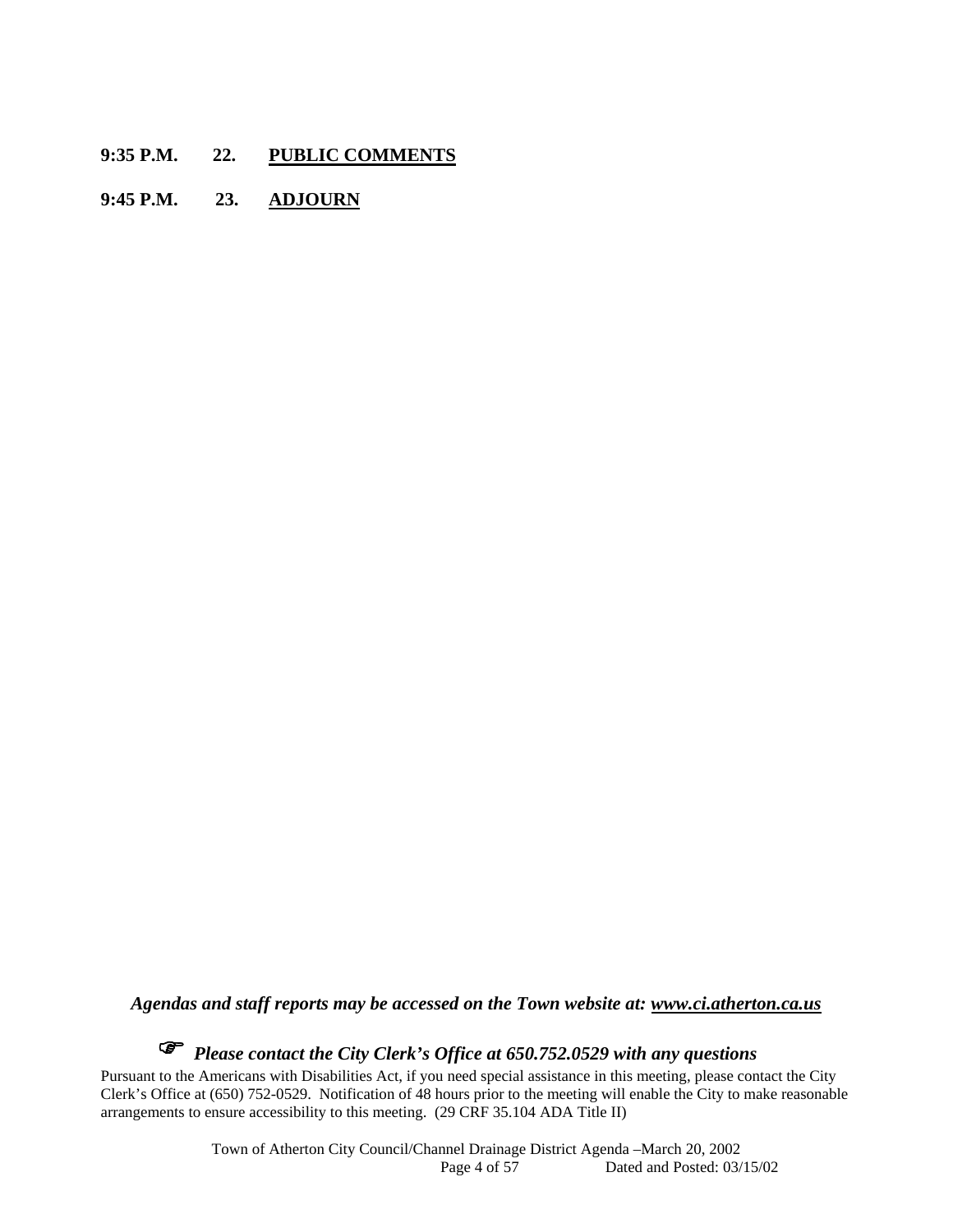**9:35 P.M. 22. PUBLIC COMMENTS**

**9:45 P.M. 23. ADJOURN**

***Agendas and staff reports may be accessed on the Town website at: www.ci.atherton.ca.us***

☞ ***Please contact the City Clerk's Office at 650.752.0529 with any questions***

Pursuant to the Americans with Disabilities Act, if you need special assistance in this meeting, please contact the City Clerk's Office at (650) 752-0529. Notification of 48 hours prior to the meeting will enable the City to make reasonable arrangements to ensure accessibility to this meeting. (29 CRF 35.104 ADA Title II)

Town of Atherton City Council/Channel Drainage District Agenda –March 20, 2002
Dated and Posted: 03/15/02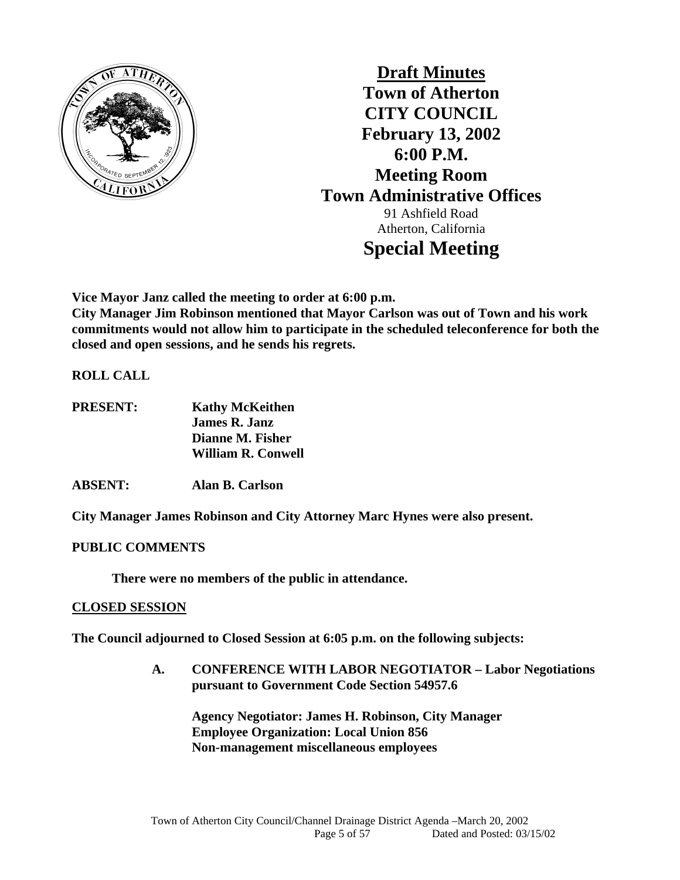# Draft Minutes
# Town of Atherton
# CITY COUNCIL
# February 13, 2002
# 6:00 P.M.
# Meeting Room
# Town Administrative Offices

91 Ashfield Road
Atherton, California

# Special Meeting

**Vice Mayor Janz called the meeting to order at 6:00 p.m.**
**City Manager Jim Robinson mentioned that Mayor Carlson was out of Town and his work commitments would not allow him to participate in the scheduled teleconference for both the closed and open sessions, and he sends his regrets.**

**ROLL CALL**

**PRESENT:** **Kathy McKeithen**
**James R. Janz**
**Dianne M. Fisher**
**William R. Conwell**

**ABSENT:** **Alan B. Carlson**

**City Manager James Robinson and City Attorney Marc Hynes were also present.**

**PUBLIC COMMENTS**

**There were no members of the public in attendance.**

**CLOSED SESSION**

**The Council adjourned to Closed Session at 6:05 p.m. on the following subjects:**

**A. CONFERENCE WITH LABOR NEGOTIATOR – Labor Negotiations pursuant to Government Code Section 54957.6**

**Agency Negotiator: James H. Robinson, City Manager**
**Employee Organization: Local Union 856**
**Non-management miscellaneous employees**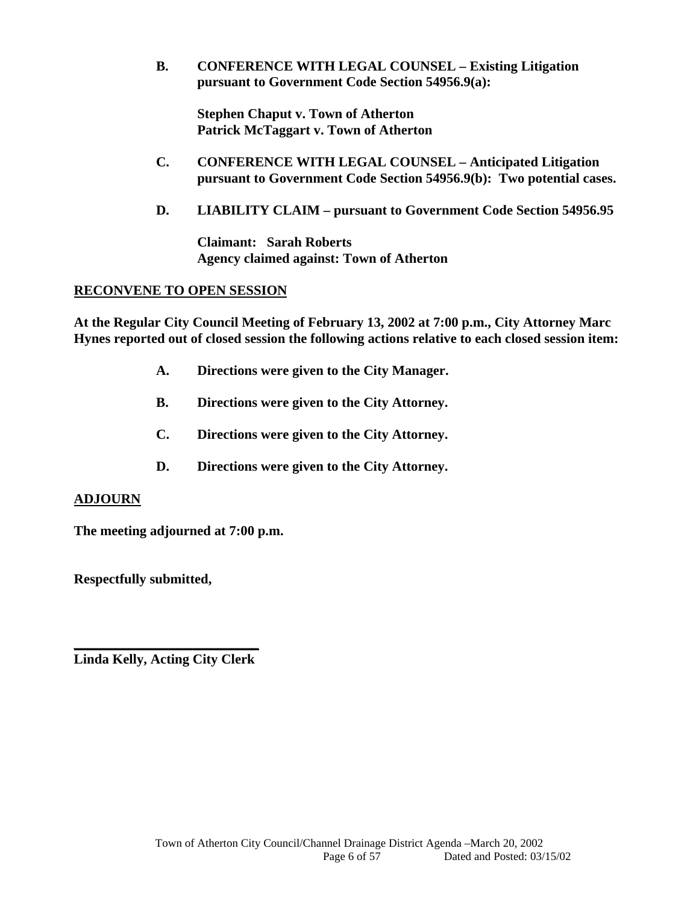**B. CONFERENCE WITH LEGAL COUNSEL – Existing Litigation pursuant to Government Code Section 54956.9(a):**

**Stephen Chaput v. Town of Atherton**
**Patrick McTaggart v. Town of Atherton**

**C. CONFERENCE WITH LEGAL COUNSEL – Anticipated Litigation pursuant to Government Code Section 54956.9(b): Two potential cases.**

**D. LIABILITY CLAIM – pursuant to Government Code Section 54956.95**

**Claimant: Sarah Roberts**
**Agency claimed against: Town of Atherton**

## RECONVENE TO OPEN SESSION

**At the Regular City Council Meeting of February 13, 2002 at 7:00 p.m., City Attorney Marc Hynes reported out of closed session the following actions relative to each closed session item:**

**A. Directions were given to the City Manager.**

**B. Directions were given to the City Attorney.**

**C. Directions were given to the City Attorney.**

**D. Directions were given to the City Attorney.**

## ADJOURN

**The meeting adjourned at 7:00 p.m.**

**Respectfully submitted,**

\_\_\_\_\_\_\_\_\_\_\_\_\_\_\_\_\_\_\_\_\_\_\_\_\_\_\_\_
**Linda Kelly, Acting City Clerk**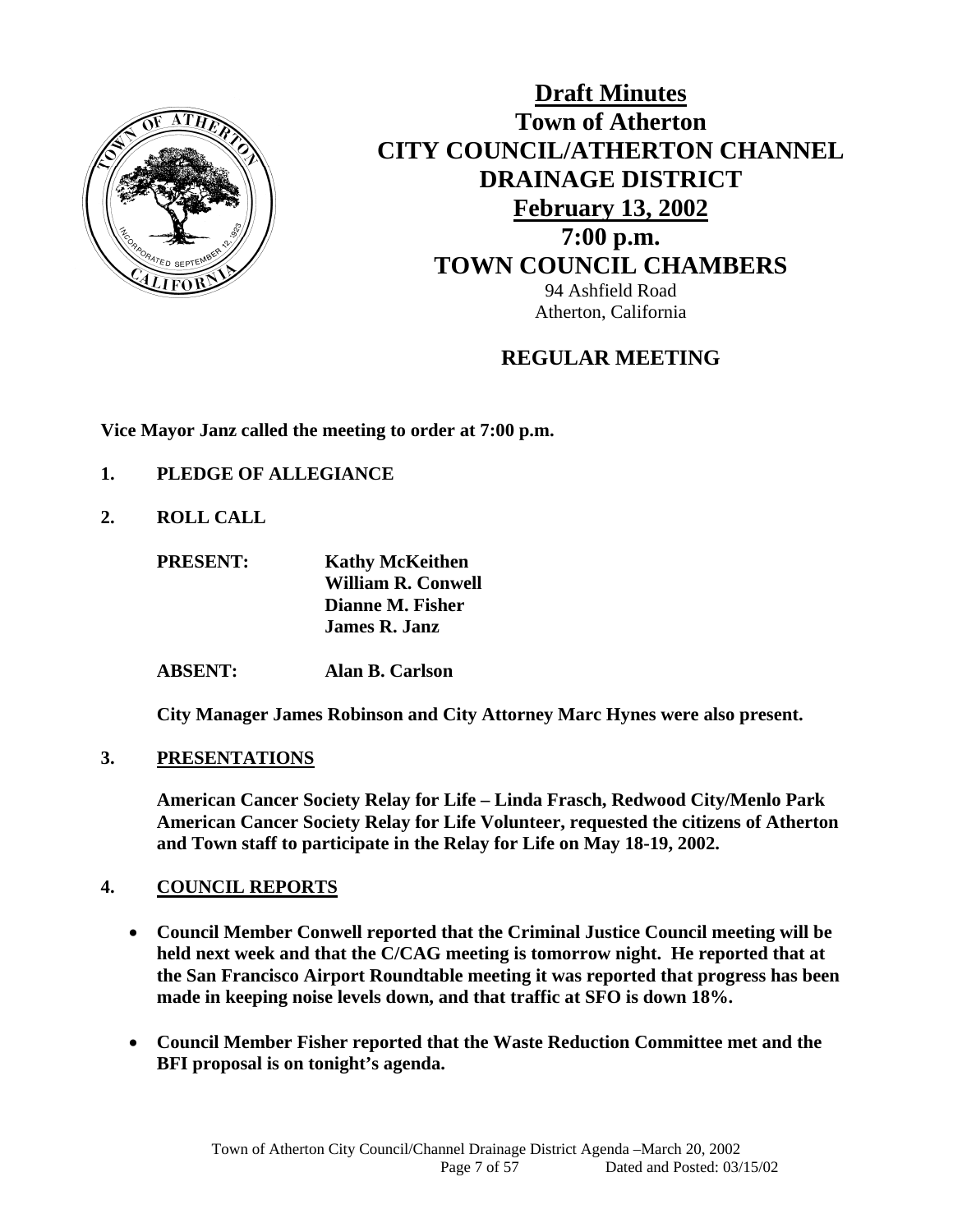# Draft Minutes

## Town of Atherton
## CITY COUNCIL/ATHERTON CHANNEL DRAINAGE DISTRICT
## February 13, 2002
## 7:00 p.m.
## TOWN COUNCIL CHAMBERS

94 Ashfield Road
Atherton, California

## REGULAR MEETING

**Vice Mayor Janz called the meeting to order at 7:00 p.m.**

**1. PLEDGE OF ALLEGIANCE**

**2. ROLL CALL**

**PRESENT:** **Kathy McKeithen**
**William R. Conwell**
**Dianne M. Fisher**
**James R. Janz**

**ABSENT:** **Alan B. Carlson**

**City Manager James Robinson and City Attorney Marc Hynes were also present.**

**3. PRESENTATIONS**

**American Cancer Society Relay for Life – Linda Frasch, Redwood City/Menlo Park American Cancer Society Relay for Life Volunteer, requested the citizens of Atherton and Town staff to participate in the Relay for Life on May 18-19, 2002.**

**4. COUNCIL REPORTS**

- **Council Member Conwell reported that the Criminal Justice Council meeting will be held next week and that the C/CAG meeting is tomorrow night. He reported that at the San Francisco Airport Roundtable meeting it was reported that progress has been made in keeping noise levels down, and that traffic at SFO is down 18%.**
- **Council Member Fisher reported that the Waste Reduction Committee met and the BFI proposal is on tonight's agenda.**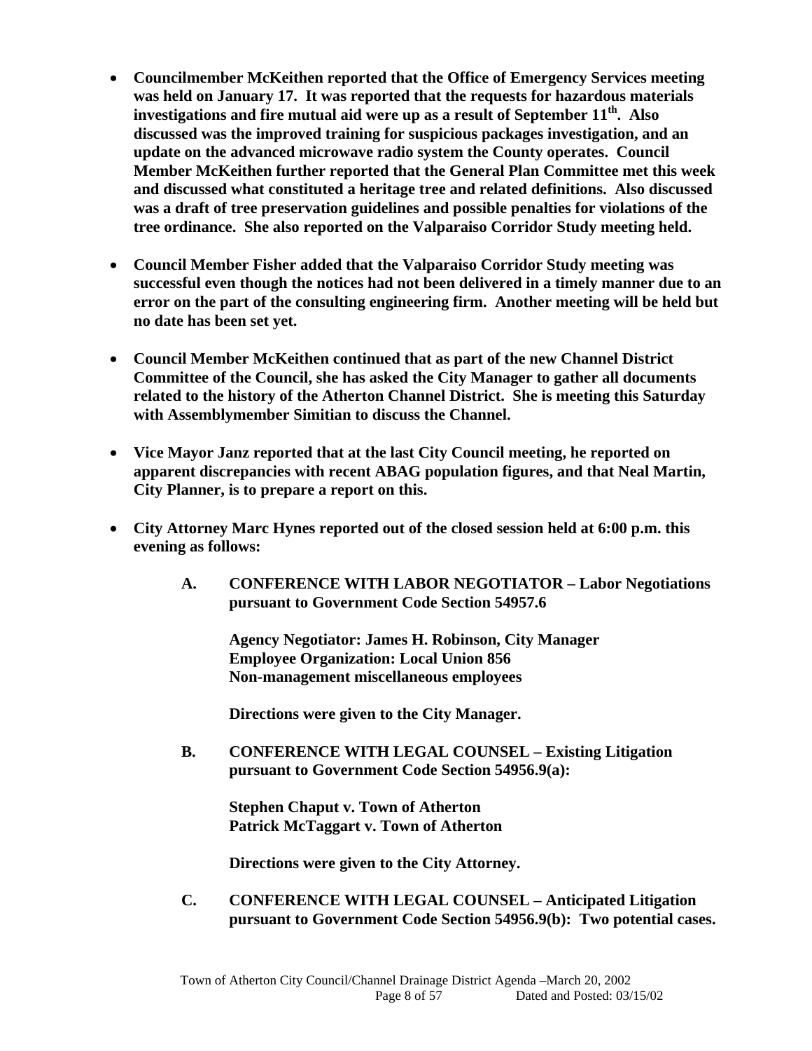- **Councilmember McKeithen reported that the Office of Emergency Services meeting was held on January 17. It was reported that the requests for hazardous materials investigations and fire mutual aid were up as a result of September 11th. Also discussed was the improved training for suspicious packages investigation, and an update on the advanced microwave radio system the County operates. Council Member McKeithen further reported that the General Plan Committee met this week and discussed what constituted a heritage tree and related definitions. Also discussed was a draft of tree preservation guidelines and possible penalties for violations of the tree ordinance. She also reported on the Valparaiso Corridor Study meeting held.**

- **Council Member Fisher added that the Valparaiso Corridor Study meeting was successful even though the notices had not been delivered in a timely manner due to an error on the part of the consulting engineering firm. Another meeting will be held but no date has been set yet.**

- **Council Member McKeithen continued that as part of the new Channel District Committee of the Council, she has asked the City Manager to gather all documents related to the history of the Atherton Channel District. She is meeting this Saturday with Assemblymember Simitian to discuss the Channel.**

- **Vice Mayor Janz reported that at the last City Council meeting, he reported on apparent discrepancies with recent ABAG population figures, and that Neal Martin, City Planner, is to prepare a report on this.**

- **City Attorney Marc Hynes reported out of the closed session held at 6:00 p.m. this evening as follows:**

  **A. CONFERENCE WITH LABOR NEGOTIATOR – Labor Negotiations pursuant to Government Code Section 54957.6**

  **Agency Negotiator: James H. Robinson, City Manager**
  **Employee Organization: Local Union 856**
  **Non-management miscellaneous employees**

  **Directions were given to the City Manager.**

  **B. CONFERENCE WITH LEGAL COUNSEL – Existing Litigation pursuant to Government Code Section 54956.9(a):**

  **Stephen Chaput v. Town of Atherton**
  **Patrick McTaggart v. Town of Atherton**

  **Directions were given to the City Attorney.**

  **C. CONFERENCE WITH LEGAL COUNSEL – Anticipated Litigation pursuant to Government Code Section 54956.9(b): Two potential cases.**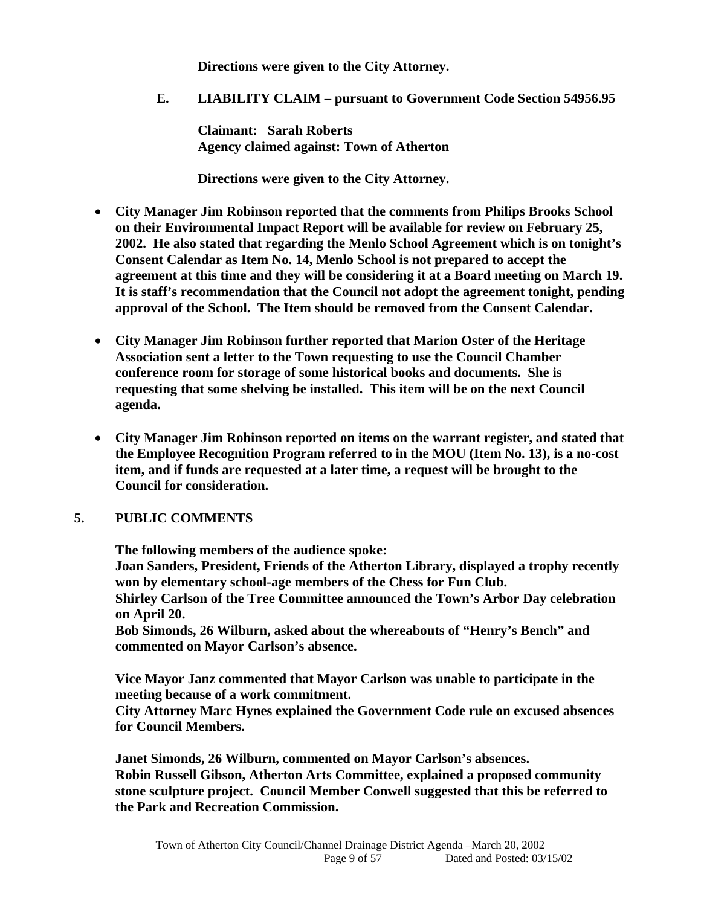**Directions were given to the City Attorney.**

**E. LIABILITY CLAIM – pursuant to Government Code Section 54956.95**

**Claimant: Sarah Roberts**
**Agency claimed against: Town of Atherton**

**Directions were given to the City Attorney.**

- **City Manager Jim Robinson reported that the comments from Philips Brooks School on their Environmental Impact Report will be available for review on February 25, 2002. He also stated that regarding the Menlo School Agreement which is on tonight's Consent Calendar as Item No. 14, Menlo School is not prepared to accept the agreement at this time and they will be considering it at a Board meeting on March 19. It is staff's recommendation that the Council not adopt the agreement tonight, pending approval of the School. The Item should be removed from the Consent Calendar.**

- **City Manager Jim Robinson further reported that Marion Oster of the Heritage Association sent a letter to the Town requesting to use the Council Chamber conference room for storage of some historical books and documents. She is requesting that some shelving be installed. This item will be on the next Council agenda.**

- **City Manager Jim Robinson reported on items on the warrant register, and stated that the Employee Recognition Program referred to in the MOU (Item No. 13), is a no-cost item, and if funds are requested at a later time, a request will be brought to the Council for consideration.**

## 5. PUBLIC COMMENTS

**The following members of the audience spoke:**
**Joan Sanders, President, Friends of the Atherton Library, displayed a trophy recently won by elementary school-age members of the Chess for Fun Club.**
**Shirley Carlson of the Tree Committee announced the Town's Arbor Day celebration on April 20.**
**Bob Simonds, 26 Wilburn, asked about the whereabouts of "Henry's Bench" and commented on Mayor Carlson's absence.**

**Vice Mayor Janz commented that Mayor Carlson was unable to participate in the meeting because of a work commitment.**
**City Attorney Marc Hynes explained the Government Code rule on excused absences for Council Members.**

**Janet Simonds, 26 Wilburn, commented on Mayor Carlson's absences.**
**Robin Russell Gibson, Atherton Arts Committee, explained a proposed community stone sculpture project. Council Member Conwell suggested that this be referred to the Park and Recreation Commission.**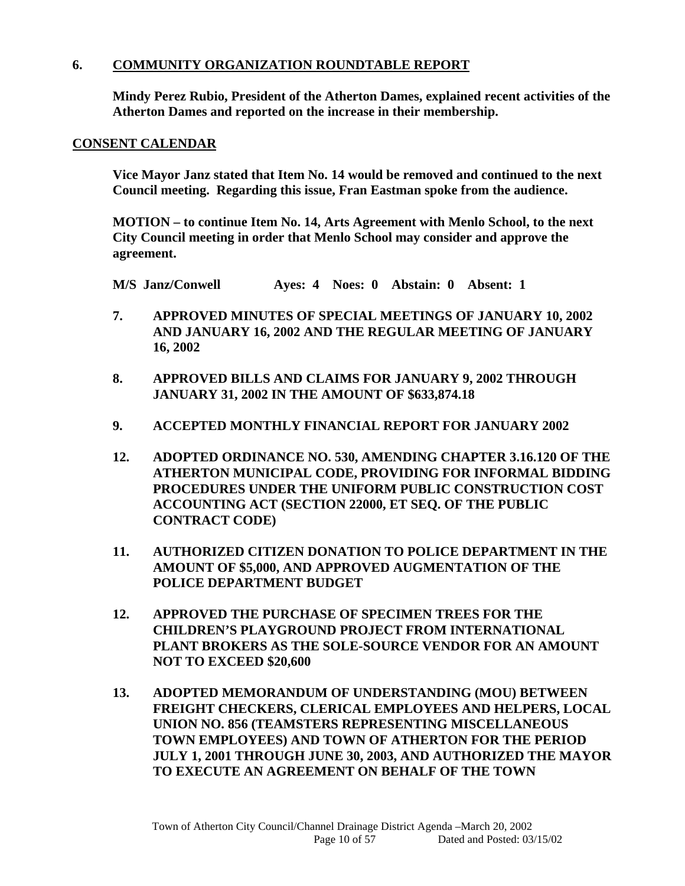## 6. COMMUNITY ORGANIZATION ROUNDTABLE REPORT

**Mindy Perez Rubio, President of the Atherton Dames, explained recent activities of the Atherton Dames and reported on the increase in their membership.**

## CONSENT CALENDAR

**Vice Mayor Janz stated that Item No. 14 would be removed and continued to the next Council meeting. Regarding this issue, Fran Eastman spoke from the audience.**

**MOTION – to continue Item No. 14, Arts Agreement with Menlo School, to the next City Council meeting in order that Menlo School may consider and approve the agreement.**

**M/S Janz/Conwell Ayes: 4 Noes: 0 Abstain: 0 Absent: 1**

**7. APPROVED MINUTES OF SPECIAL MEETINGS OF JANUARY 10, 2002 AND JANUARY 16, 2002 AND THE REGULAR MEETING OF JANUARY 16, 2002**

**8. APPROVED BILLS AND CLAIMS FOR JANUARY 9, 2002 THROUGH JANUARY 31, 2002 IN THE AMOUNT OF $633,874.18**

**9. ACCEPTED MONTHLY FINANCIAL REPORT FOR JANUARY 2002**

**12. ADOPTED ORDINANCE NO. 530, AMENDING CHAPTER 3.16.120 OF THE ATHERTON MUNICIPAL CODE, PROVIDING FOR INFORMAL BIDDING PROCEDURES UNDER THE UNIFORM PUBLIC CONSTRUCTION COST ACCOUNTING ACT (SECTION 22000, ET SEQ. OF THE PUBLIC CONTRACT CODE)**

**11. AUTHORIZED CITIZEN DONATION TO POLICE DEPARTMENT IN THE AMOUNT OF $5,000, AND APPROVED AUGMENTATION OF THE POLICE DEPARTMENT BUDGET**

**12. APPROVED THE PURCHASE OF SPECIMEN TREES FOR THE CHILDREN'S PLAYGROUND PROJECT FROM INTERNATIONAL PLANT BROKERS AS THE SOLE-SOURCE VENDOR FOR AN AMOUNT NOT TO EXCEED $20,600**

**13. ADOPTED MEMORANDUM OF UNDERSTANDING (MOU) BETWEEN FREIGHT CHECKERS, CLERICAL EMPLOYEES AND HELPERS, LOCAL UNION NO. 856 (TEAMSTERS REPRESENTING MISCELLANEOUS TOWN EMPLOYEES) AND TOWN OF ATHERTON FOR THE PERIOD JULY 1, 2001 THROUGH JUNE 30, 2003, AND AUTHORIZED THE MAYOR TO EXECUTE AN AGREEMENT ON BEHALF OF THE TOWN**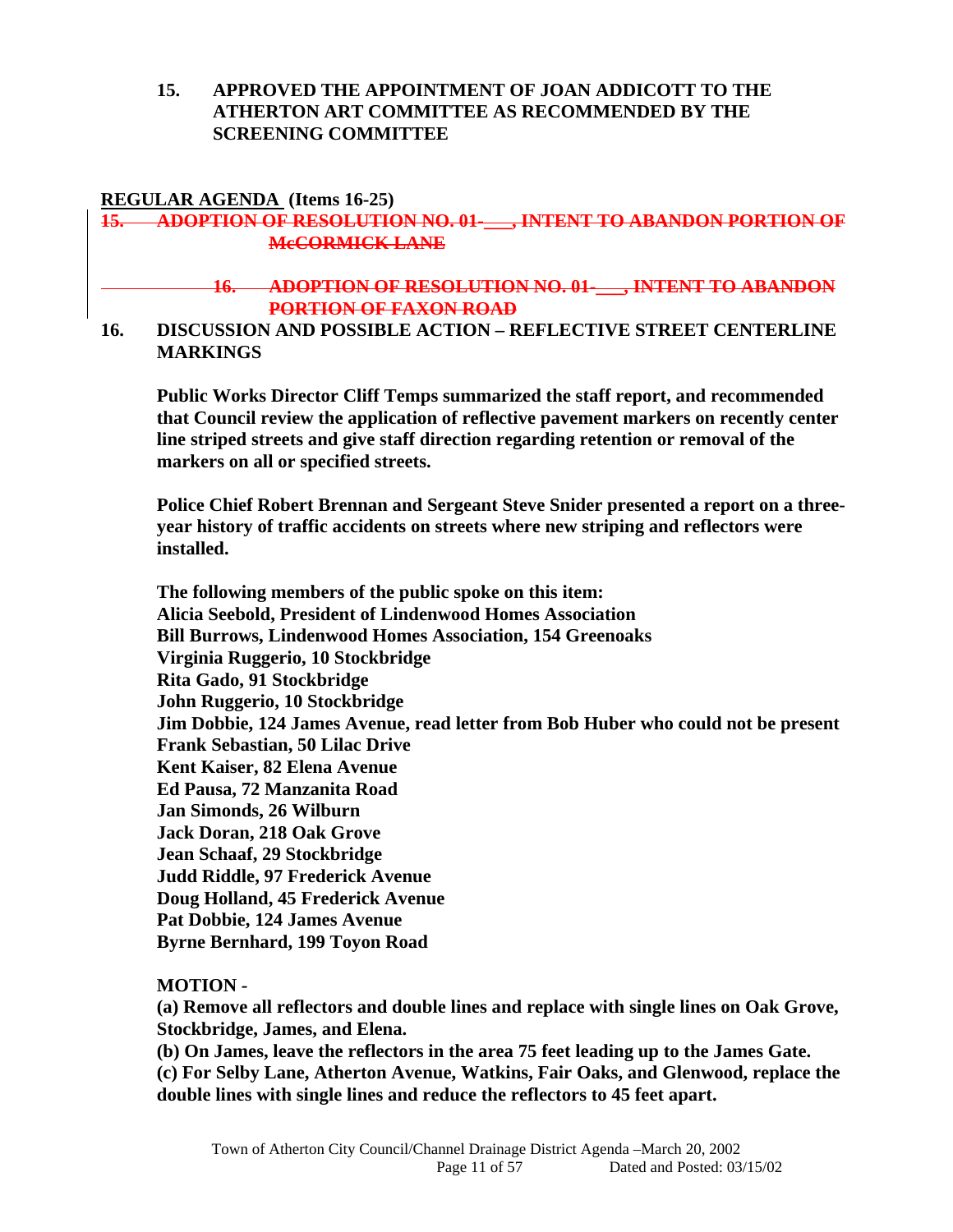**15. APPROVED THE APPOINTMENT OF JOAN ADDICOTT TO THE ATHERTON ART COMMITTEE AS RECOMMENDED BY THE SCREENING COMMITTEE**

**REGULAR AGENDA (Items 16-25)**

~~**15. ADOPTION OF RESOLUTION NO. 01-\_\_\_, INTENT TO ABANDON PORTION OF McCORMICK LANE**~~

~~**16. ADOPTION OF RESOLUTION NO. 01-\_\_\_, INTENT TO ABANDON PORTION OF FAXON ROAD**~~

**16. DISCUSSION AND POSSIBLE ACTION – REFLECTIVE STREET CENTERLINE MARKINGS**

**Public Works Director Cliff Temps summarized the staff report, and recommended that Council review the application of reflective pavement markers on recently center line striped streets and give staff direction regarding retention or removal of the markers on all or specified streets.**

**Police Chief Robert Brennan and Sergeant Steve Snider presented a report on a three-year history of traffic accidents on streets where new striping and reflectors were installed.**

**The following members of the public spoke on this item:**
**Alicia Seebold, President of Lindenwood Homes Association**
**Bill Burrows, Lindenwood Homes Association, 154 Greenoaks**
**Virginia Ruggerio, 10 Stockbridge**
**Rita Gado, 91 Stockbridge**
**John Ruggerio, 10 Stockbridge**
**Jim Dobbie, 124 James Avenue, read letter from Bob Huber who could not be present**
**Frank Sebastian, 50 Lilac Drive**
**Kent Kaiser, 82 Elena Avenue**
**Ed Pausa, 72 Manzanita Road**
**Jan Simonds, 26 Wilburn**
**Jack Doran, 218 Oak Grove**
**Jean Schaaf, 29 Stockbridge**
**Judd Riddle, 97 Frederick Avenue**
**Doug Holland, 45 Frederick Avenue**
**Pat Dobbie, 124 James Avenue**
**Byrne Bernhard, 199 Toyon Road**

**MOTION -**
**(a) Remove all reflectors and double lines and replace with single lines on Oak Grove, Stockbridge, James, and Elena.**
**(b) On James, leave the reflectors in the area 75 feet leading up to the James Gate.**
**(c) For Selby Lane, Atherton Avenue, Watkins, Fair Oaks, and Glenwood, replace the double lines with single lines and reduce the reflectors to 45 feet apart.**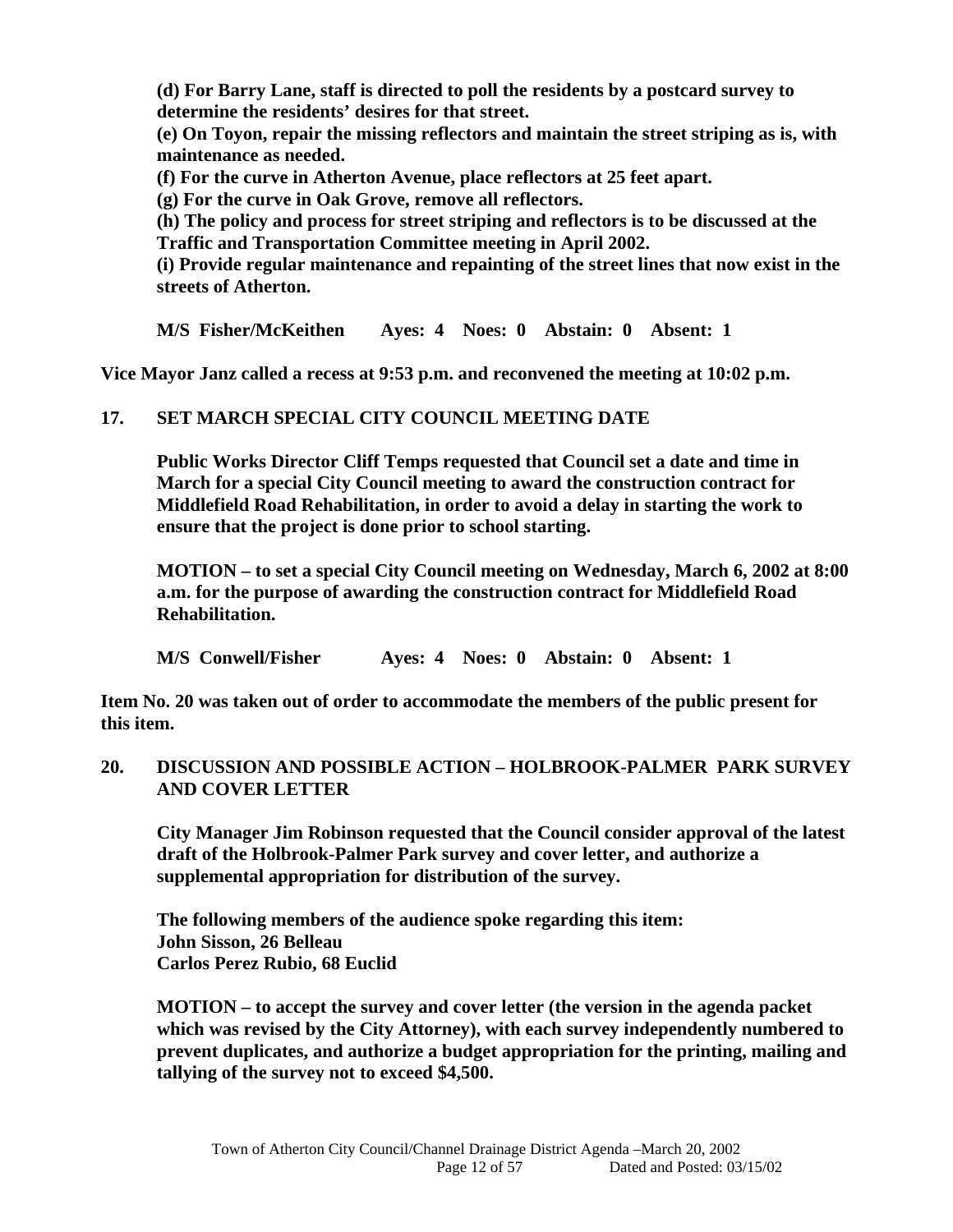**(d) For Barry Lane, staff is directed to poll the residents by a postcard survey to determine the residents' desires for that street.**

**(e) On Toyon, repair the missing reflectors and maintain the street striping as is, with maintenance as needed.**

**(f) For the curve in Atherton Avenue, place reflectors at 25 feet apart.**

**(g) For the curve in Oak Grove, remove all reflectors.**

**(h) The policy and process for street striping and reflectors is to be discussed at the Traffic and Transportation Committee meeting in April 2002.**

**(i) Provide regular maintenance and repainting of the street lines that now exist in the streets of Atherton.**

**M/S Fisher/McKeithen   Ayes: 4   Noes: 0   Abstain: 0   Absent: 1**

**Vice Mayor Janz called a recess at 9:53 p.m. and reconvened the meeting at 10:02 p.m.**

**17. SET MARCH SPECIAL CITY COUNCIL MEETING DATE**

**Public Works Director Cliff Temps requested that Council set a date and time in March for a special City Council meeting to award the construction contract for Middlefield Road Rehabilitation, in order to avoid a delay in starting the work to ensure that the project is done prior to school starting.**

**MOTION – to set a special City Council meeting on Wednesday, March 6, 2002 at 8:00 a.m. for the purpose of awarding the construction contract for Middlefield Road Rehabilitation.**

**M/S Conwell/Fisher   Ayes: 4   Noes: 0   Abstain: 0   Absent: 1**

**Item No. 20 was taken out of order to accommodate the members of the public present for this item.**

**20. DISCUSSION AND POSSIBLE ACTION – HOLBROOK-PALMER PARK SURVEY AND COVER LETTER**

**City Manager Jim Robinson requested that the Council consider approval of the latest draft of the Holbrook-Palmer Park survey and cover letter, and authorize a supplemental appropriation for distribution of the survey.**

**The following members of the audience spoke regarding this item:**
**John Sisson, 26 Belleau**
**Carlos Perez Rubio, 68 Euclid**

**MOTION – to accept the survey and cover letter (the version in the agenda packet which was revised by the City Attorney), with each survey independently numbered to prevent duplicates, and authorize a budget appropriation for the printing, mailing and tallying of the survey not to exceed $4,500.**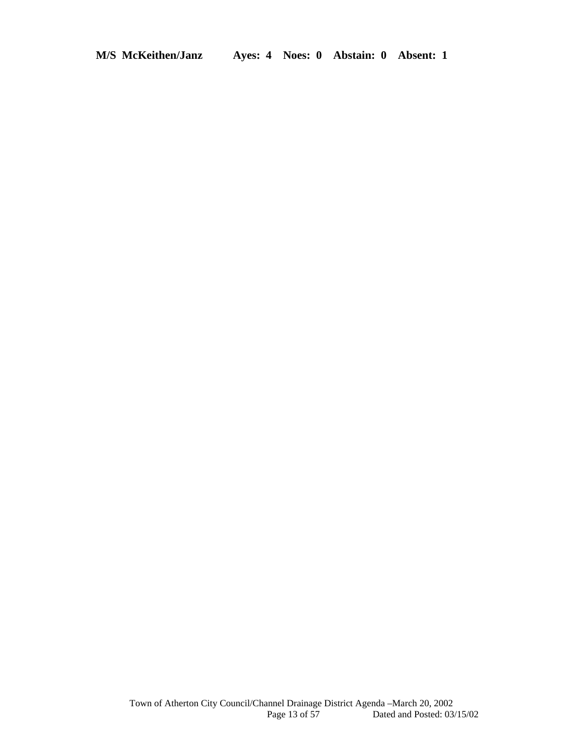**M/S McKeithen/Janz Ayes: 4 Noes: 0 Abstain: 0 Absent: 1**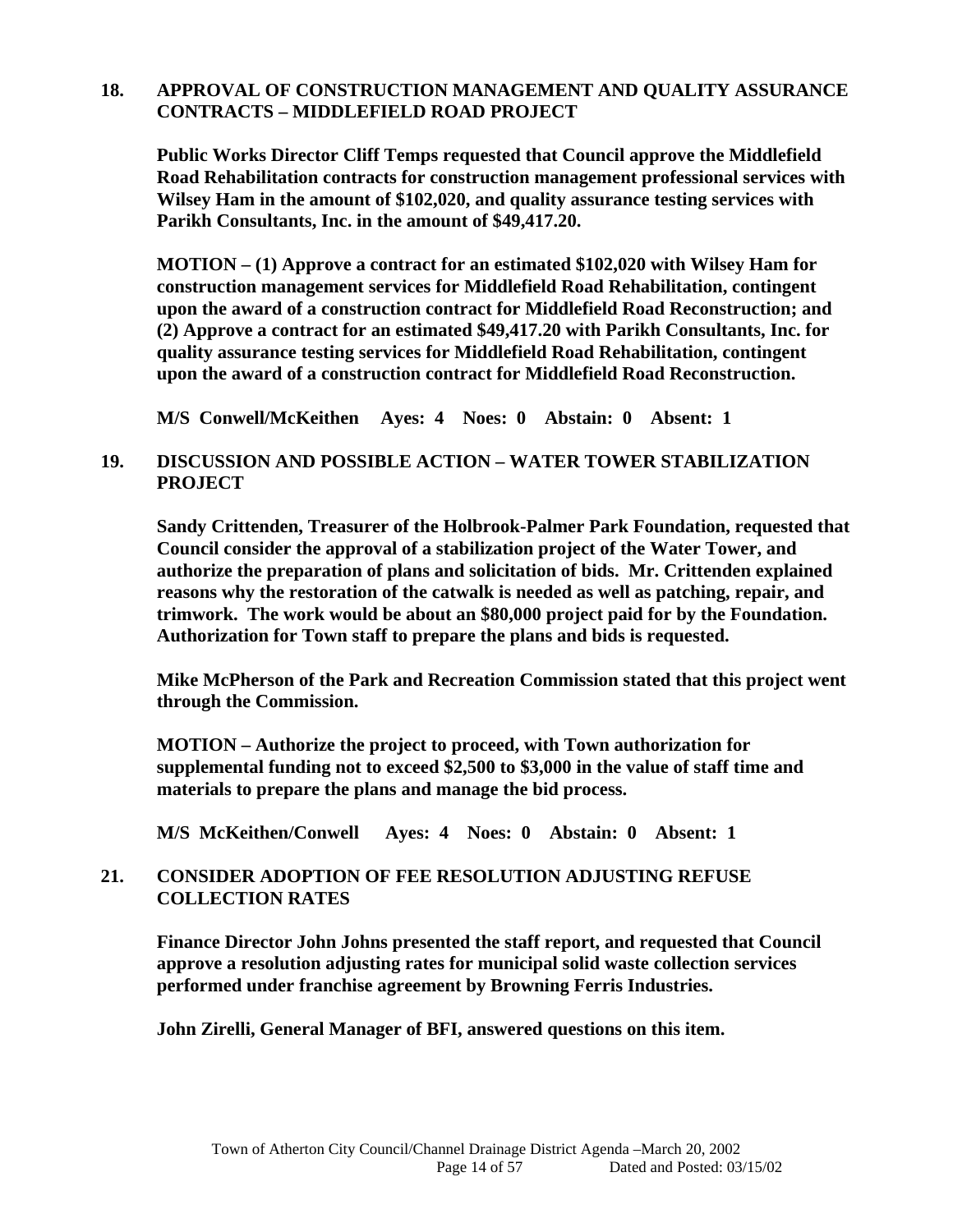**18. APPROVAL OF CONSTRUCTION MANAGEMENT AND QUALITY ASSURANCE CONTRACTS – MIDDLEFIELD ROAD PROJECT**

**Public Works Director Cliff Temps requested that Council approve the Middlefield Road Rehabilitation contracts for construction management professional services with Wilsey Ham in the amount of $102,020, and quality assurance testing services with Parikh Consultants, Inc. in the amount of $49,417.20.**

**MOTION – (1) Approve a contract for an estimated $102,020 with Wilsey Ham for construction management services for Middlefield Road Rehabilitation, contingent upon the award of a construction contract for Middlefield Road Reconstruction; and (2) Approve a contract for an estimated $49,417.20 with Parikh Consultants, Inc. for quality assurance testing services for Middlefield Road Rehabilitation, contingent upon the award of a construction contract for Middlefield Road Reconstruction.**

**M/S Conwell/McKeithen Ayes: 4 Noes: 0 Abstain: 0 Absent: 1**

**19. DISCUSSION AND POSSIBLE ACTION – WATER TOWER STABILIZATION PROJECT**

**Sandy Crittenden, Treasurer of the Holbrook-Palmer Park Foundation, requested that Council consider the approval of a stabilization project of the Water Tower, and authorize the preparation of plans and solicitation of bids. Mr. Crittenden explained reasons why the restoration of the catwalk is needed as well as patching, repair, and trimwork. The work would be about an $80,000 project paid for by the Foundation. Authorization for Town staff to prepare the plans and bids is requested.**

**Mike McPherson of the Park and Recreation Commission stated that this project went through the Commission.**

**MOTION – Authorize the project to proceed, with Town authorization for supplemental funding not to exceed $2,500 to $3,000 in the value of staff time and materials to prepare the plans and manage the bid process.**

**M/S McKeithen/Conwell Ayes: 4 Noes: 0 Abstain: 0 Absent: 1**

**21. CONSIDER ADOPTION OF FEE RESOLUTION ADJUSTING REFUSE COLLECTION RATES**

**Finance Director John Johns presented the staff report, and requested that Council approve a resolution adjusting rates for municipal solid waste collection services performed under franchise agreement by Browning Ferris Industries.**

**John Zirelli, General Manager of BFI, answered questions on this item.**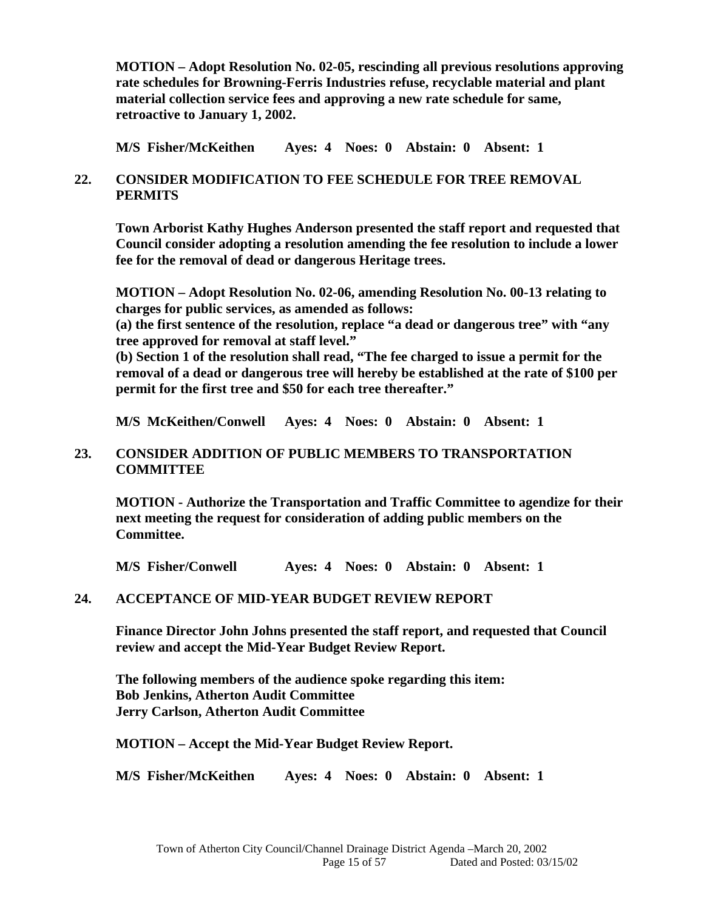**MOTION – Adopt Resolution No. 02-05, rescinding all previous resolutions approving rate schedules for Browning-Ferris Industries refuse, recyclable material and plant material collection service fees and approving a new rate schedule for same, retroactive to January 1, 2002.**

**M/S Fisher/McKeithen    Ayes: 4   Noes: 0   Abstain: 0   Absent: 1**

## 22. CONSIDER MODIFICATION TO FEE SCHEDULE FOR TREE REMOVAL PERMITS

**Town Arborist Kathy Hughes Anderson presented the staff report and requested that Council consider adopting a resolution amending the fee resolution to include a lower fee for the removal of dead or dangerous Heritage trees.**

**MOTION – Adopt Resolution No. 02-06, amending Resolution No. 00-13 relating to charges for public services, as amended as follows:**
**(a) the first sentence of the resolution, replace "a dead or dangerous tree" with "any tree approved for removal at staff level."**
**(b) Section 1 of the resolution shall read, "The fee charged to issue a permit for the removal of a dead or dangerous tree will hereby be established at the rate of $100 per permit for the first tree and $50 for each tree thereafter."**

**M/S McKeithen/Conwell    Ayes: 4   Noes: 0   Abstain: 0   Absent: 1**

## 23. CONSIDER ADDITION OF PUBLIC MEMBERS TO TRANSPORTATION COMMITTEE

**MOTION - Authorize the Transportation and Traffic Committee to agendize for their next meeting the request for consideration of adding public members on the Committee.**

**M/S Fisher/Conwell    Ayes: 4   Noes: 0   Abstain: 0   Absent: 1**

## 24. ACCEPTANCE OF MID-YEAR BUDGET REVIEW REPORT

**Finance Director John Johns presented the staff report, and requested that Council review and accept the Mid-Year Budget Review Report.**

**The following members of the audience spoke regarding this item:**
**Bob Jenkins, Atherton Audit Committee**
**Jerry Carlson, Atherton Audit Committee**

**MOTION – Accept the Mid-Year Budget Review Report.**

**M/S Fisher/McKeithen    Ayes: 4   Noes: 0   Abstain: 0   Absent: 1**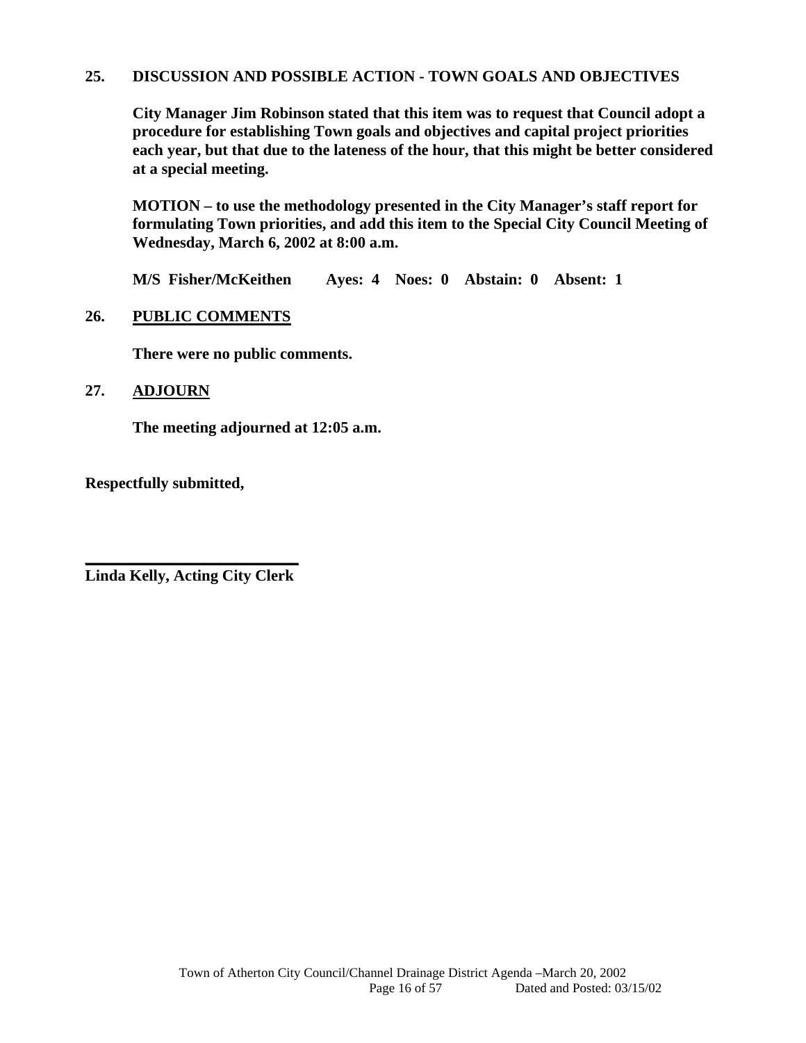**25. DISCUSSION AND POSSIBLE ACTION - TOWN GOALS AND OBJECTIVES**

**City Manager Jim Robinson stated that this item was to request that Council adopt a procedure for establishing Town goals and objectives and capital project priorities each year, but that due to the lateness of the hour, that this might be better considered at a special meeting.**

**MOTION – to use the methodology presented in the City Manager's staff report for formulating Town priorities, and add this item to the Special City Council Meeting of Wednesday, March 6, 2002 at 8:00 a.m.**

**M/S Fisher/McKeithen Ayes: 4 Noes: 0 Abstain: 0 Absent: 1**

**26. <u>PUBLIC COMMENTS</u>**

**There were no public comments.**

**27. <u>ADJOURN</u>**

**The meeting adjourned at 12:05 a.m.**

**Respectfully submitted,**

**\_\_\_\_\_\_\_\_\_\_\_\_\_\_\_\_\_\_\_\_\_\_\_\_\_\_\_**
**Linda Kelly, Acting City Clerk**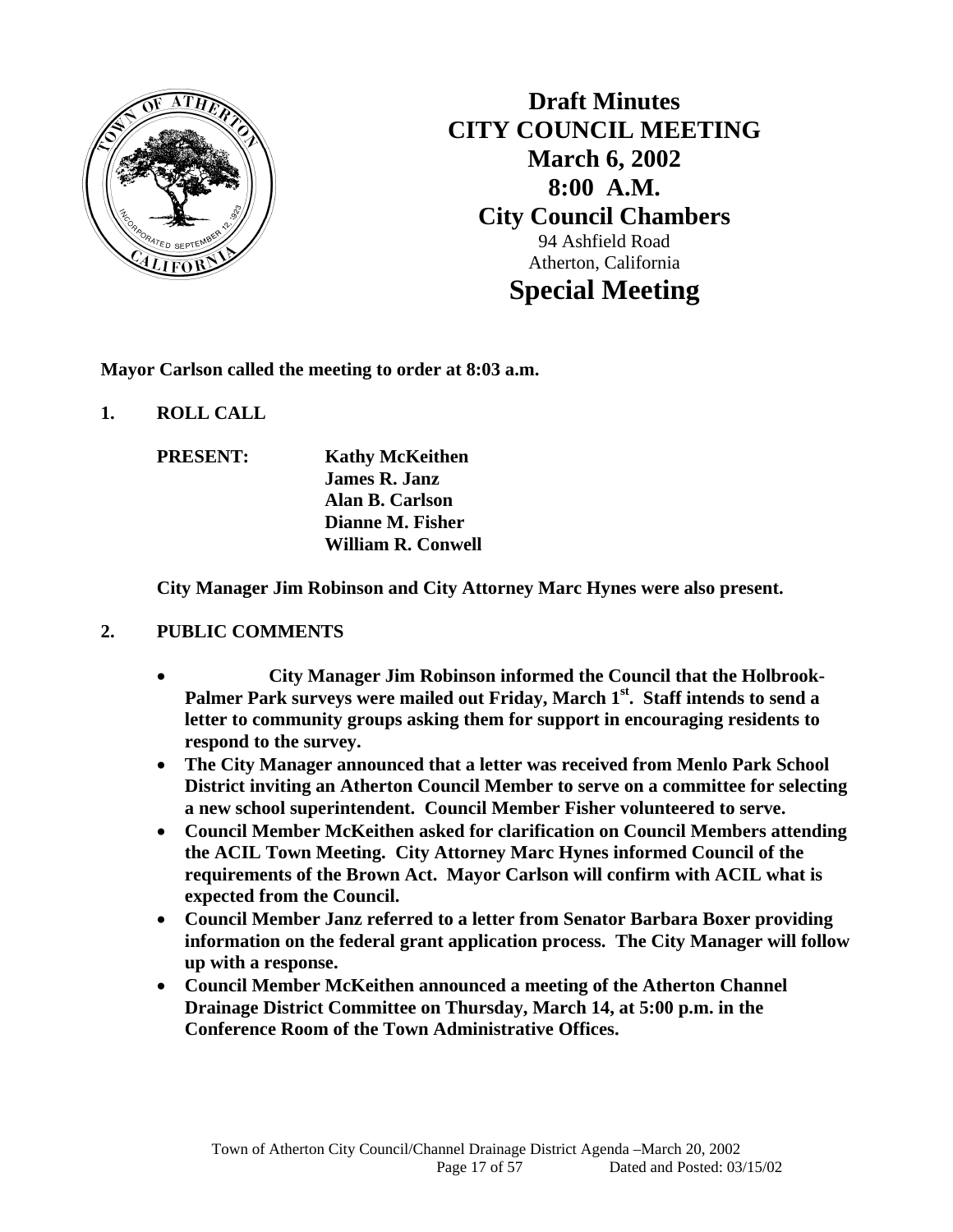# Draft Minutes
# CITY COUNCIL MEETING
## March 6, 2002
## 8:00 A.M.
## City Council Chambers

94 Ashfield Road
Atherton, California

# Special Meeting

**Mayor Carlson called the meeting to order at 8:03 a.m.**

**1. ROLL CALL**

**PRESENT:** **Kathy McKeithen**
**James R. Janz**
**Alan B. Carlson**
**Dianne M. Fisher**
**William R. Conwell**

**City Manager Jim Robinson and City Attorney Marc Hynes were also present.**

**2. PUBLIC COMMENTS**

- **City Manager Jim Robinson informed the Council that the Holbrook-Palmer Park surveys were mailed out Friday, March 1st. Staff intends to send a letter to community groups asking them for support in encouraging residents to respond to the survey.**
- **The City Manager announced that a letter was received from Menlo Park School District inviting an Atherton Council Member to serve on a committee for selecting a new school superintendent. Council Member Fisher volunteered to serve.**
- **Council Member McKeithen asked for clarification on Council Members attending the ACIL Town Meeting. City Attorney Marc Hynes informed Council of the requirements of the Brown Act. Mayor Carlson will confirm with ACIL what is expected from the Council.**
- **Council Member Janz referred to a letter from Senator Barbara Boxer providing information on the federal grant application process. The City Manager will follow up with a response.**
- **Council Member McKeithen announced a meeting of the Atherton Channel Drainage District Committee on Thursday, March 14, at 5:00 p.m. in the Conference Room of the Town Administrative Offices.**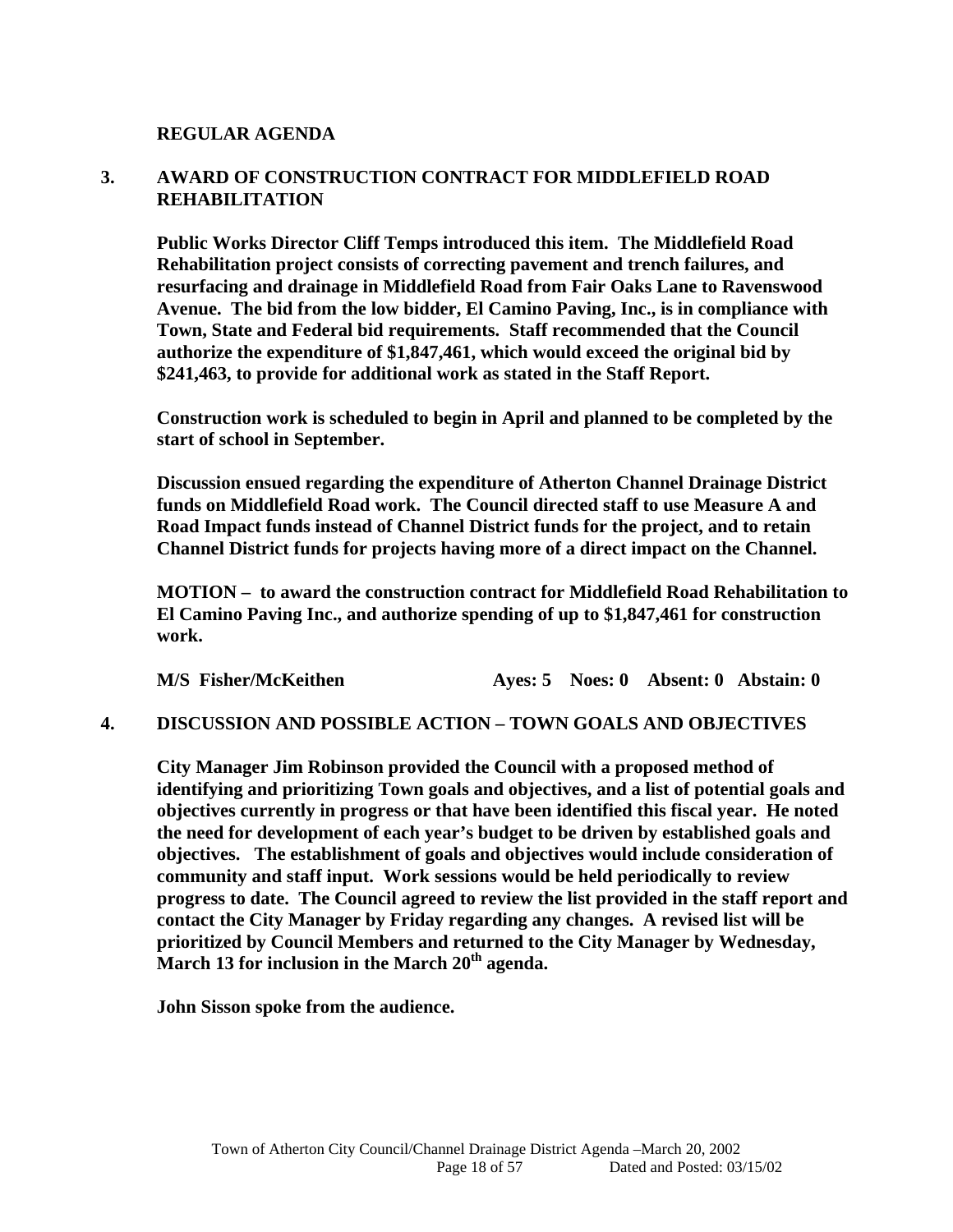## REGULAR AGENDA

### 3. AWARD OF CONSTRUCTION CONTRACT FOR MIDDLEFIELD ROAD REHABILITATION

**Public Works Director Cliff Temps introduced this item. The Middlefield Road Rehabilitation project consists of correcting pavement and trench failures, and resurfacing and drainage in Middlefield Road from Fair Oaks Lane to Ravenswood Avenue. The bid from the low bidder, El Camino Paving, Inc., is in compliance with Town, State and Federal bid requirements. Staff recommended that the Council authorize the expenditure of $1,847,461, which would exceed the original bid by $241,463, to provide for additional work as stated in the Staff Report.**

**Construction work is scheduled to begin in April and planned to be completed by the start of school in September.**

**Discussion ensued regarding the expenditure of Atherton Channel Drainage District funds on Middlefield Road work. The Council directed staff to use Measure A and Road Impact funds instead of Channel District funds for the project, and to retain Channel District funds for projects having more of a direct impact on the Channel.**

**MOTION – to award the construction contract for Middlefield Road Rehabilitation to El Camino Paving Inc., and authorize spending of up to $1,847,461 for construction work.**

**M/S Fisher/McKeithen Ayes: 5 Noes: 0 Absent: 0 Abstain: 0**

### 4. DISCUSSION AND POSSIBLE ACTION – TOWN GOALS AND OBJECTIVES

**City Manager Jim Robinson provided the Council with a proposed method of identifying and prioritizing Town goals and objectives, and a list of potential goals and objectives currently in progress or that have been identified this fiscal year. He noted the need for development of each year's budget to be driven by established goals and objectives. The establishment of goals and objectives would include consideration of community and staff input. Work sessions would be held periodically to review progress to date. The Council agreed to review the list provided in the staff report and contact the City Manager by Friday regarding any changes. A revised list will be prioritized by Council Members and returned to the City Manager by Wednesday, March 13 for inclusion in the March 20th agenda.**

**John Sisson spoke from the audience.**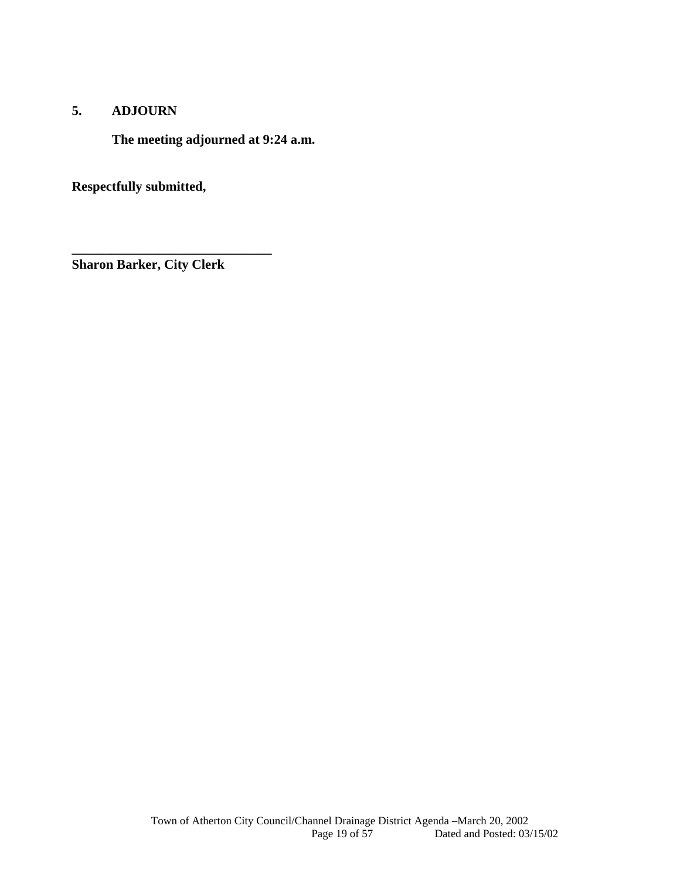**5. ADJOURN**

**The meeting adjourned at 9:24 a.m.**

**Respectfully submitted,**

**_______________________________**
**Sharon Barker, City Clerk**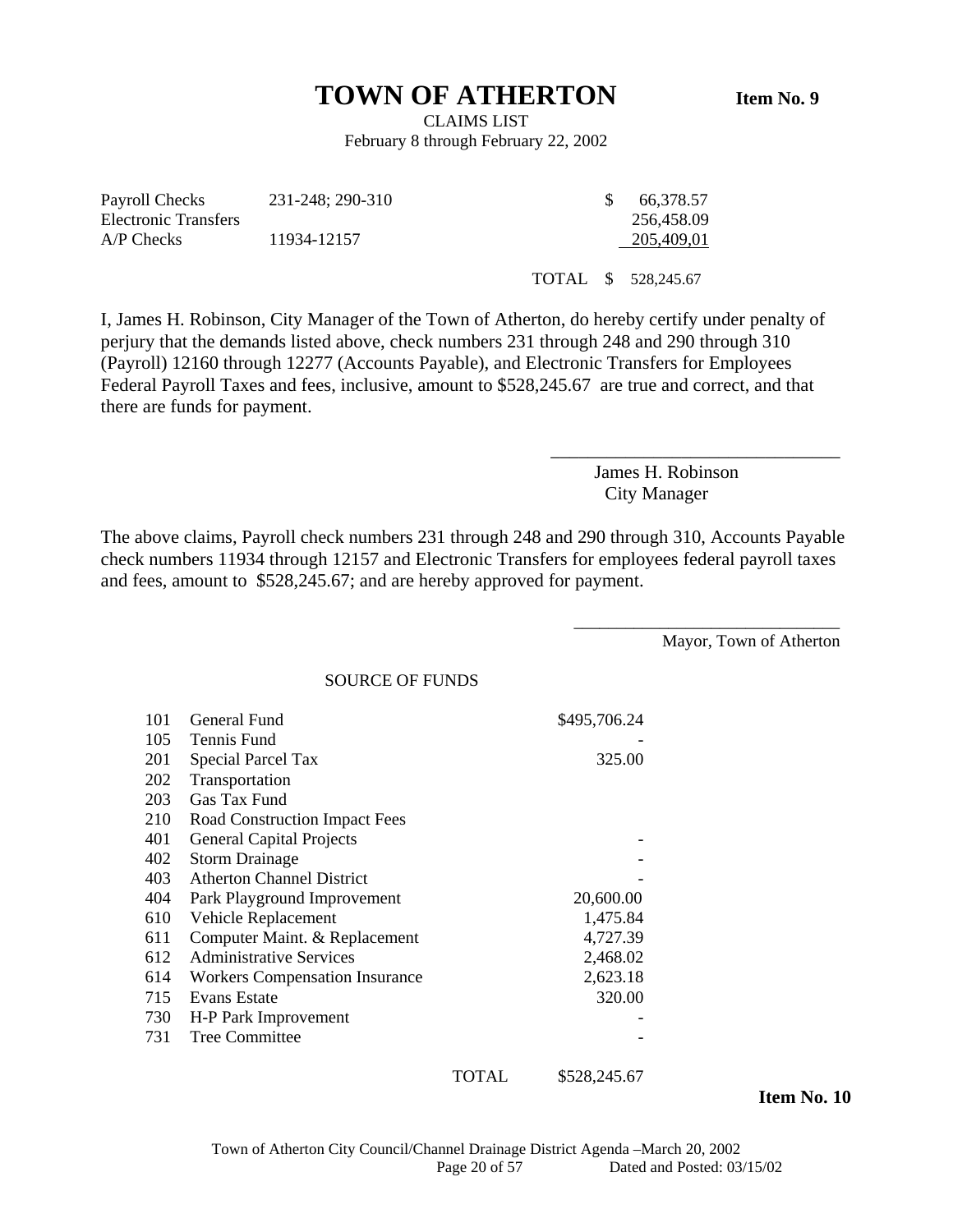# TOWN OF ATHERTON

**Item No. 9**

CLAIMS LIST
February 8 through February 22, 2002

| | | |
|---|---|---|
| Payroll Checks | 231-248; 290-310 | $ 66,378.57 |
| Electronic Transfers | | 256,458.09 |
| A/P Checks | 11934-12157 | 205,409,01 |
| | TOTAL | $ 528,245.67 |

I, James H. Robinson, City Manager of the Town of Atherton, do hereby certify under penalty of perjury that the demands listed above, check numbers 231 through 248 and 290 through 310 (Payroll) 12160 through 12277 (Accounts Payable), and Electronic Transfers for Employees Federal Payroll Taxes and fees, inclusive, amount to $528,245.67 are true and correct, and that there are funds for payment.

_______________________________
James H. Robinson
City Manager

The above claims, Payroll check numbers 231 through 248 and 290 through 310, Accounts Payable check numbers 11934 through 12157 and Electronic Transfers for employees federal payroll taxes and fees, amount to $528,245.67; and are hereby approved for payment.

_______________________________
Mayor, Town of Atherton

SOURCE OF FUNDS

| | | |
|---|---|---|
| 101 | General Fund | $495,706.24 |
| 105 | Tennis Fund | - |
| 201 | Special Parcel Tax | 325.00 |
| 202 | Transportation | |
| 203 | Gas Tax Fund | |
| 210 | Road Construction Impact Fees | |
| 401 | General Capital Projects | - |
| 402 | Storm Drainage | - |
| 403 | Atherton Channel District | - |
| 404 | Park Playground Improvement | 20,600.00 |
| 610 | Vehicle Replacement | 1,475.84 |
| 611 | Computer Maint. & Replacement | 4,727.39 |
| 612 | Administrative Services | 2,468.02 |
| 614 | Workers Compensation Insurance | 2,623.18 |
| 715 | Evans Estate | 320.00 |
| 730 | H-P Park Improvement | - |
| 731 | Tree Committee | - |
| | TOTAL | $528,245.67 |

**Item No. 10**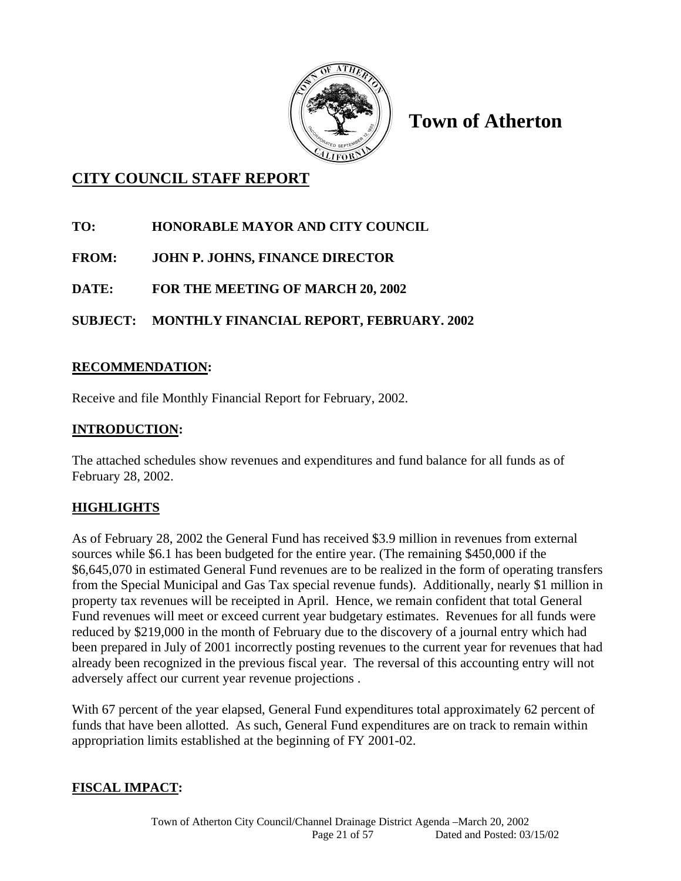# Town of Atherton

## CITY COUNCIL STAFF REPORT

**TO:** HONORABLE MAYOR AND CITY COUNCIL

**FROM:** JOHN P. JOHNS, FINANCE DIRECTOR

**DATE:** FOR THE MEETING OF MARCH 20, 2002

**SUBJECT:** MONTHLY FINANCIAL REPORT, FEBRUARY. 2002

## RECOMMENDATION:

Receive and file Monthly Financial Report for February, 2002.

## INTRODUCTION:

The attached schedules show revenues and expenditures and fund balance for all funds as of February 28, 2002.

## HIGHLIGHTS

As of February 28, 2002 the General Fund has received $3.9 million in revenues from external sources while $6.1 has been budgeted for the entire year. (The remaining $450,000 if the $6,645,070 in estimated General Fund revenues are to be realized in the form of operating transfers from the Special Municipal and Gas Tax special revenue funds). Additionally, nearly $1 million in property tax revenues will be receipted in April. Hence, we remain confident that total General Fund revenues will meet or exceed current year budgetary estimates. Revenues for all funds were reduced by $219,000 in the month of February due to the discovery of a journal entry which had been prepared in July of 2001 incorrectly posting revenues to the current year for revenues that had already been recognized in the previous fiscal year. The reversal of this accounting entry will not adversely affect our current year revenue projections .

With 67 percent of the year elapsed, General Fund expenditures total approximately 62 percent of funds that have been allotted. As such, General Fund expenditures are on track to remain within appropriation limits established at the beginning of FY 2001-02.

## FISCAL IMPACT: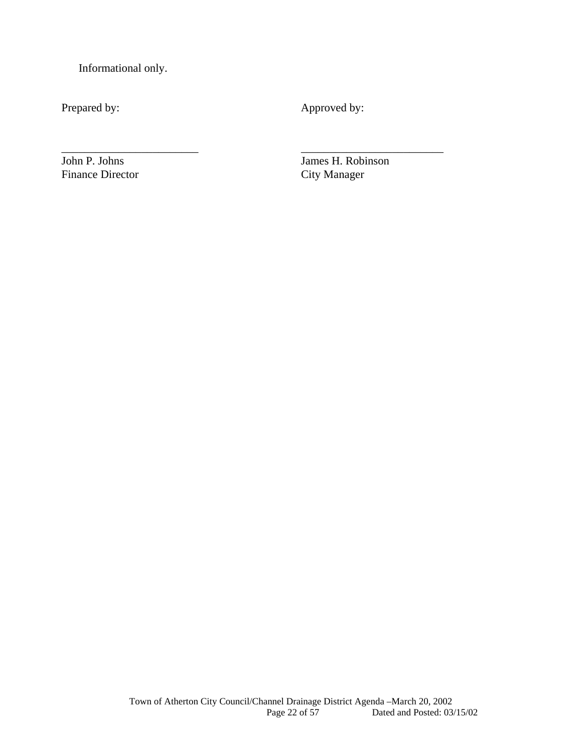Informational only.

| Prepared by: | Approved by: |
|---|---|
| ________________________ | _________________________ |
| John P. Johns | James H. Robinson |
| Finance Director | City Manager |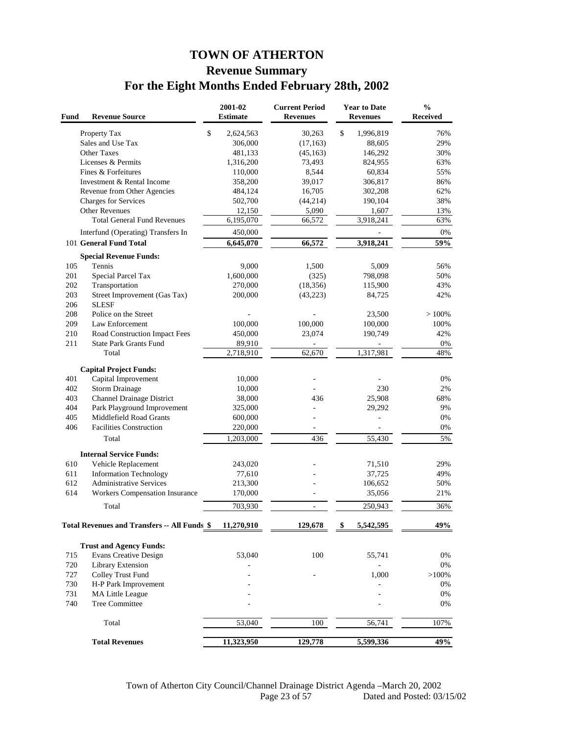# TOWN OF ATHERTON

## Revenue Summary

## For the Eight Months Ended February 28th, 2002

| Fund | Revenue Source | 2001-02 Estimate | Current Period Revenues | Year to Date Revenues | % Received |
|---|---|---|---|---|---|
| | Property Tax | $ 2,624,563 | 30,263 | $ 1,996,819 | 76% |
| | Sales and Use Tax | 306,000 | (17,163) | 88,605 | 29% |
| | Other Taxes | 481,133 | (45,163) | 146,292 | 30% |
| | Licenses & Permits | 1,316,200 | 73,493 | 824,955 | 63% |
| | Fines & Forfeitures | 110,000 | 8,544 | 60,834 | 55% |
| | Investment & Rental Income | 358,200 | 39,017 | 306,817 | 86% |
| | Revenue from Other Agencies | 484,124 | 16,705 | 302,208 | 62% |
| | Charges for Services | 502,700 | (44,214) | 190,104 | 38% |
| | Other Revenues | 12,150 | 5,090 | 1,607 | 13% |
| | Total General Fund Revenues | 6,195,070 | 66,572 | 3,918,241 | 63% |
| | Interfund (Operating) Transfers In | 450,000 | | - | 0% |
| 101 | **General Fund Total** | **6,645,070** | **66,572** | **3,918,241** | **59%** |
| | **Special Revenue Funds:** | | | | |
| 105 | Tennis | 9,000 | 1,500 | 5,009 | 56% |
| 201 | Special Parcel Tax | 1,600,000 | (325) | 798,098 | 50% |
| 202 | Transportation | 270,000 | (18,356) | 115,900 | 43% |
| 203 | Street Improvement (Gas Tax) | 200,000 | (43,223) | 84,725 | 42% |
| 206 | SLESF | | | | |
| 208 | Police on the Street | - | - | 23,500 | > 100% |
| 209 | Law Enforcement | 100,000 | 100,000 | 100,000 | 100% |
| 210 | Road Construction Impact Fees | 450,000 | 23,074 | 190,749 | 42% |
| 211 | State Park Grants Fund | 89,910 | - | - | 0% |
| | Total | 2,718,910 | 62,670 | 1,317,981 | 48% |
| | **Capital Project Funds:** | | | | |
| 401 | Capital Improvement | 10,000 | - | - | 0% |
| 402 | Storm Drainage | 10,000 | - | 230 | 2% |
| 403 | Channel Drainage District | 38,000 | 436 | 25,908 | 68% |
| 404 | Park Playground Improvement | 325,000 | - | 29,292 | 9% |
| 405 | Middlefield Road Grants | 600,000 | - | - | 0% |
| 406 | Facilities Construction | 220,000 | - | - | 0% |
| | Total | 1,203,000 | 436 | 55,430 | 5% |
| | **Internal Service Funds:** | | | | |
| 610 | Vehicle Replacement | 243,020 | - | 71,510 | 29% |
| 611 | Information Technology | 77,610 | - | 37,725 | 49% |
| 612 | Administrative Services | 213,300 | - | 106,652 | 50% |
| 614 | Workers Compensation Insurance | 170,000 | - | 35,056 | 21% |
| | Total | 703,930 | - | 250,943 | 36% |
| | **Total Revenues and Transfers -- All Funds** | **$ 11,270,910** | **129,678** | **$ 5,542,595** | **49%** |
| | **Trust and Agency Funds:** | | | | |
| 715 | Evans Creative Design | 53,040 | 100 | 55,741 | 0% |
| 720 | Library Extension | - | | - | 0% |
| 727 | Colley Trust Fund | - | - | 1,000 | >100% |
| 730 | H-P Park Improvement | - | | - | 0% |
| 731 | MA Little League | - | | - | 0% |
| 740 | Tree Committee | - | | - | 0% |
| | Total | 53,040 | 100 | 56,741 | 107% |
| | **Total Revenues** | **11,323,950** | **129,778** | **5,599,336** | **49%** |

Town of Atherton City Council/Channel Drainage District Agenda –March 20, 2002
Dated and Posted: 03/15/02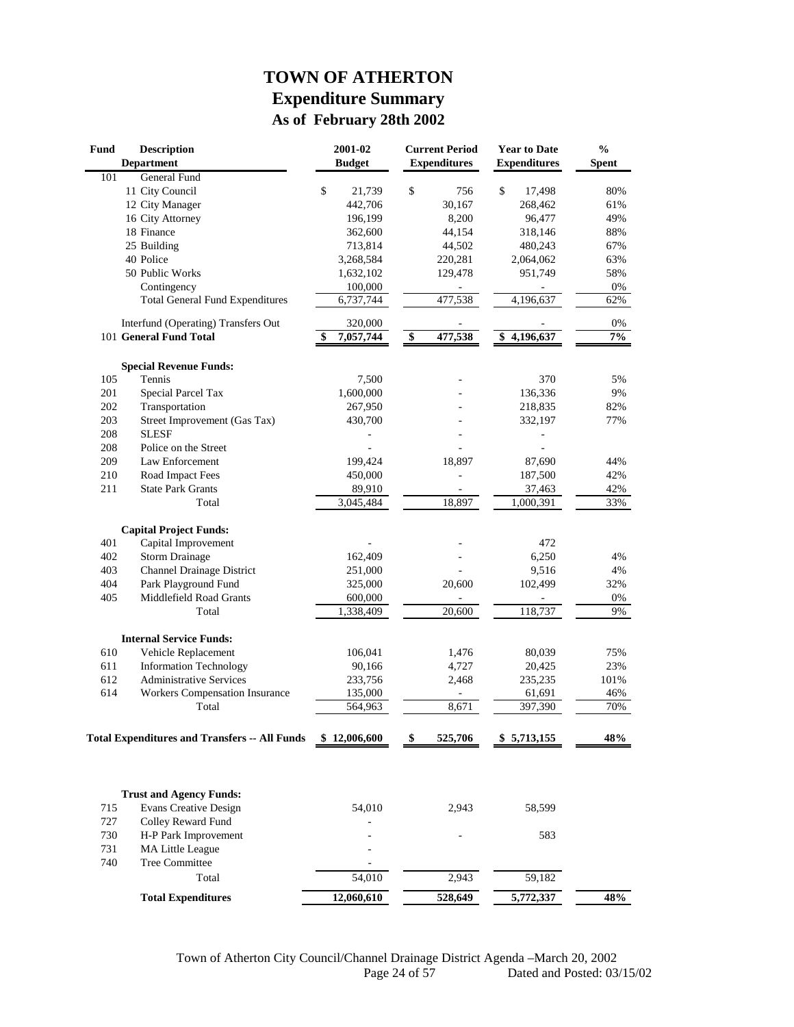# TOWN OF ATHERTON
## Expenditure Summary
### As of February 28th 2002

| Fund | Description Department | 2001-02 Budget | Current Period Expenditures | Year to Date Expenditures | % Spent |
|---|---|---|---|---|---|
| 101 | General Fund | | | | |
| | 11 City Council | $ 21,739 | $ 756 | $ 17,498 | 80% |
| | 12 City Manager | 442,706 | 30,167 | 268,462 | 61% |
| | 16 City Attorney | 196,199 | 8,200 | 96,477 | 49% |
| | 18 Finance | 362,600 | 44,154 | 318,146 | 88% |
| | 25 Building | 713,814 | 44,502 | 480,243 | 67% |
| | 40 Police | 3,268,584 | 220,281 | 2,064,062 | 63% |
| | 50 Public Works | 1,632,102 | 129,478 | 951,749 | 58% |
| | Contingency | 100,000 | - | - | 0% |
| | Total General Fund Expenditures | 6,737,744 | 477,538 | 4,196,637 | 62% |
| | Interfund (Operating) Transfers Out | 320,000 | - | - | 0% |
| | 101 **General Fund Total** | **$ 7,057,744** | **$ 477,538** | **$ 4,196,637** | **7%** |
| | **Special Revenue Funds:** | | | | |
| 105 | Tennis | 7,500 | - | 370 | 5% |
| 201 | Special Parcel Tax | 1,600,000 | - | 136,336 | 9% |
| 202 | Transportation | 267,950 | - | 218,835 | 82% |
| 203 | Street Improvement (Gas Tax) | 430,700 | - | 332,197 | 77% |
| 208 | SLESF | - | - | - | |
| 208 | Police on the Street | - | - | - | |
| 209 | Law Enforcement | 199,424 | 18,897 | 87,690 | 44% |
| 210 | Road Impact Fees | 450,000 | - | 187,500 | 42% |
| 211 | State Park Grants | 89,910 | - | 37,463 | 42% |
| | Total | 3,045,484 | 18,897 | 1,000,391 | 33% |
| | **Capital Project Funds:** | | | | |
| 401 | Capital Improvement | - | - | 472 | |
| 402 | Storm Drainage | 162,409 | - | 6,250 | 4% |
| 403 | Channel Drainage District | 251,000 | - | 9,516 | 4% |
| 404 | Park Playground Fund | 325,000 | 20,600 | 102,499 | 32% |
| 405 | Middlefield Road Grants | 600,000 | - | - | 0% |
| | Total | 1,338,409 | 20,600 | 118,737 | 9% |
| | **Internal Service Funds:** | | | | |
| 610 | Vehicle Replacement | 106,041 | 1,476 | 80,039 | 75% |
| 611 | Information Technology | 90,166 | 4,727 | 20,425 | 23% |
| 612 | Administrative Services | 233,756 | 2,468 | 235,235 | 101% |
| 614 | Workers Compensation Insurance | 135,000 | - | 61,691 | 46% |
| | Total | 564,963 | 8,671 | 397,390 | 70% |
| | **Total Expenditures and Transfers -- All Funds** | **$ 12,006,600** | **$ 525,706** | **$ 5,713,155** | **48%** |
| | **Trust and Agency Funds:** | | | | |
| 715 | Evans Creative Design | 54,010 | 2,943 | 58,599 | |
| 727 | Colley Reward Fund | - | | | |
| 730 | H-P Park Improvement | - | - | 583 | |
| 731 | MA Little League | - | | | |
| 740 | Tree Committee | - | | | |
| | Total | 54,010 | 2,943 | 59,182 | |
| | **Total Expenditures** | **12,060,610** | **528,649** | **5,772,337** | **48%** |

Town of Atherton City Council/Channel Drainage District Agenda –March 20, 2002
Dated and Posted: 03/15/02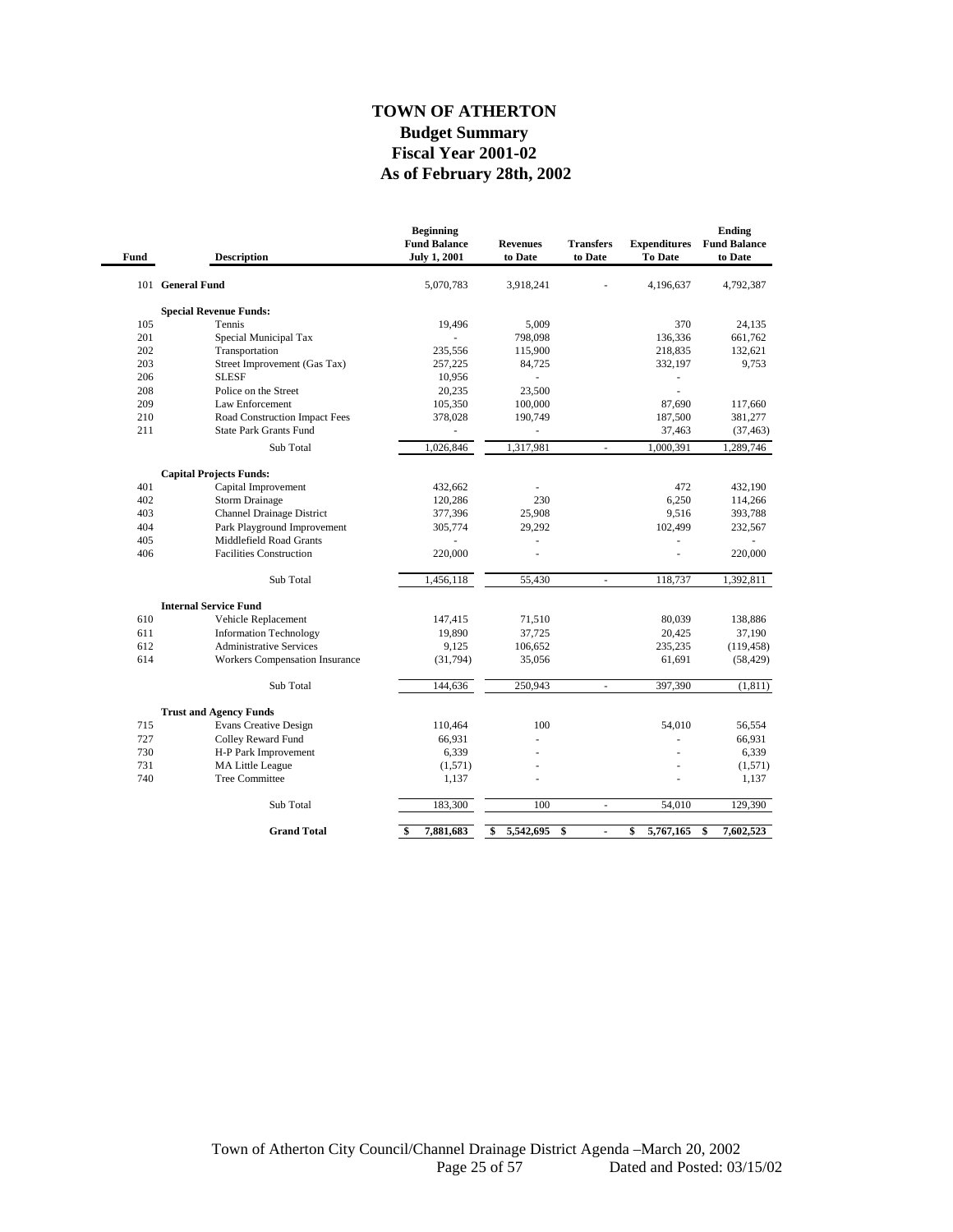# TOWN OF ATHERTON

## Budget Summary

## Fiscal Year 2001-02

## As of February 28th, 2002

| Fund | Description | Beginning Fund Balance July 1, 2001 | Revenues to Date | Transfers to Date | Expenditures To Date | Ending Fund Balance to Date |
|---|---|---|---|---|---|---|
| 101 | **General Fund** | 5,070,783 | 3,918,241 | - | 4,196,637 | 4,792,387 |
| | **Special Revenue Funds:** | | | | | |
| 105 | Tennis | 19,496 | 5,009 | | 370 | 24,135 |
| 201 | Special Municipal Tax | - | 798,098 | | 136,336 | 661,762 |
| 202 | Transportation | 235,556 | 115,900 | | 218,835 | 132,621 |
| 203 | Street Improvement (Gas Tax) | 257,225 | 84,725 | | 332,197 | 9,753 |
| 206 | SLESF | 10,956 | - | | - | |
| 208 | Police on the Street | 20,235 | 23,500 | | - | |
| 209 | Law Enforcement | 105,350 | 100,000 | | 87,690 | 117,660 |
| 210 | Road Construction Impact Fees | 378,028 | 190,749 | | 187,500 | 381,277 |
| 211 | State Park Grants Fund | - | - | | 37,463 | (37,463) |
| | Sub Total | 1,026,846 | 1,317,981 | - | 1,000,391 | 1,289,746 |
| | **Capital Projects Funds:** | | | | | |
| 401 | Capital Improvement | 432,662 | - | | 472 | 432,190 |
| 402 | Storm Drainage | 120,286 | 230 | | 6,250 | 114,266 |
| 403 | Channel Drainage District | 377,396 | 25,908 | | 9,516 | 393,788 |
| 404 | Park Playground Improvement | 305,774 | 29,292 | | 102,499 | 232,567 |
| 405 | Middlefield Road Grants | - | - | | - | - |
| 406 | Facilities Construction | 220,000 | - | | - | 220,000 |
| | Sub Total | 1,456,118 | 55,430 | - | 118,737 | 1,392,811 |
| | **Internal Service Fund** | | | | | |
| 610 | Vehicle Replacement | 147,415 | 71,510 | | 80,039 | 138,886 |
| 611 | Information Technology | 19,890 | 37,725 | | 20,425 | 37,190 |
| 612 | Administrative Services | 9,125 | 106,652 | | 235,235 | (119,458) |
| 614 | Workers Compensation Insurance | (31,794) | 35,056 | | 61,691 | (58,429) |
| | Sub Total | 144,636 | 250,943 | - | 397,390 | (1,811) |
| | **Trust and Agency Funds** | | | | | |
| 715 | Evans Creative Design | 110,464 | 100 | | 54,010 | 56,554 |
| 727 | Colley Reward Fund | 66,931 | - | | - | 66,931 |
| 730 | H-P Park Improvement | 6,339 | - | | - | 6,339 |
| 731 | MA Little League | (1,571) | - | | - | (1,571) |
| 740 | Tree Committee | 1,137 | - | | - | 1,137 |
| | Sub Total | 183,300 | 100 | - | 54,010 | 129,390 |
| | **Grand Total** | **$ 7,881,683** | **$ 5,542,695** | **$ -** | **$ 5,767,165** | **$ 7,602,523** |

Town of Atherton City Council/Channel Drainage District Agenda –March 20, 2002
Dated and Posted: 03/15/02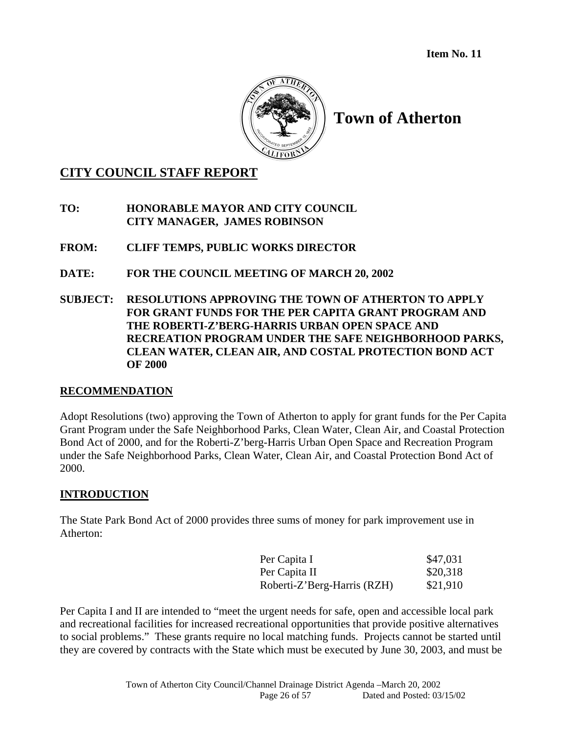**Item No. 11**

# Town of Atherton

## CITY COUNCIL STAFF REPORT

**TO:** **HONORABLE MAYOR AND CITY COUNCIL**
**CITY MANAGER, JAMES ROBINSON**

**FROM:** **CLIFF TEMPS, PUBLIC WORKS DIRECTOR**

**DATE:** **FOR THE COUNCIL MEETING OF MARCH 20, 2002**

**SUBJECT:** **RESOLUTIONS APPROVING THE TOWN OF ATHERTON TO APPLY FOR GRANT FUNDS FOR THE PER CAPITA GRANT PROGRAM AND THE ROBERTI-Z'BERG-HARRIS URBAN OPEN SPACE AND RECREATION PROGRAM UNDER THE SAFE NEIGHBORHOOD PARKS, CLEAN WATER, CLEAN AIR, AND COSTAL PROTECTION BOND ACT OF 2000**

### RECOMMENDATION

Adopt Resolutions (two) approving the Town of Atherton to apply for grant funds for the Per Capita Grant Program under the Safe Neighborhood Parks, Clean Water, Clean Air, and Coastal Protection Bond Act of 2000, and for the Roberti-Z'berg-Harris Urban Open Space and Recreation Program under the Safe Neighborhood Parks, Clean Water, Clean Air, and Coastal Protection Bond Act of 2000.

### INTRODUCTION

The State Park Bond Act of 2000 provides three sums of money for park improvement use in Atherton:

| | |
|---|---|
| Per Capita I | $47,031 |
| Per Capita II | $20,318 |
| Roberti-Z'Berg-Harris (RZH) | $21,910 |

Per Capita I and II are intended to "meet the urgent needs for safe, open and accessible local park and recreational facilities for increased recreational opportunities that provide positive alternatives to social problems." These grants require no local matching funds. Projects cannot be started until they are covered by contracts with the State which must be executed by June 30, 2003, and must be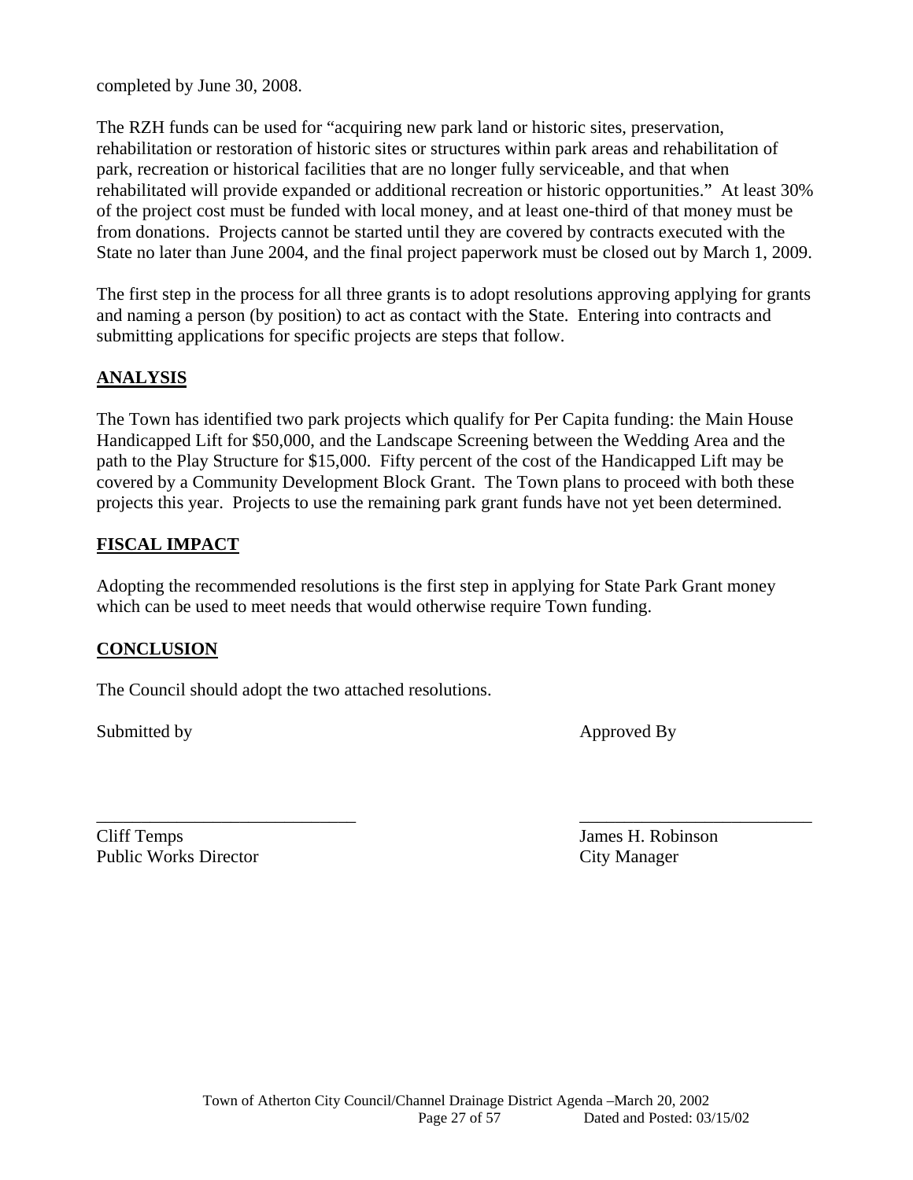completed by June 30, 2008.

The RZH funds can be used for "acquiring new park land or historic sites, preservation, rehabilitation or restoration of historic sites or structures within park areas and rehabilitation of park, recreation or historical facilities that are no longer fully serviceable, and that when rehabilitated will provide expanded or additional recreation or historic opportunities." At least 30% of the project cost must be funded with local money, and at least one-third of that money must be from donations. Projects cannot be started until they are covered by contracts executed with the State no later than June 2004, and the final project paperwork must be closed out by March 1, 2009.

The first step in the process for all three grants is to adopt resolutions approving applying for grants and naming a person (by position) to act as contact with the State. Entering into contracts and submitting applications for specific projects are steps that follow.

## ANALYSIS

The Town has identified two park projects which qualify for Per Capita funding: the Main House Handicapped Lift for $50,000, and the Landscape Screening between the Wedding Area and the path to the Play Structure for $15,000. Fifty percent of the cost of the Handicapped Lift may be covered by a Community Development Block Grant. The Town plans to proceed with both these projects this year. Projects to use the remaining park grant funds have not yet been determined.

## FISCAL IMPACT

Adopting the recommended resolutions is the first step in applying for State Park Grant money which can be used to meet needs that would otherwise require Town funding.

## CONCLUSION

The Council should adopt the two attached resolutions.

Submitted by

\_\_\_\_\_\_\_\_\_\_\_\_\_\_\_\_\_\_\_\_\_\_\_\_\_\_\_\_\_\_

Cliff Temps
Public Works Director

Approved By

\_\_\_\_\_\_\_\_\_\_\_\_\_\_\_\_\_\_\_\_\_\_\_\_\_\_\_

James H. Robinson
City Manager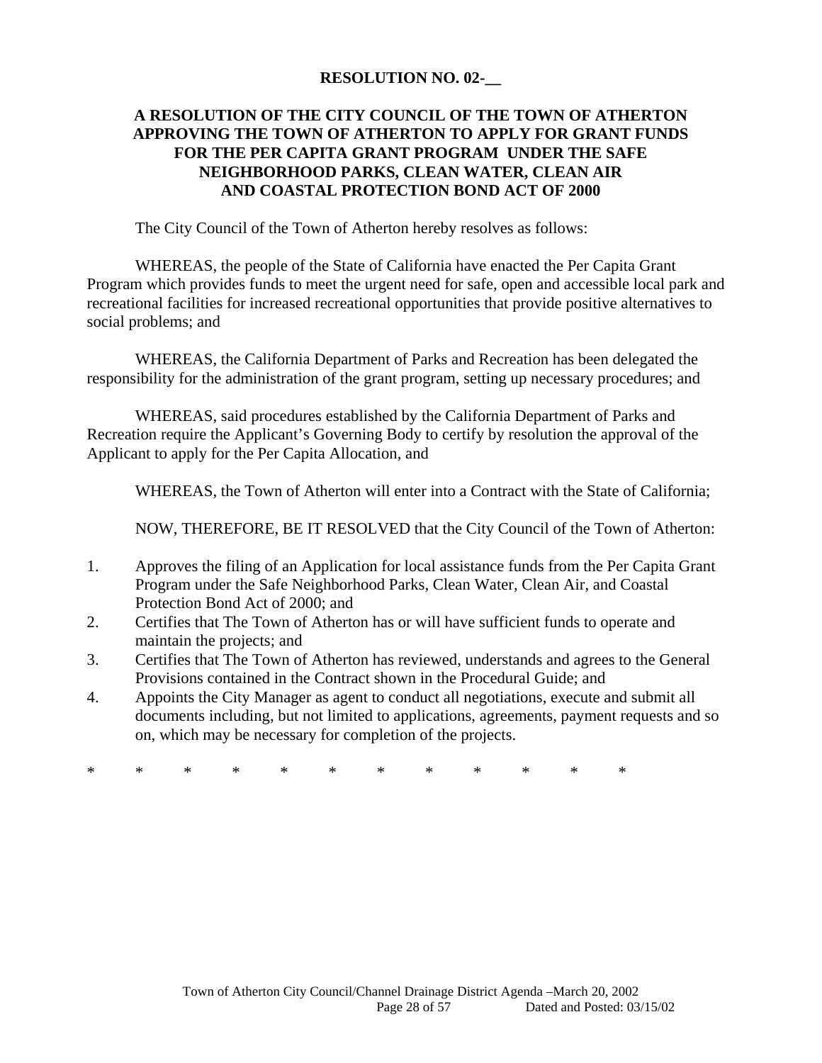**RESOLUTION NO. 02-__**

**A RESOLUTION OF THE CITY COUNCIL OF THE TOWN OF ATHERTON APPROVING THE TOWN OF ATHERTON TO APPLY FOR GRANT FUNDS FOR THE PER CAPITA GRANT PROGRAM UNDER THE SAFE NEIGHBORHOOD PARKS, CLEAN WATER, CLEAN AIR AND COASTAL PROTECTION BOND ACT OF 2000**

The City Council of the Town of Atherton hereby resolves as follows:

WHEREAS, the people of the State of California have enacted the Per Capita Grant Program which provides funds to meet the urgent need for safe, open and accessible local park and recreational facilities for increased recreational opportunities that provide positive alternatives to social problems; and

WHEREAS, the California Department of Parks and Recreation has been delegated the responsibility for the administration of the grant program, setting up necessary procedures; and

WHEREAS, said procedures established by the California Department of Parks and Recreation require the Applicant's Governing Body to certify by resolution the approval of the Applicant to apply for the Per Capita Allocation, and

WHEREAS, the Town of Atherton will enter into a Contract with the State of California;

NOW, THEREFORE, BE IT RESOLVED that the City Council of the Town of Atherton:

1. Approves the filing of an Application for local assistance funds from the Per Capita Grant Program under the Safe Neighborhood Parks, Clean Water, Clean Air, and Coastal Protection Bond Act of 2000; and
2. Certifies that The Town of Atherton has or will have sufficient funds to operate and maintain the projects; and
3. Certifies that The Town of Atherton has reviewed, understands and agrees to the General Provisions contained in the Contract shown in the Procedural Guide; and
4. Appoints the City Manager as agent to conduct all negotiations, execute and submit all documents including, but not limited to applications, agreements, payment requests and so on, which may be necessary for completion of the projects.

* * * * * * * * * * * *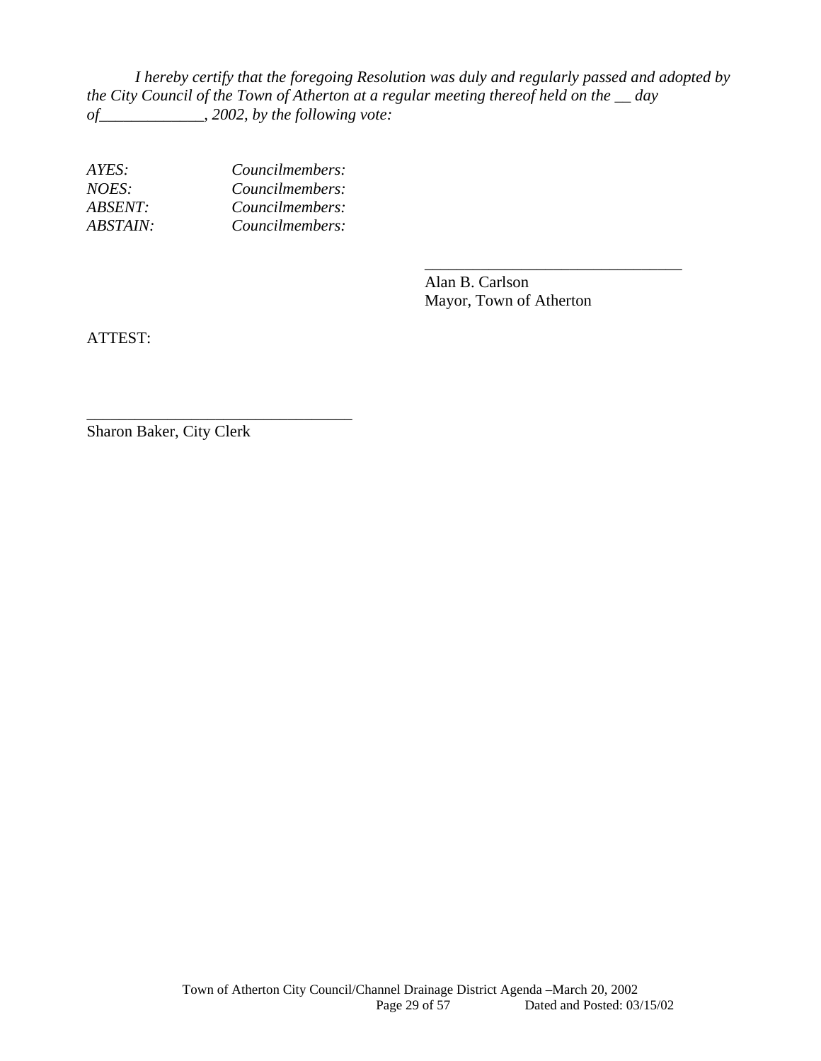*I hereby certify that the foregoing Resolution was duly and regularly passed and adopted by the City Council of the Town of Atherton at a regular meeting thereof held on the __ day of_____________, 2002, by the following vote:*

| | |
|---|---|
| *AYES:* | *Councilmembers:* |
| *NOES:* | *Councilmembers:* |
| *ABSENT:* | *Councilmembers:* |
| *ABSTAIN:* | *Councilmembers:* |

_________________________________
Alan B. Carlson
Mayor, Town of Atherton

ATTEST:

_________________________________
Sharon Baker, City Clerk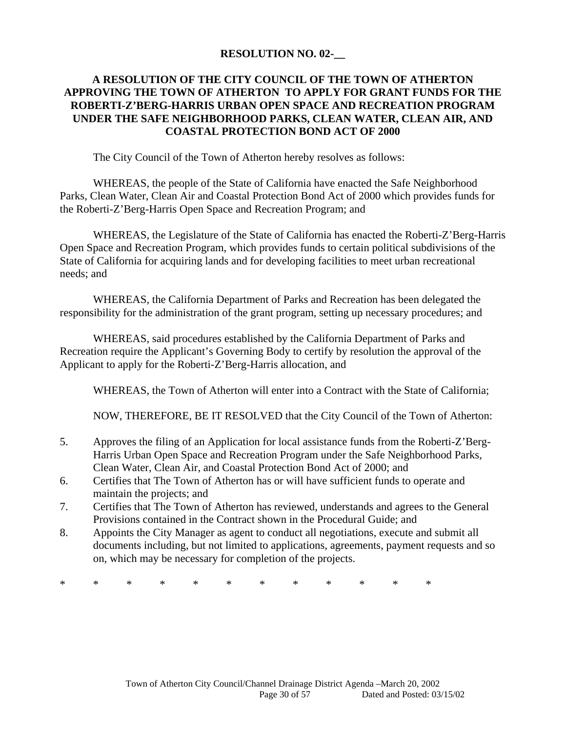**RESOLUTION NO. 02-__**

**A RESOLUTION OF THE CITY COUNCIL OF THE TOWN OF ATHERTON APPROVING THE TOWN OF ATHERTON TO APPLY FOR GRANT FUNDS FOR THE ROBERTI-Z'BERG-HARRIS URBAN OPEN SPACE AND RECREATION PROGRAM UNDER THE SAFE NEIGHBORHOOD PARKS, CLEAN WATER, CLEAN AIR, AND COASTAL PROTECTION BOND ACT OF 2000**

The City Council of the Town of Atherton hereby resolves as follows:

WHEREAS, the people of the State of California have enacted the Safe Neighborhood Parks, Clean Water, Clean Air and Coastal Protection Bond Act of 2000 which provides funds for the Roberti-Z'Berg-Harris Open Space and Recreation Program; and

WHEREAS, the Legislature of the State of California has enacted the Roberti-Z'Berg-Harris Open Space and Recreation Program, which provides funds to certain political subdivisions of the State of California for acquiring lands and for developing facilities to meet urban recreational needs; and

WHEREAS, the California Department of Parks and Recreation has been delegated the responsibility for the administration of the grant program, setting up necessary procedures; and

WHEREAS, said procedures established by the California Department of Parks and Recreation require the Applicant's Governing Body to certify by resolution the approval of the Applicant to apply for the Roberti-Z'Berg-Harris allocation, and

WHEREAS, the Town of Atherton will enter into a Contract with the State of California;

NOW, THEREFORE, BE IT RESOLVED that the City Council of the Town of Atherton:

5. Approves the filing of an Application for local assistance funds from the Roberti-Z'Berg-Harris Urban Open Space and Recreation Program under the Safe Neighborhood Parks, Clean Water, Clean Air, and Coastal Protection Bond Act of 2000; and
6. Certifies that The Town of Atherton has or will have sufficient funds to operate and maintain the projects; and
7. Certifies that The Town of Atherton has reviewed, understands and agrees to the General Provisions contained in the Contract shown in the Procedural Guide; and
8. Appoints the City Manager as agent to conduct all negotiations, execute and submit all documents including, but not limited to applications, agreements, payment requests and so on, which may be necessary for completion of the projects.

\* \* \* \* \* \* \* \* \* \* \* \*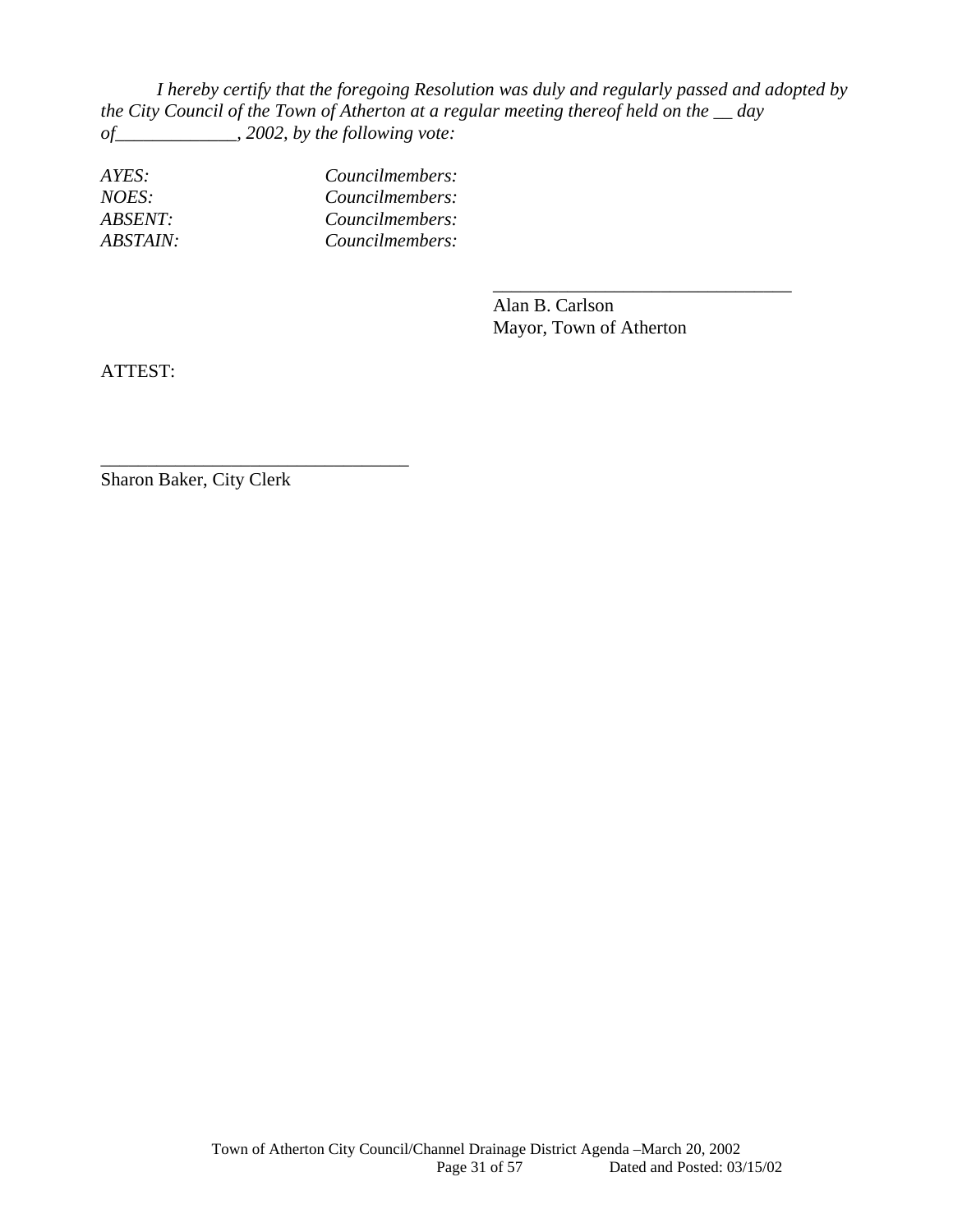*I hereby certify that the foregoing Resolution was duly and regularly passed and adopted by the City Council of the Town of Atherton at a regular meeting thereof held on the __ day of_____________, 2002, by the following vote:*

| | |
|---|---|
| *AYES:* | *Councilmembers:* |
| *NOES:* | *Councilmembers:* |
| *ABSENT:* | *Councilmembers:* |
| *ABSTAIN:* | *Councilmembers:* |

_________________________________
Alan B. Carlson
Mayor, Town of Atherton

ATTEST:

__________________________________
Sharon Baker, City Clerk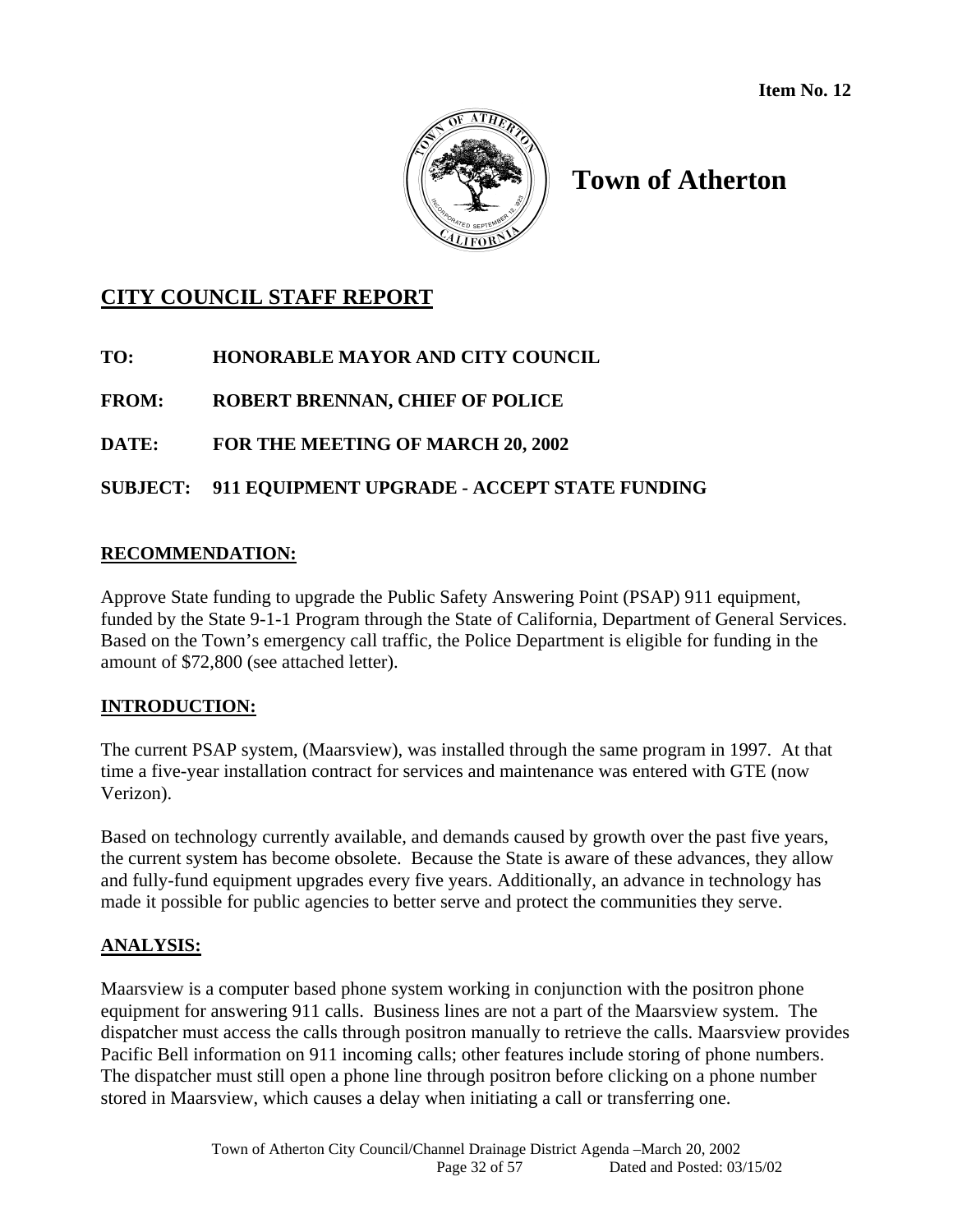**Item No. 12**

# Town of Atherton

## CITY COUNCIL STAFF REPORT

**TO:** HONORABLE MAYOR AND CITY COUNCIL

**FROM:** ROBERT BRENNAN, CHIEF OF POLICE

**DATE:** FOR THE MEETING OF MARCH 20, 2002

**SUBJECT:** 911 EQUIPMENT UPGRADE - ACCEPT STATE FUNDING

### RECOMMENDATION:

Approve State funding to upgrade the Public Safety Answering Point (PSAP) 911 equipment, funded by the State 9-1-1 Program through the State of California, Department of General Services. Based on the Town's emergency call traffic, the Police Department is eligible for funding in the amount of $72,800 (see attached letter).

### INTRODUCTION:

The current PSAP system, (Maarsview), was installed through the same program in 1997. At that time a five-year installation contract for services and maintenance was entered with GTE (now Verizon).

Based on technology currently available, and demands caused by growth over the past five years, the current system has become obsolete. Because the State is aware of these advances, they allow and fully-fund equipment upgrades every five years. Additionally, an advance in technology has made it possible for public agencies to better serve and protect the communities they serve.

### ANALYSIS:

Maarsview is a computer based phone system working in conjunction with the positron phone equipment for answering 911 calls. Business lines are not a part of the Maarsview system. The dispatcher must access the calls through positron manually to retrieve the calls. Maarsview provides Pacific Bell information on 911 incoming calls; other features include storing of phone numbers. The dispatcher must still open a phone line through positron before clicking on a phone number stored in Maarsview, which causes a delay when initiating a call or transferring one.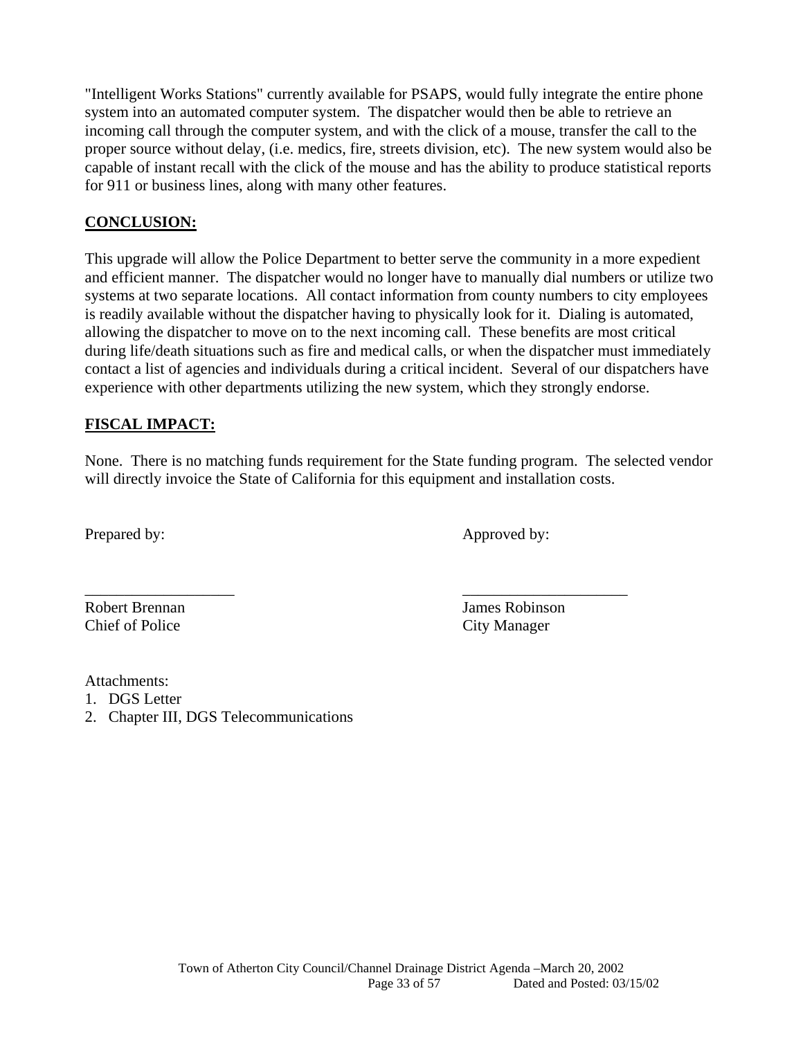"Intelligent Works Stations" currently available for PSAPS, would fully integrate the entire phone system into an automated computer system. The dispatcher would then be able to retrieve an incoming call through the computer system, and with the click of a mouse, transfer the call to the proper source without delay, (i.e. medics, fire, streets division, etc). The new system would also be capable of instant recall with the click of the mouse and has the ability to produce statistical reports for 911 or business lines, along with many other features.

## CONCLUSION:

This upgrade will allow the Police Department to better serve the community in a more expedient and efficient manner. The dispatcher would no longer have to manually dial numbers or utilize two systems at two separate locations. All contact information from county numbers to city employees is readily available without the dispatcher having to physically look for it. Dialing is automated, allowing the dispatcher to move on to the next incoming call. These benefits are most critical during life/death situations such as fire and medical calls, or when the dispatcher must immediately contact a list of agencies and individuals during a critical incident. Several of our dispatchers have experience with other departments utilizing the new system, which they strongly endorse.

## FISCAL IMPACT:

None. There is no matching funds requirement for the State funding program. The selected vendor will directly invoice the State of California for this equipment and installation costs.

| Prepared by: | Approved by: |
|---|---|
| ___________________ | _____________________ |
| Robert Brennan<br>Chief of Police | James Robinson<br>City Manager |

Attachments:
1. DGS Letter
2. Chapter III, DGS Telecommunications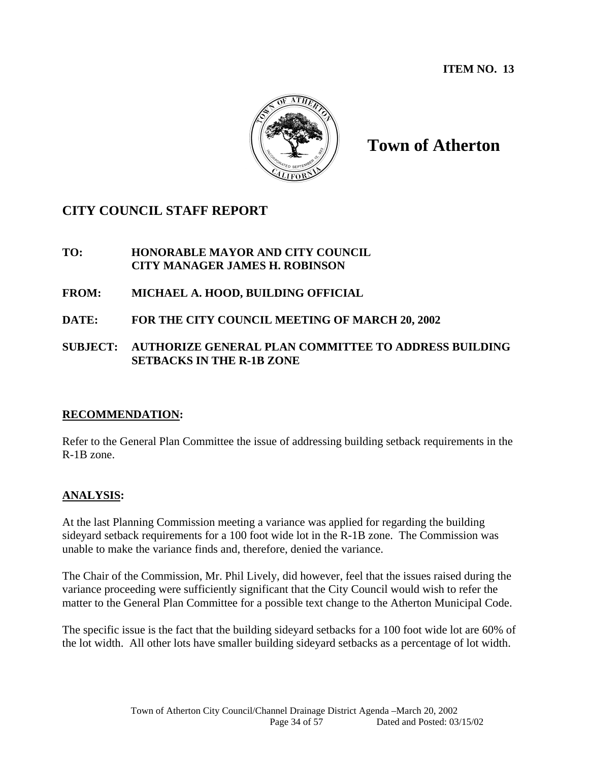**ITEM NO. 13**

# Town of Atherton

## CITY COUNCIL STAFF REPORT

**TO:** **HONORABLE MAYOR AND CITY COUNCIL**
**CITY MANAGER JAMES H. ROBINSON**

**FROM:** **MICHAEL A. HOOD, BUILDING OFFICIAL**

**DATE:** **FOR THE CITY COUNCIL MEETING OF MARCH 20, 2002**

**SUBJECT:** **AUTHORIZE GENERAL PLAN COMMITTEE TO ADDRESS BUILDING SETBACKS IN THE R-1B ZONE**

### RECOMMENDATION:

Refer to the General Plan Committee the issue of addressing building setback requirements in the R-1B zone.

### ANALYSIS:

At the last Planning Commission meeting a variance was applied for regarding the building sideyard setback requirements for a 100 foot wide lot in the R-1B zone. The Commission was unable to make the variance finds and, therefore, denied the variance.

The Chair of the Commission, Mr. Phil Lively, did however, feel that the issues raised during the variance proceeding were sufficiently significant that the City Council would wish to refer the matter to the General Plan Committee for a possible text change to the Atherton Municipal Code.

The specific issue is the fact that the building sideyard setbacks for a 100 foot wide lot are 60% of the lot width. All other lots have smaller building sideyard setbacks as a percentage of lot width.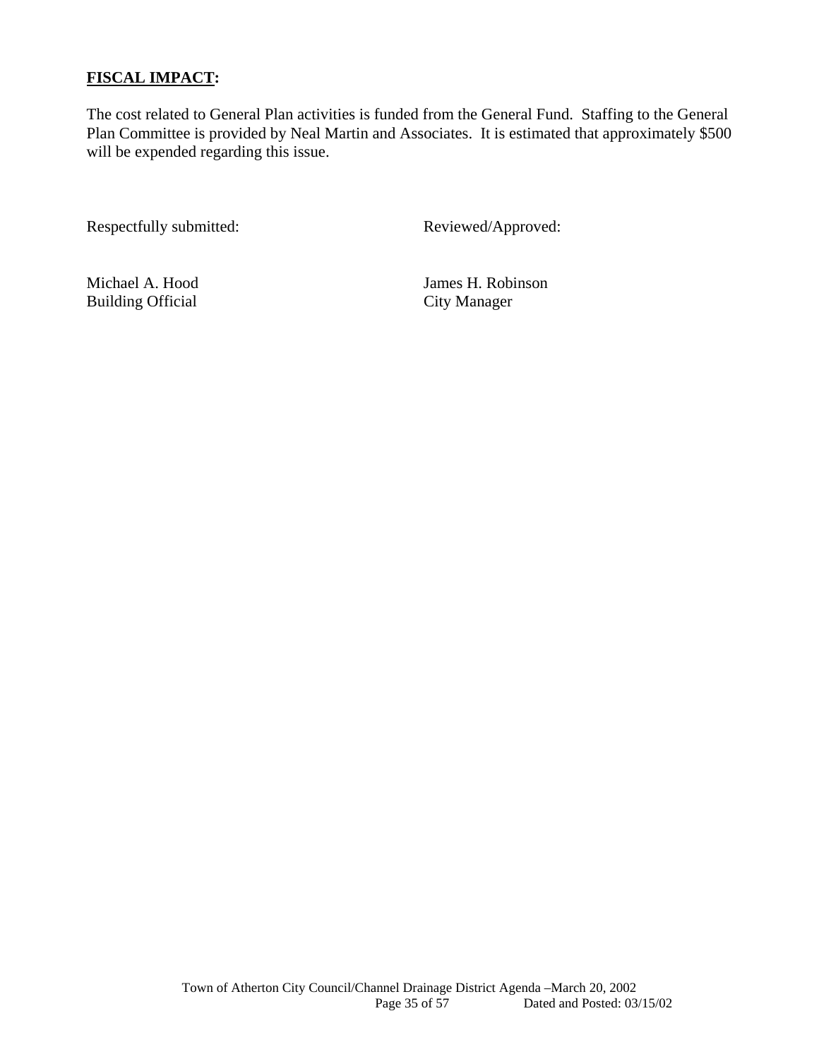**FISCAL IMPACT:**

The cost related to General Plan activities is funded from the General Fund. Staffing to the General Plan Committee is provided by Neal Martin and Associates. It is estimated that approximately $500 will be expended regarding this issue.

| Respectfully submitted: | Reviewed/Approved: |
| --- | --- |
| Michael A. Hood<br>Building Official | James H. Robinson<br>City Manager |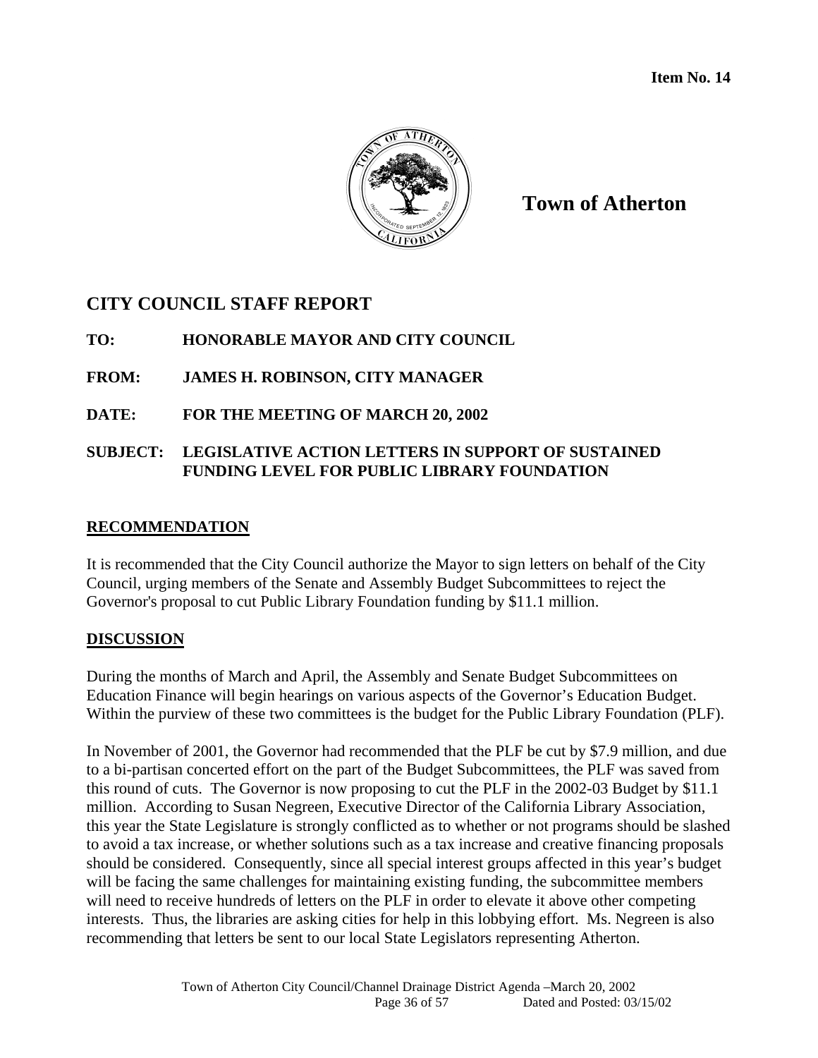**Item No. 14**

# Town of Atherton

## CITY COUNCIL STAFF REPORT

**TO:** HONORABLE MAYOR AND CITY COUNCIL

**FROM:** JAMES H. ROBINSON, CITY MANAGER

**DATE:** FOR THE MEETING OF MARCH 20, 2002

**SUBJECT:** LEGISLATIVE ACTION LETTERS IN SUPPORT OF SUSTAINED FUNDING LEVEL FOR PUBLIC LIBRARY FOUNDATION

### RECOMMENDATION

It is recommended that the City Council authorize the Mayor to sign letters on behalf of the City Council, urging members of the Senate and Assembly Budget Subcommittees to reject the Governor's proposal to cut Public Library Foundation funding by $11.1 million.

### DISCUSSION

During the months of March and April, the Assembly and Senate Budget Subcommittees on Education Finance will begin hearings on various aspects of the Governor's Education Budget. Within the purview of these two committees is the budget for the Public Library Foundation (PLF).

In November of 2001, the Governor had recommended that the PLF be cut by $7.9 million, and due to a bi-partisan concerted effort on the part of the Budget Subcommittees, the PLF was saved from this round of cuts. The Governor is now proposing to cut the PLF in the 2002-03 Budget by $11.1 million. According to Susan Negreen, Executive Director of the California Library Association, this year the State Legislature is strongly conflicted as to whether or not programs should be slashed to avoid a tax increase, or whether solutions such as a tax increase and creative financing proposals should be considered. Consequently, since all special interest groups affected in this year's budget will be facing the same challenges for maintaining existing funding, the subcommittee members will need to receive hundreds of letters on the PLF in order to elevate it above other competing interests. Thus, the libraries are asking cities for help in this lobbying effort. Ms. Negreen is also recommending that letters be sent to our local State Legislators representing Atherton.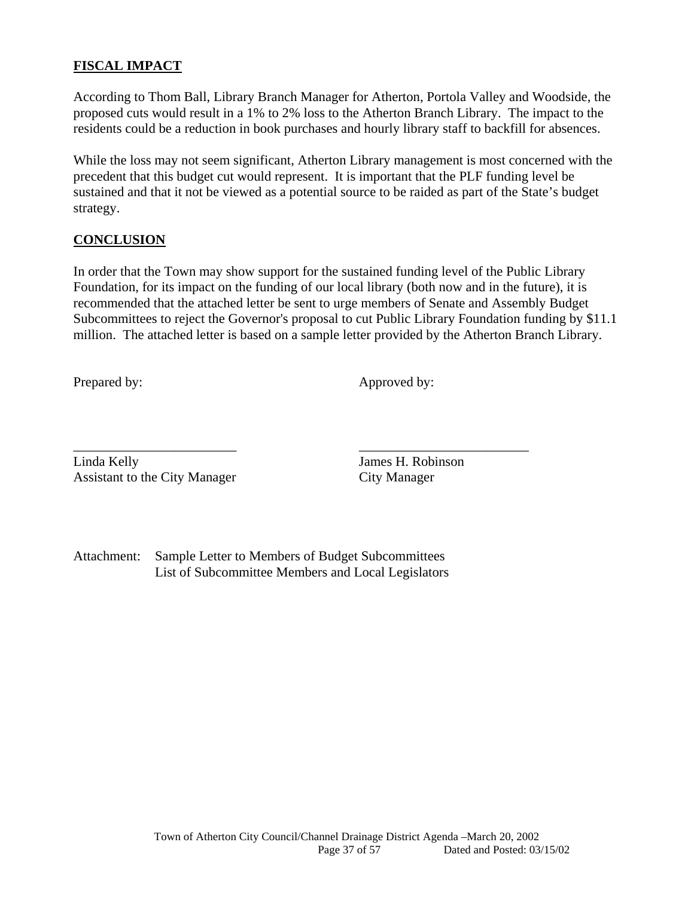## FISCAL IMPACT

According to Thom Ball, Library Branch Manager for Atherton, Portola Valley and Woodside, the proposed cuts would result in a 1% to 2% loss to the Atherton Branch Library. The impact to the residents could be a reduction in book purchases and hourly library staff to backfill for absences.

While the loss may not seem significant, Atherton Library management is most concerned with the precedent that this budget cut would represent. It is important that the PLF funding level be sustained and that it not be viewed as a potential source to be raided as part of the State's budget strategy.

## CONCLUSION

In order that the Town may show support for the sustained funding level of the Public Library Foundation, for its impact on the funding of our local library (both now and in the future), it is recommended that the attached letter be sent to urge members of Senate and Assembly Budget Subcommittees to reject the Governor's proposal to cut Public Library Foundation funding by $11.1 million. The attached letter is based on a sample letter provided by the Atherton Branch Library.

Prepared by: Approved by:

________________________ ________________________

Linda Kelly
Assistant to the City Manager

James H. Robinson
City Manager

Attachment: Sample Letter to Members of Budget Subcommittees
List of Subcommittee Members and Local Legislators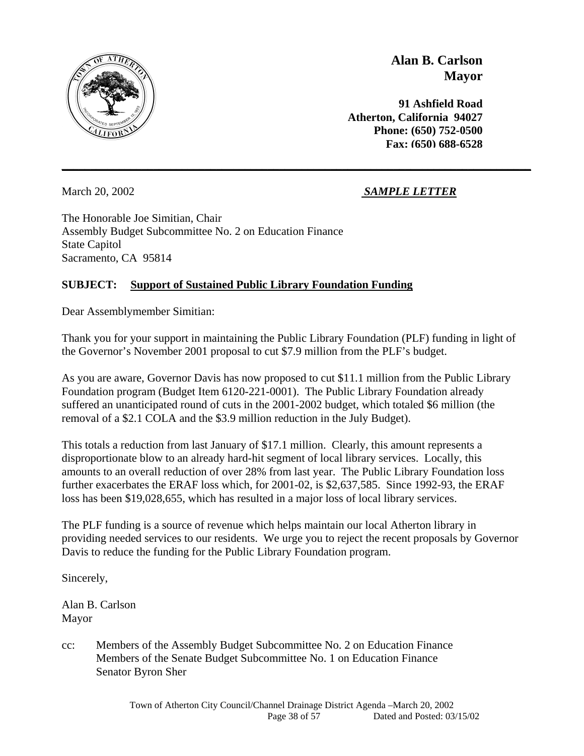**Alan B. Carlson**
**Mayor**

**91 Ashfield Road**
**Atherton, California 94027**
**Phone: (650) 752-0500**
**Fax: (650) 688-6528**

---

March 20, 2002 ***SAMPLE LETTER***

The Honorable Joe Simitian, Chair
Assembly Budget Subcommittee No. 2 on Education Finance
State Capitol
Sacramento, CA 95814

**SUBJECT: Support of Sustained Public Library Foundation Funding**

Dear Assemblymember Simitian:

Thank you for your support in maintaining the Public Library Foundation (PLF) funding in light of the Governor's November 2001 proposal to cut $7.9 million from the PLF's budget.

As you are aware, Governor Davis has now proposed to cut $11.1 million from the Public Library Foundation program (Budget Item 6120-221-0001). The Public Library Foundation already suffered an unanticipated round of cuts in the 2001-2002 budget, which totaled $6 million (the removal of a $2.1 COLA and the $3.9 million reduction in the July Budget).

This totals a reduction from last January of $17.1 million. Clearly, this amount represents a disproportionate blow to an already hard-hit segment of local library services. Locally, this amounts to an overall reduction of over 28% from last year. The Public Library Foundation loss further exacerbates the ERAF loss which, for 2001-02, is $2,637,585. Since 1992-93, the ERAF loss has been $19,028,655, which has resulted in a major loss of local library services.

The PLF funding is a source of revenue which helps maintain our local Atherton library in providing needed services to our residents. We urge you to reject the recent proposals by Governor Davis to reduce the funding for the Public Library Foundation program.

Sincerely,

Alan B. Carlson
Mayor

cc: Members of the Assembly Budget Subcommittee No. 2 on Education Finance
Members of the Senate Budget Subcommittee No. 1 on Education Finance
Senator Byron Sher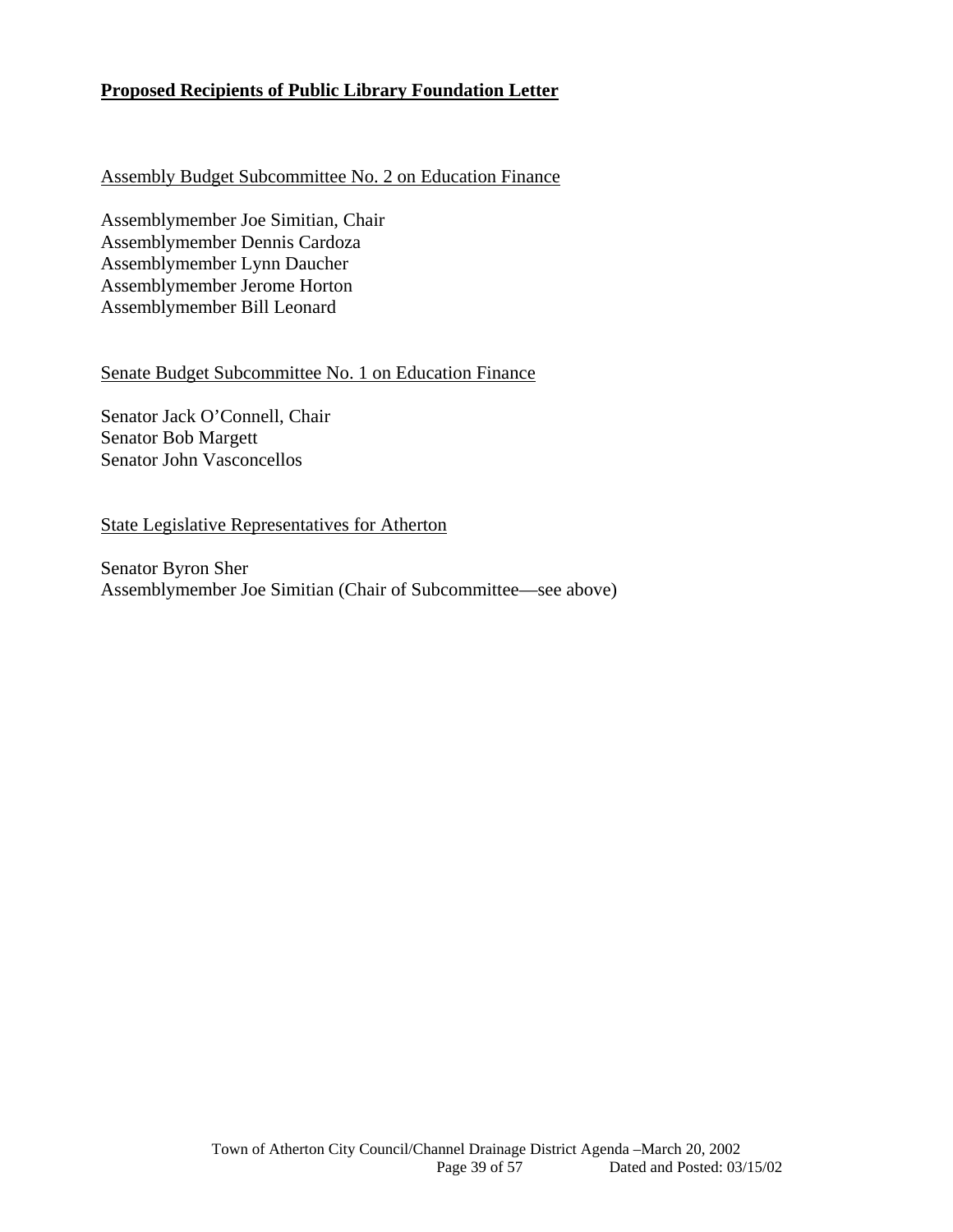**Proposed Recipients of Public Library Foundation Letter**

Assembly Budget Subcommittee No. 2 on Education Finance

Assemblymember Joe Simitian, Chair
Assemblymember Dennis Cardoza
Assemblymember Lynn Daucher
Assemblymember Jerome Horton
Assemblymember Bill Leonard

Senate Budget Subcommittee No. 1 on Education Finance

Senator Jack O'Connell, Chair
Senator Bob Margett
Senator John Vasconcellos

State Legislative Representatives for Atherton

Senator Byron Sher
Assemblymember Joe Simitian (Chair of Subcommittee—see above)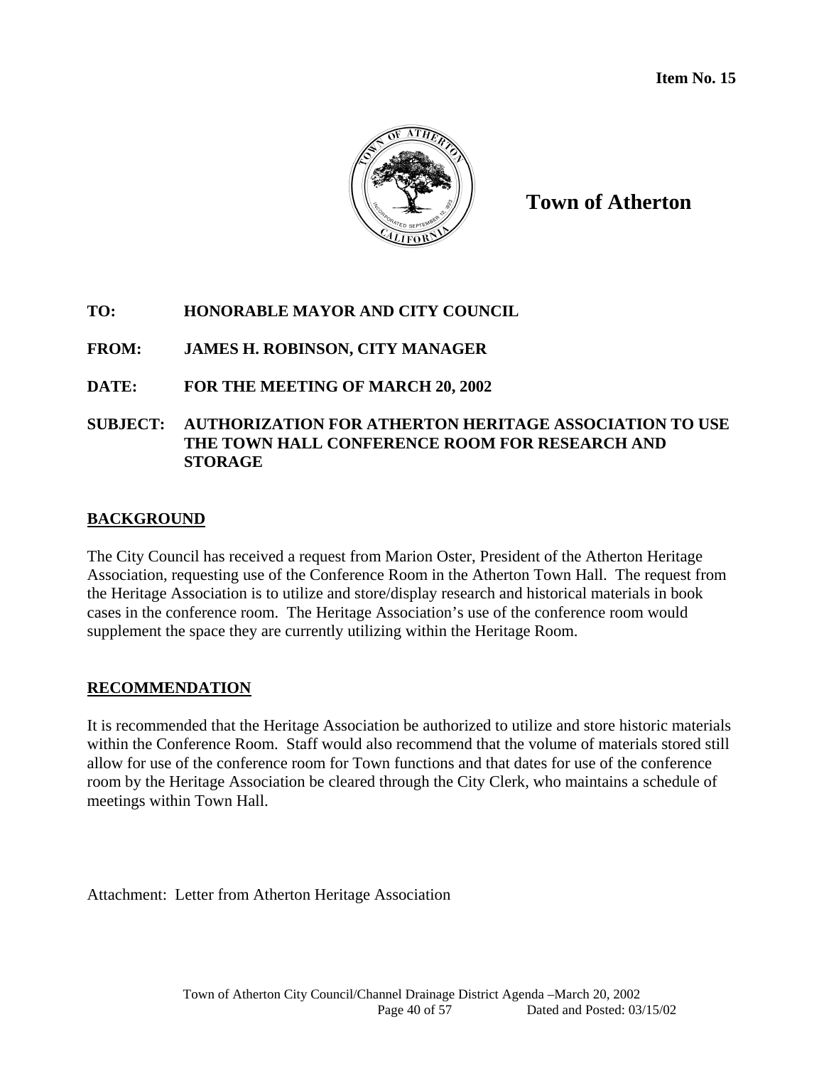**Item No. 15**

# Town of Atherton

**TO:** HONORABLE MAYOR AND CITY COUNCIL

**FROM:** JAMES H. ROBINSON, CITY MANAGER

**DATE:** FOR THE MEETING OF MARCH 20, 2002

**SUBJECT:** AUTHORIZATION FOR ATHERTON HERITAGE ASSOCIATION TO USE THE TOWN HALL CONFERENCE ROOM FOR RESEARCH AND STORAGE

## BACKGROUND

The City Council has received a request from Marion Oster, President of the Atherton Heritage Association, requesting use of the Conference Room in the Atherton Town Hall. The request from the Heritage Association is to utilize and store/display research and historical materials in book cases in the conference room. The Heritage Association's use of the conference room would supplement the space they are currently utilizing within the Heritage Room.

## RECOMMENDATION

It is recommended that the Heritage Association be authorized to utilize and store historic materials within the Conference Room. Staff would also recommend that the volume of materials stored still allow for use of the conference room for Town functions and that dates for use of the conference room by the Heritage Association be cleared through the City Clerk, who maintains a schedule of meetings within Town Hall.

Attachment: Letter from Atherton Heritage Association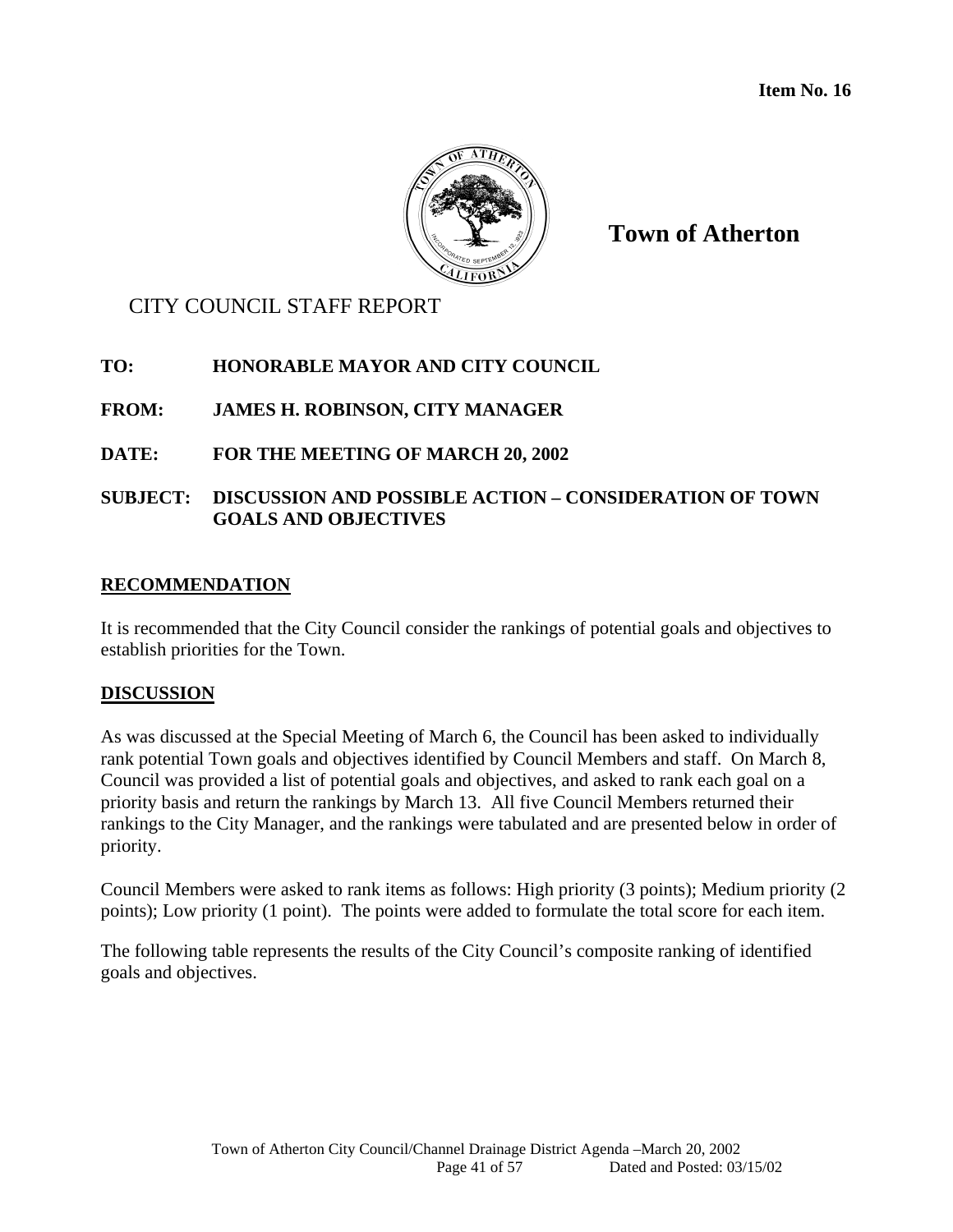**Item No. 16**

**Town of Atherton**

CITY COUNCIL STAFF REPORT

**TO:** **HONORABLE MAYOR AND CITY COUNCIL**

**FROM:** **JAMES H. ROBINSON, CITY MANAGER**

**DATE:** **FOR THE MEETING OF MARCH 20, 2002**

**SUBJECT:** **DISCUSSION AND POSSIBLE ACTION – CONSIDERATION OF TOWN GOALS AND OBJECTIVES**

## RECOMMENDATION

It is recommended that the City Council consider the rankings of potential goals and objectives to establish priorities for the Town.

## DISCUSSION

As was discussed at the Special Meeting of March 6, the Council has been asked to individually rank potential Town goals and objectives identified by Council Members and staff. On March 8, Council was provided a list of potential goals and objectives, and asked to rank each goal on a priority basis and return the rankings by March 13. All five Council Members returned their rankings to the City Manager, and the rankings were tabulated and are presented below in order of priority.

Council Members were asked to rank items as follows: High priority (3 points); Medium priority (2 points); Low priority (1 point). The points were added to formulate the total score for each item.

The following table represents the results of the City Council's composite ranking of identified goals and objectives.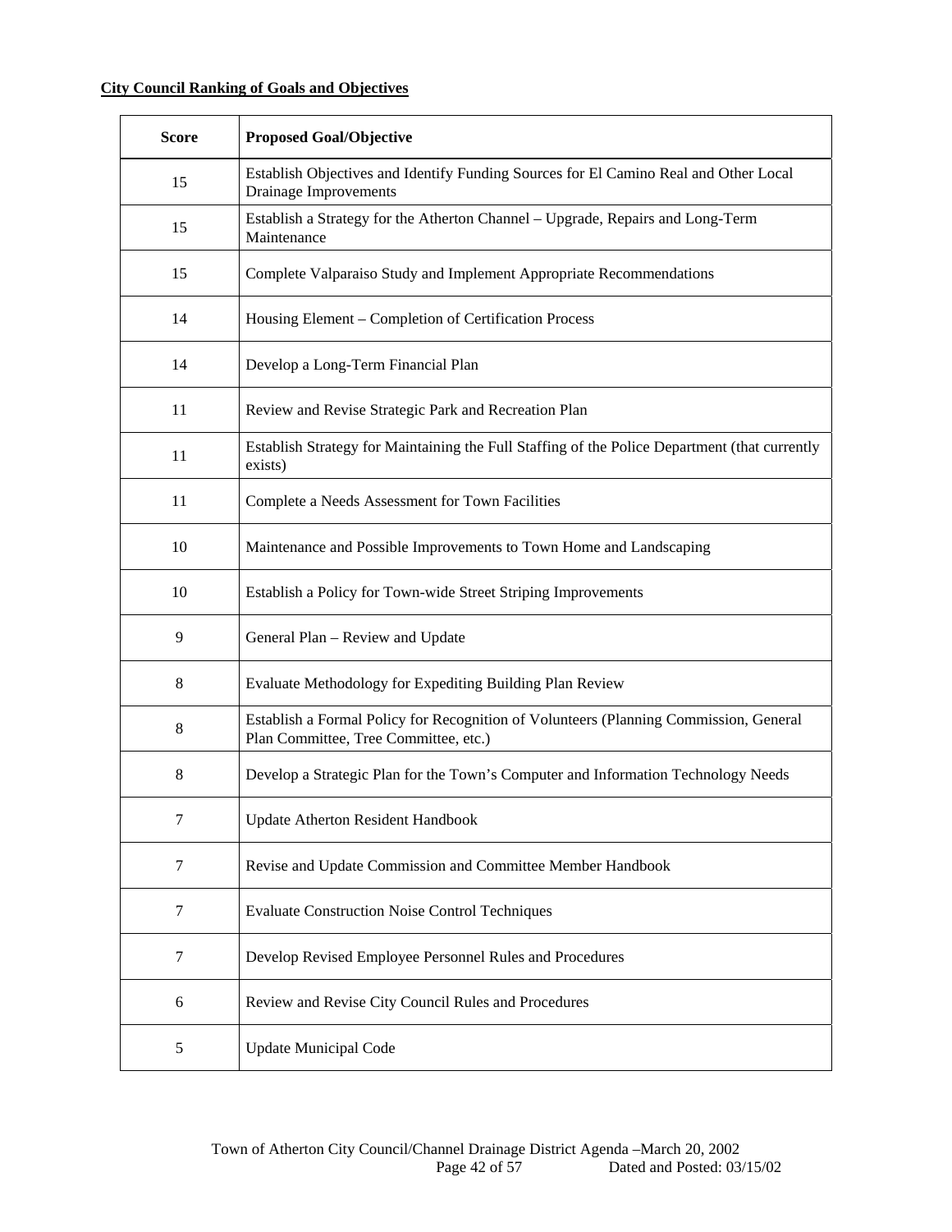**City Council Ranking of Goals and Objectives**

| Score | Proposed Goal/Objective |
|---|---|
| 15 | Establish Objectives and Identify Funding Sources for El Camino Real and Other Local Drainage Improvements |
| 15 | Establish a Strategy for the Atherton Channel – Upgrade, Repairs and Long-Term Maintenance |
| 15 | Complete Valparaiso Study and Implement Appropriate Recommendations |
| 14 | Housing Element – Completion of Certification Process |
| 14 | Develop a Long-Term Financial Plan |
| 11 | Review and Revise Strategic Park and Recreation Plan |
| 11 | Establish Strategy for Maintaining the Full Staffing of the Police Department (that currently exists) |
| 11 | Complete a Needs Assessment for Town Facilities |
| 10 | Maintenance and Possible Improvements to Town Home and Landscaping |
| 10 | Establish a Policy for Town-wide Street Striping Improvements |
| 9 | General Plan – Review and Update |
| 8 | Evaluate Methodology for Expediting Building Plan Review |
| 8 | Establish a Formal Policy for Recognition of Volunteers (Planning Commission, General Plan Committee, Tree Committee, etc.) |
| 8 | Develop a Strategic Plan for the Town's Computer and Information Technology Needs |
| 7 | Update Atherton Resident Handbook |
| 7 | Revise and Update Commission and Committee Member Handbook |
| 7 | Evaluate Construction Noise Control Techniques |
| 7 | Develop Revised Employee Personnel Rules and Procedures |
| 6 | Review and Revise City Council Rules and Procedures |
| 5 | Update Municipal Code |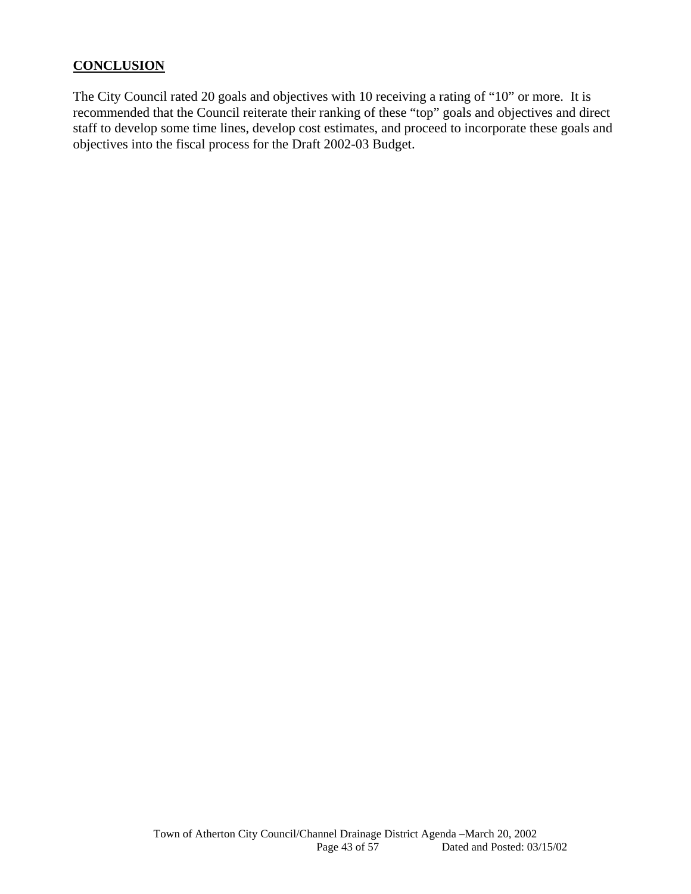## CONCLUSION

The City Council rated 20 goals and objectives with 10 receiving a rating of "10" or more. It is recommended that the Council reiterate their ranking of these "top" goals and objectives and direct staff to develop some time lines, develop cost estimates, and proceed to incorporate these goals and objectives into the fiscal process for the Draft 2002-03 Budget.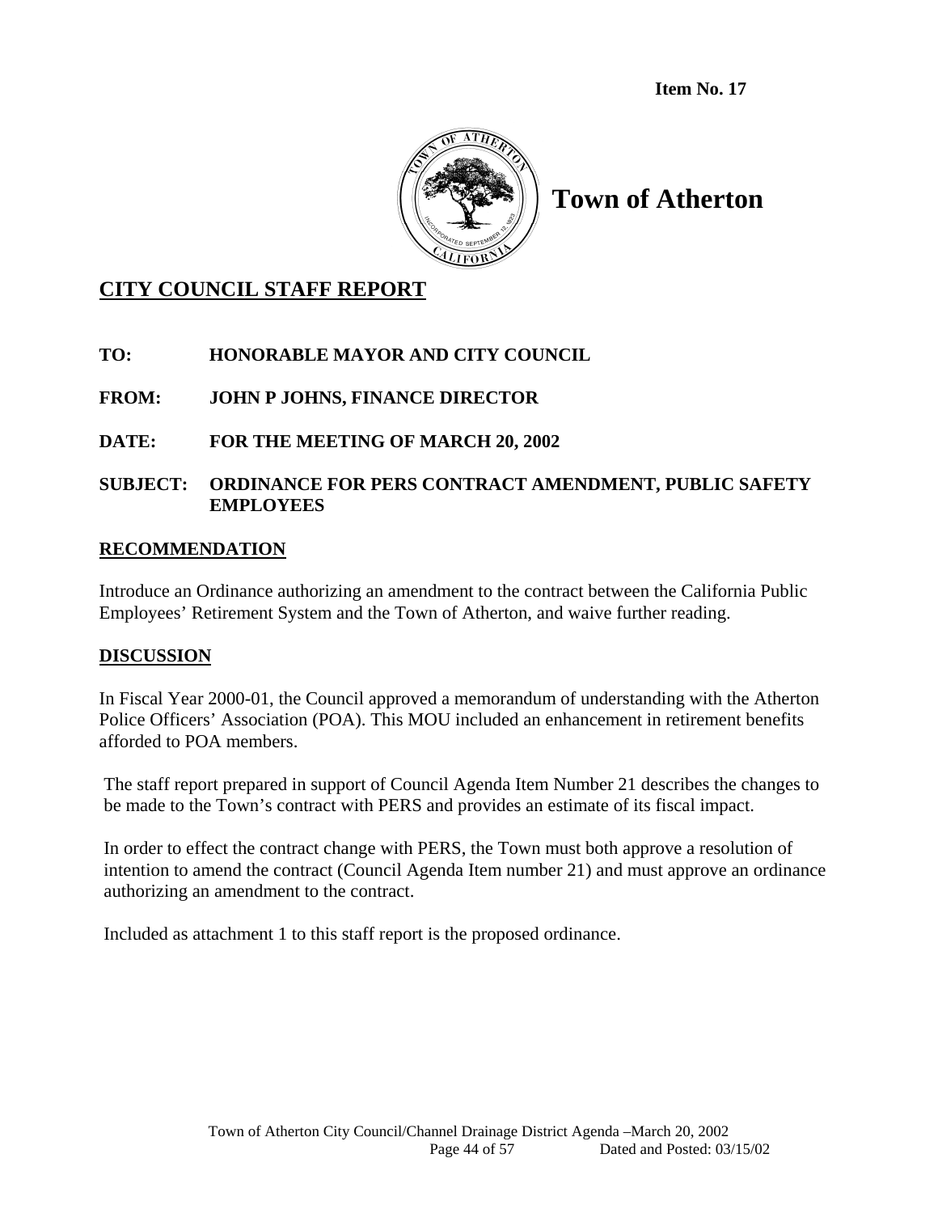**Item No. 17**

# Town of Atherton

## CITY COUNCIL STAFF REPORT

**TO:** HONORABLE MAYOR AND CITY COUNCIL

**FROM:** JOHN P JOHNS, FINANCE DIRECTOR

**DATE:** FOR THE MEETING OF MARCH 20, 2002

**SUBJECT:** ORDINANCE FOR PERS CONTRACT AMENDMENT, PUBLIC SAFETY EMPLOYEES

### RECOMMENDATION

Introduce an Ordinance authorizing an amendment to the contract between the California Public Employees' Retirement System and the Town of Atherton, and waive further reading.

### DISCUSSION

In Fiscal Year 2000-01, the Council approved a memorandum of understanding with the Atherton Police Officers' Association (POA). This MOU included an enhancement in retirement benefits afforded to POA members.

The staff report prepared in support of Council Agenda Item Number 21 describes the changes to be made to the Town's contract with PERS and provides an estimate of its fiscal impact.

In order to effect the contract change with PERS, the Town must both approve a resolution of intention to amend the contract (Council Agenda Item number 21) and must approve an ordinance authorizing an amendment to the contract.

Included as attachment 1 to this staff report is the proposed ordinance.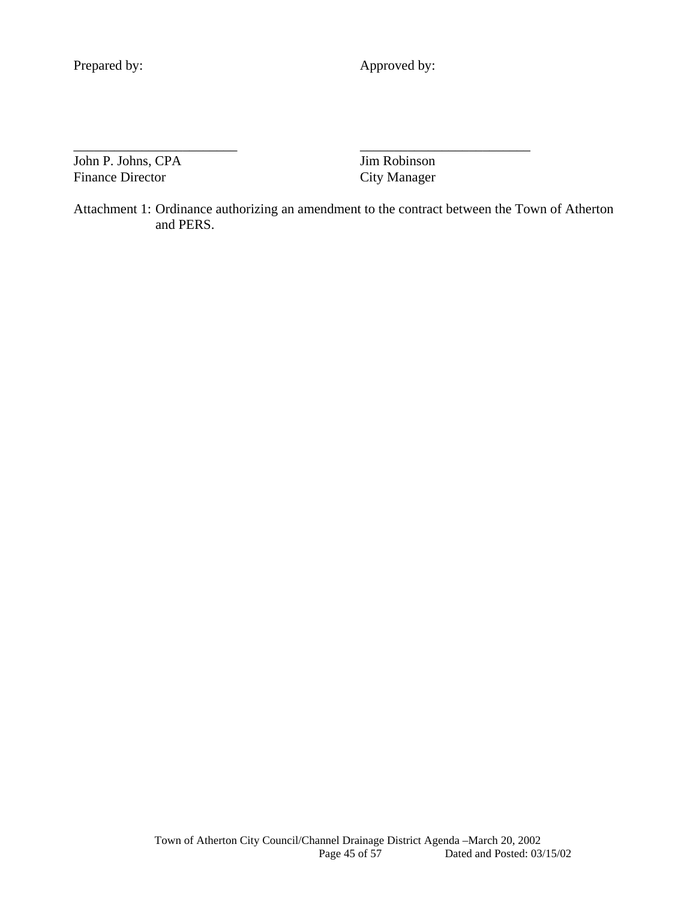Prepared by: Approved by:

\_\_\_\_\_\_\_\_\_\_\_\_\_\_\_\_\_\_\_\_\_\_\_\_ \_\_\_\_\_\_\_\_\_\_\_\_\_\_\_\_\_\_\_\_\_\_\_\_\_

| Prepared by: | Approved by: |
|---|---|
| John P. Johns, CPA | Jim Robinson |
| Finance Director | City Manager |

Attachment 1: Ordinance authorizing an amendment to the contract between the Town of Atherton and PERS.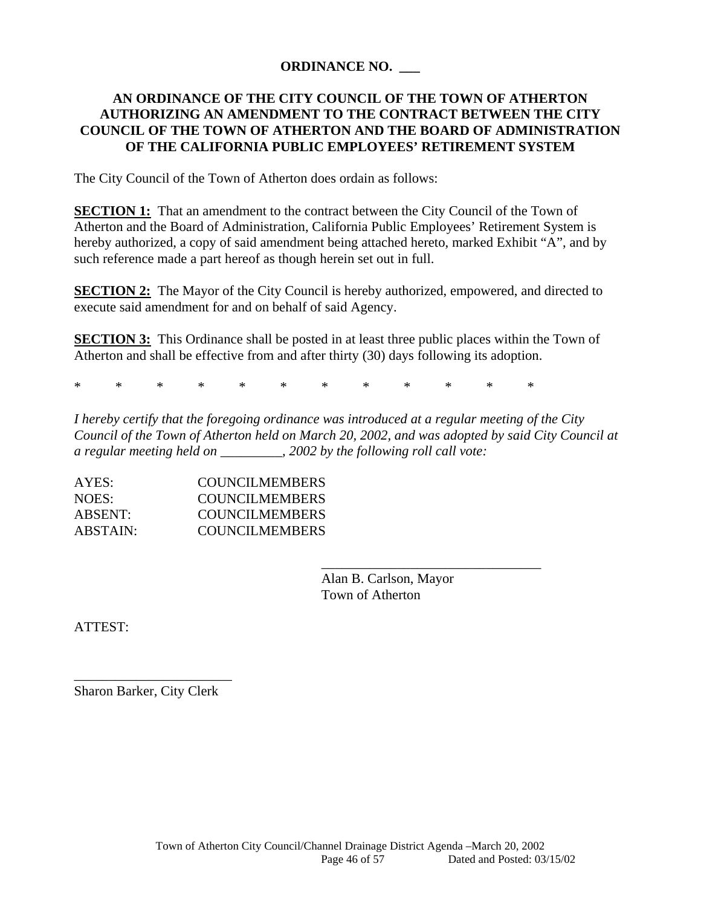**ORDINANCE NO. \_\_\_**

**AN ORDINANCE OF THE CITY COUNCIL OF THE TOWN OF ATHERTON AUTHORIZING AN AMENDMENT TO THE CONTRACT BETWEEN THE CITY COUNCIL OF THE TOWN OF ATHERTON AND THE BOARD OF ADMINISTRATION OF THE CALIFORNIA PUBLIC EMPLOYEES' RETIREMENT SYSTEM**

The City Council of the Town of Atherton does ordain as follows:

**SECTION 1:** That an amendment to the contract between the City Council of the Town of Atherton and the Board of Administration, California Public Employees' Retirement System is hereby authorized, a copy of said amendment being attached hereto, marked Exhibit "A", and by such reference made a part hereof as though herein set out in full.

**SECTION 2:** The Mayor of the City Council is hereby authorized, empowered, and directed to execute said amendment for and on behalf of said Agency.

**SECTION 3:** This Ordinance shall be posted in at least three public places within the Town of Atherton and shall be effective from and after thirty (30) days following its adoption.

\* \* \* \* \* \* \* \* \* \* \* \*

*I hereby certify that the foregoing ordinance was introduced at a regular meeting of the City Council of the Town of Atherton held on March 20, 2002, and was adopted by said City Council at a regular meeting held on \_\_\_\_\_\_\_\_\_, 2002 by the following roll call vote:*

AYES: COUNCILMEMBERS
NOES: COUNCILMEMBERS
ABSENT: COUNCILMEMBERS
ABSTAIN: COUNCILMEMBERS

\_\_\_\_\_\_\_\_\_\_\_\_\_\_\_\_\_\_\_\_\_\_\_\_\_\_\_\_\_\_\_\_
Alan B. Carlson, Mayor
Town of Atherton

ATTEST:

\_\_\_\_\_\_\_\_\_\_\_\_\_\_\_\_\_\_\_\_\_\_\_
Sharon Barker, City Clerk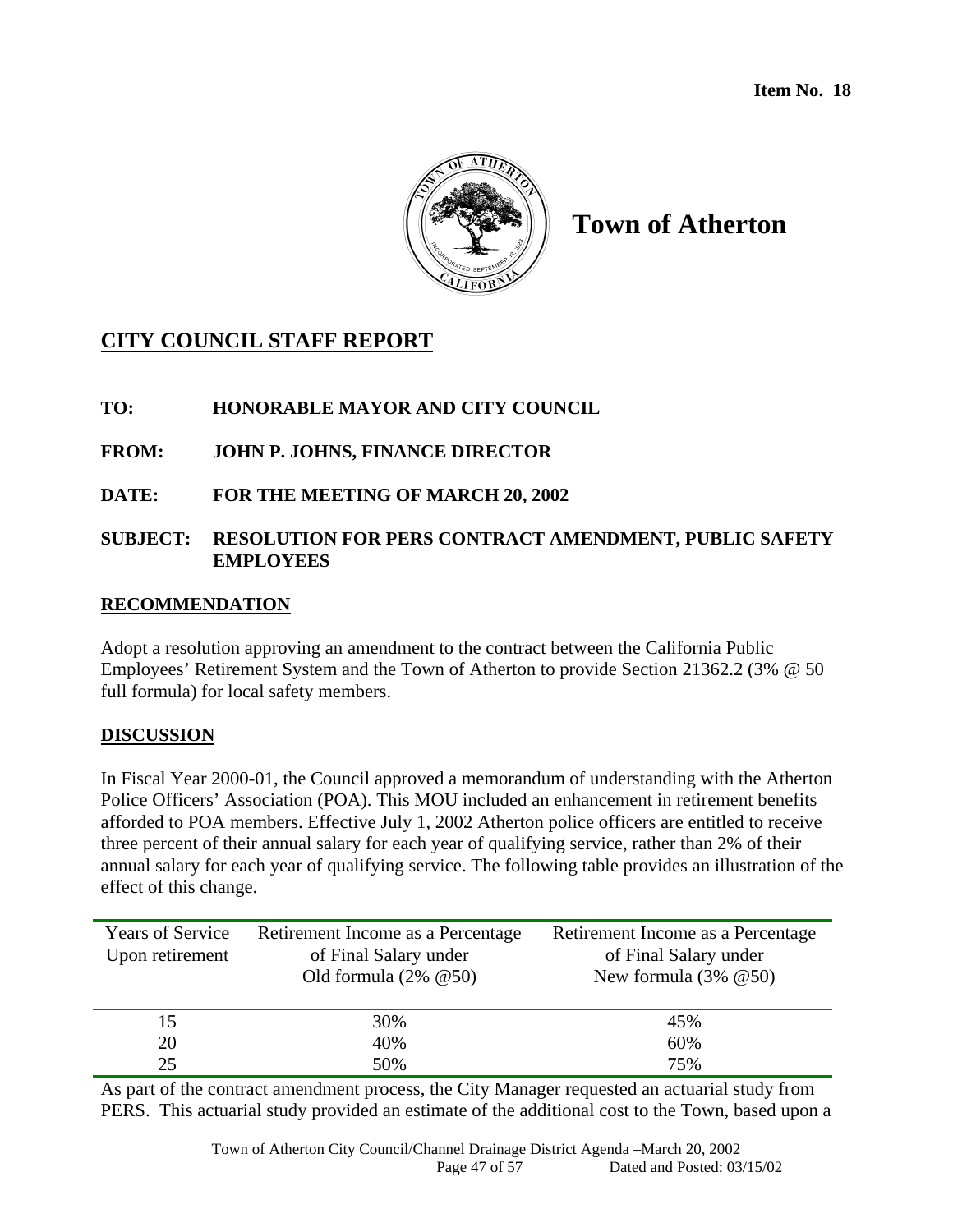**Item No. 18**

# Town of Atherton

## CITY COUNCIL STAFF REPORT

**TO:** HONORABLE MAYOR AND CITY COUNCIL

**FROM:** JOHN P. JOHNS, FINANCE DIRECTOR

**DATE:** FOR THE MEETING OF MARCH 20, 2002

**SUBJECT:** RESOLUTION FOR PERS CONTRACT AMENDMENT, PUBLIC SAFETY EMPLOYEES

### RECOMMENDATION

Adopt a resolution approving an amendment to the contract between the California Public Employees' Retirement System and the Town of Atherton to provide Section 21362.2 (3% @ 50 full formula) for local safety members.

### DISCUSSION

In Fiscal Year 2000-01, the Council approved a memorandum of understanding with the Atherton Police Officers' Association (POA). This MOU included an enhancement in retirement benefits afforded to POA members. Effective July 1, 2002 Atherton police officers are entitled to receive three percent of their annual salary for each year of qualifying service, rather than 2% of their annual salary for each year of qualifying service. The following table provides an illustration of the effect of this change.

| Years of Service Upon retirement | Retirement Income as a Percentage of Final Salary under Old formula (2% @50) | Retirement Income as a Percentage of Final Salary under New formula (3% @50) |
|---|---|---|
| 15 | 30% | 45% |
| 20 | 40% | 60% |
| 25 | 50% | 75% |

As part of the contract amendment process, the City Manager requested an actuarial study from PERS. This actuarial study provided an estimate of the additional cost to the Town, based upon a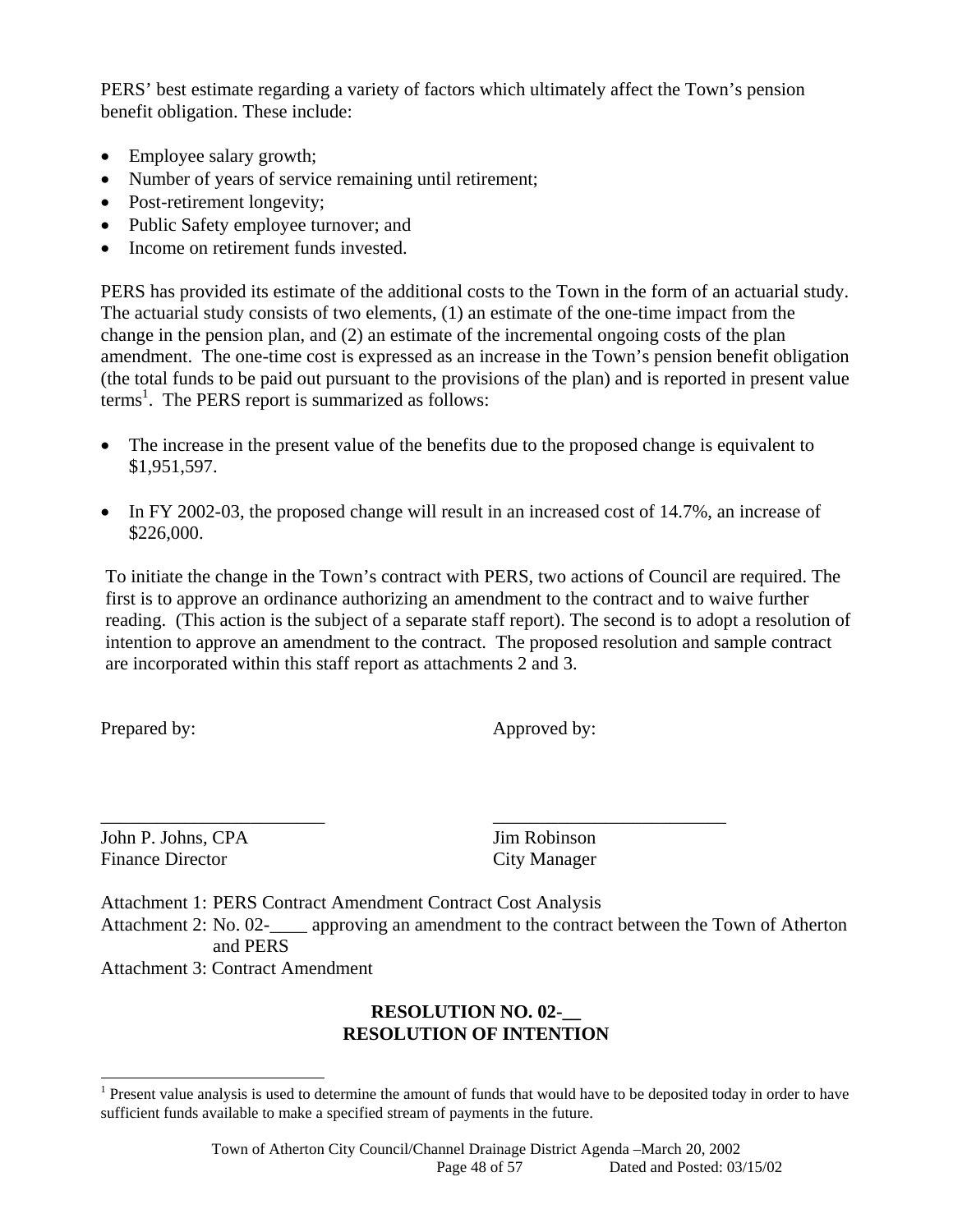PERS' best estimate regarding a variety of factors which ultimately affect the Town's pension benefit obligation. These include:

- Employee salary growth;
- Number of years of service remaining until retirement;
- Post-retirement longevity;
- Public Safety employee turnover; and
- Income on retirement funds invested.

PERS has provided its estimate of the additional costs to the Town in the form of an actuarial study. The actuarial study consists of two elements, (1) an estimate of the one-time impact from the change in the pension plan, and (2) an estimate of the incremental ongoing costs of the plan amendment. The one-time cost is expressed as an increase in the Town's pension benefit obligation (the total funds to be paid out pursuant to the provisions of the plan) and is reported in present value terms[1]. The PERS report is summarized as follows:

- The increase in the present value of the benefits due to the proposed change is equivalent to $1,951,597.

- In FY 2002-03, the proposed change will result in an increased cost of 14.7%, an increase of $226,000.

To initiate the change in the Town's contract with PERS, two actions of Council are required. The first is to approve an ordinance authorizing an amendment to the contract and to waive further reading. (This action is the subject of a separate staff report). The second is to adopt a resolution of intention to approve an amendment to the contract. The proposed resolution and sample contract are incorporated within this staff report as attachments 2 and 3.

Prepared by: Approved by:

\_\_\_\_\_\_\_\_\_\_\_\_\_\_\_\_\_\_\_\_\_\_\_\_ \_\_\_\_\_\_\_\_\_\_\_\_\_\_\_\_\_\_\_\_\_\_\_\_\_

John P. Johns, CPA
Finance Director

Jim Robinson
City Manager

Attachment 1: PERS Contract Amendment Contract Cost Analysis
Attachment 2: No. 02-____ approving an amendment to the contract between the Town of Atherton and PERS
Attachment 3: Contract Amendment

**RESOLUTION NO. 02-__**
**RESOLUTION OF INTENTION**

---

[1] Present value analysis is used to determine the amount of funds that would have to be deposited today in order to have sufficient funds available to make a specified stream of payments in the future.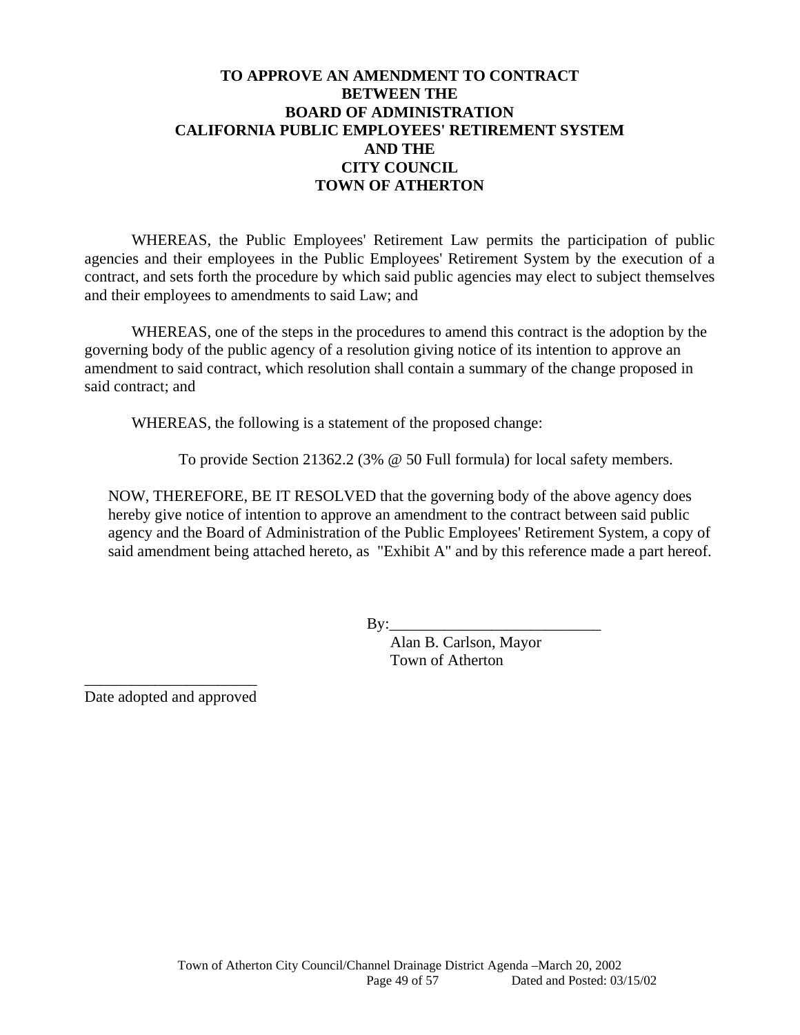**TO APPROVE AN AMENDMENT TO CONTRACT**
**BETWEEN THE**
**BOARD OF ADMINISTRATION**
**CALIFORNIA PUBLIC EMPLOYEES' RETIREMENT SYSTEM**
**AND THE**
**CITY COUNCIL**
**TOWN OF ATHERTON**

WHEREAS, the Public Employees' Retirement Law permits the participation of public agencies and their employees in the Public Employees' Retirement System by the execution of a contract, and sets forth the procedure by which said public agencies may elect to subject themselves and their employees to amendments to said Law; and

WHEREAS, one of the steps in the procedures to amend this contract is the adoption by the governing body of the public agency of a resolution giving notice of its intention to approve an amendment to said contract, which resolution shall contain a summary of the change proposed in said contract; and

WHEREAS, the following is a statement of the proposed change:

To provide Section 21362.2 (3% @ 50 Full formula) for local safety members.

NOW, THEREFORE, BE IT RESOLVED that the governing body of the above agency does hereby give notice of intention to approve an amendment to the contract between said public agency and the Board of Administration of the Public Employees' Retirement System, a copy of said amendment being attached hereto, as "Exhibit A" and by this reference made a part hereof.

By:___________________________
Alan B. Carlson, Mayor
Town of Atherton

______________________
Date adopted and approved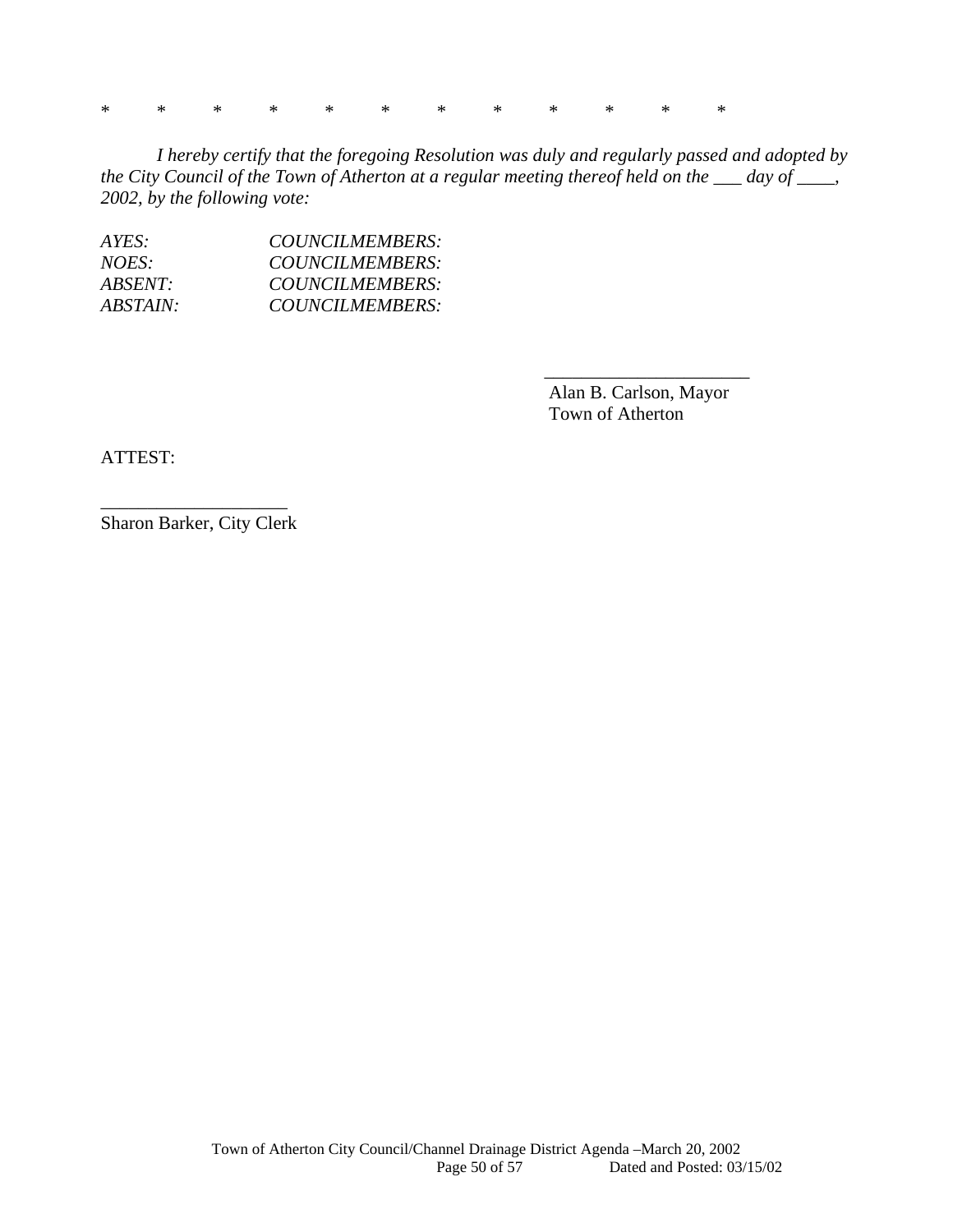*  *  *  *  *  *  *  *  *  *  *  *

*I hereby certify that the foregoing Resolution was duly and regularly passed and adopted by the City Council of the Town of Atherton at a regular meeting thereof held on the ___ day of ____, 2002, by the following vote:*

| | |
|---|---|
| *AYES:* | *COUNCILMEMBERS:* |
| *NOES:* | *COUNCILMEMBERS:* |
| *ABSENT:* | *COUNCILMEMBERS:* |
| *ABSTAIN:* | *COUNCILMEMBERS:* |

______________________
Alan B. Carlson, Mayor
Town of Atherton

ATTEST:

____________________
Sharon Barker, City Clerk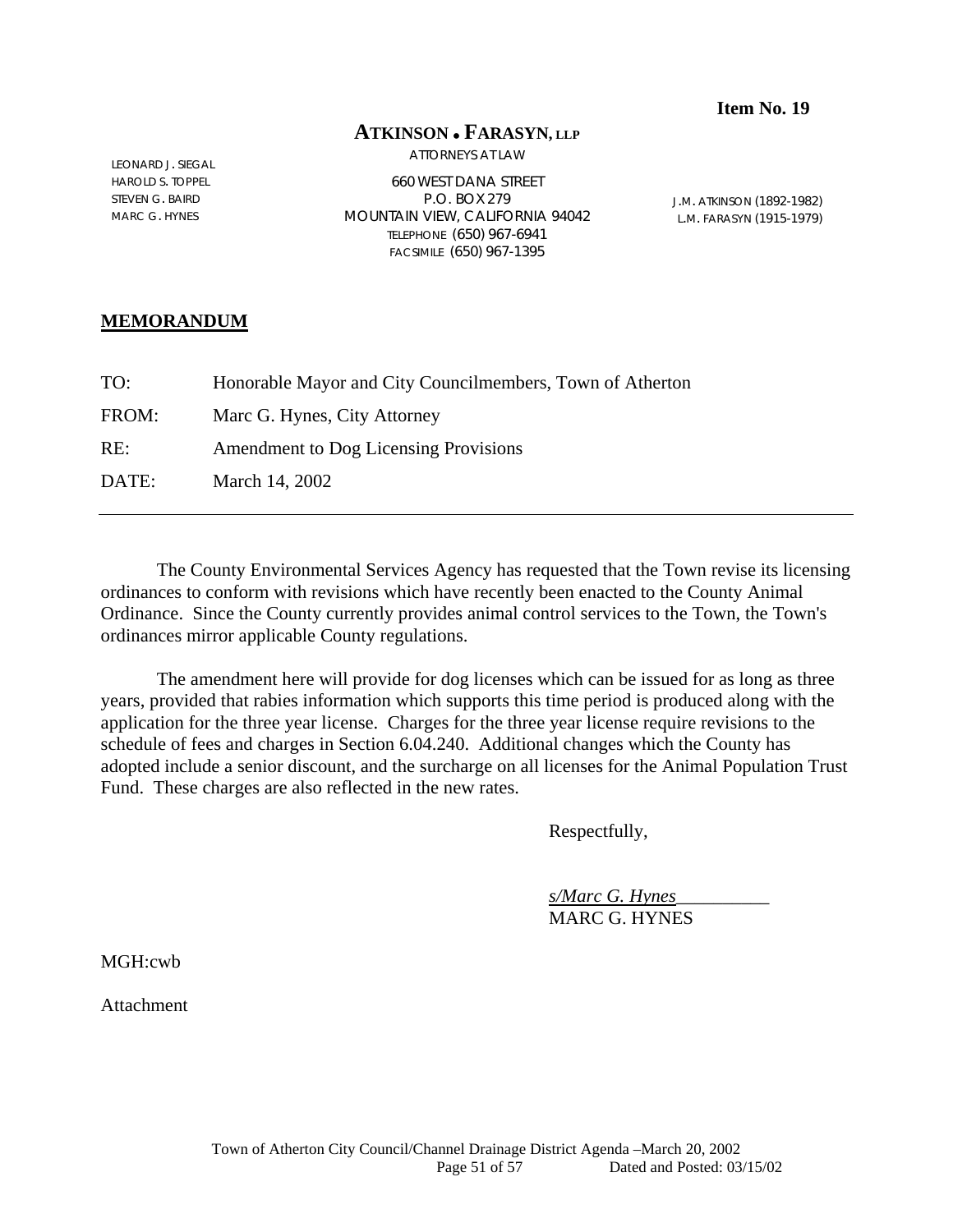**Item No. 19**

**ATKINSON • FARASYN, LLP**

ATTORNEYS AT LAW

LEONARD J. SIEGAL
HAROLD S. TOPPEL
STEVEN G. BAIRD
MARC G. HYNES

660 WEST DANA STREET
P.O. BOX 279
MOUNTAIN VIEW, CALIFORNIA 94042
TELEPHONE (650) 967-6941
FACSIMILE (650) 967-1395

J.M. ATKINSON (1892-1982)
L.M. FARASYN (1915-1979)

## MEMORANDUM

| | |
|---|---|
| TO: | Honorable Mayor and City Councilmembers, Town of Atherton |
| FROM: | Marc G. Hynes, City Attorney |
| RE: | Amendment to Dog Licensing Provisions |
| DATE: | March 14, 2002 |

---

The County Environmental Services Agency has requested that the Town revise its licensing ordinances to conform with revisions which have recently been enacted to the County Animal Ordinance. Since the County currently provides animal control services to the Town, the Town's ordinances mirror applicable County regulations.

The amendment here will provide for dog licenses which can be issued for as long as three years, provided that rabies information which supports this time period is produced along with the application for the three year license. Charges for the three year license require revisions to the schedule of fees and charges in Section 6.04.240. Additional changes which the County has adopted include a senior discount, and the surcharge on all licenses for the Animal Population Trust Fund. These charges are also reflected in the new rates.

Respectfully,

*s/Marc G. Hynes*__________
MARC G. HYNES

MGH:cwb

Attachment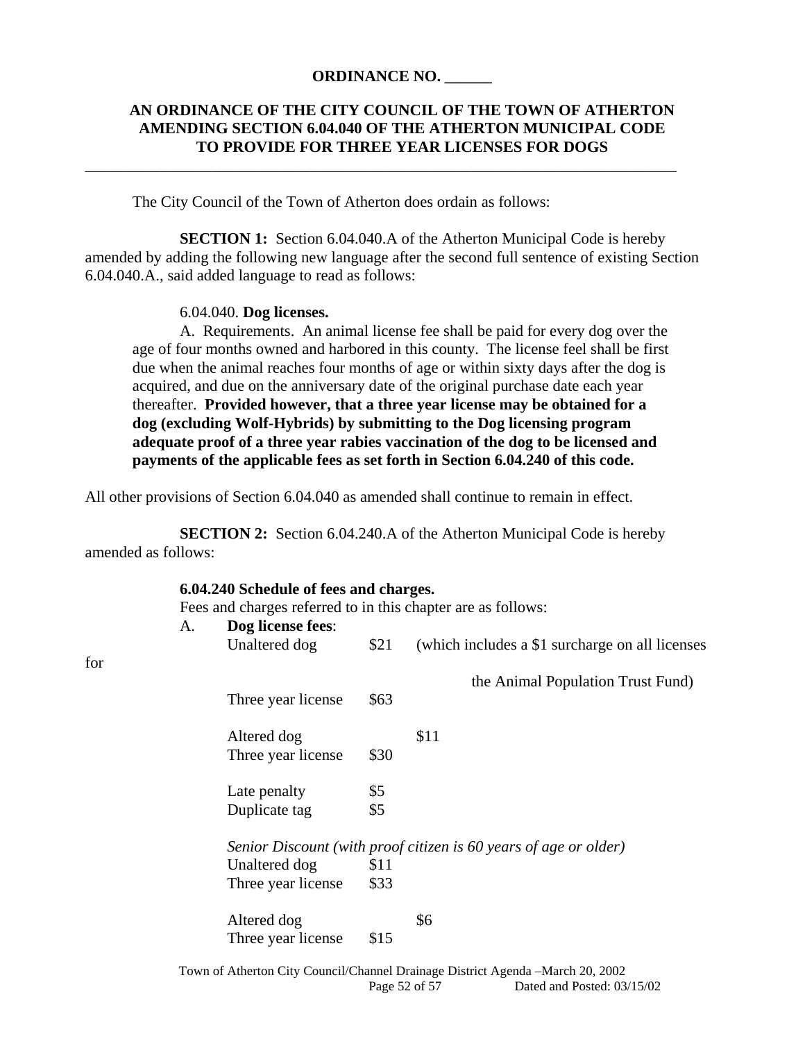**ORDINANCE NO. ______**

**AN ORDINANCE OF THE CITY COUNCIL OF THE TOWN OF ATHERTON AMENDING SECTION 6.04.040 OF THE ATHERTON MUNICIPAL CODE TO PROVIDE FOR THREE YEAR LICENSES FOR DOGS**

---

The City Council of the Town of Atherton does ordain as follows:

**SECTION 1:** Section 6.04.040.A of the Atherton Municipal Code is hereby amended by adding the following new language after the second full sentence of existing Section 6.04.040.A., said added language to read as follows:

> 6.04.040. **Dog licenses.**
>
> A. Requirements. An animal license fee shall be paid for every dog over the age of four months owned and harbored in this county. The license feel shall be first due when the animal reaches four months of age or within sixty days after the dog is acquired, and due on the anniversary date of the original purchase date each year thereafter. **Provided however, that a three year license may be obtained for a dog (excluding Wolf-Hybrids) by submitting to the Dog licensing program adequate proof of a three year rabies vaccination of the dog to be licensed and payments of the applicable fees as set forth in Section 6.04.240 of this code.**

All other provisions of Section 6.04.040 as amended shall continue to remain in effect.

**SECTION 2:** Section 6.04.240.A of the Atherton Municipal Code is hereby amended as follows:

**6.04.240 Schedule of fees and charges.**

Fees and charges referred to in this chapter are as follows:

A. **Dog license fees**:

| | | |
|---|---|---|
| Unaltered dog | $21 | (which includes a $1 surcharge on all licenses for the Animal Population Trust Fund) |
| Three year license | $63 | |
| Altered dog | | $11 |
| Three year license | $30 | |
| Late penalty | $5 | |
| Duplicate tag | $5 | |

*Senior Discount (with proof citizen is 60 years of age or older)*

| | | |
|---|---|---|
| Unaltered dog | $11 | |
| Three year license | $33 | |
| Altered dog | | $6 |
| Three year license | $15 | |

Town of Atherton City Council/Channel Drainage District Agenda –March 20, 2002
Dated and Posted: 03/15/02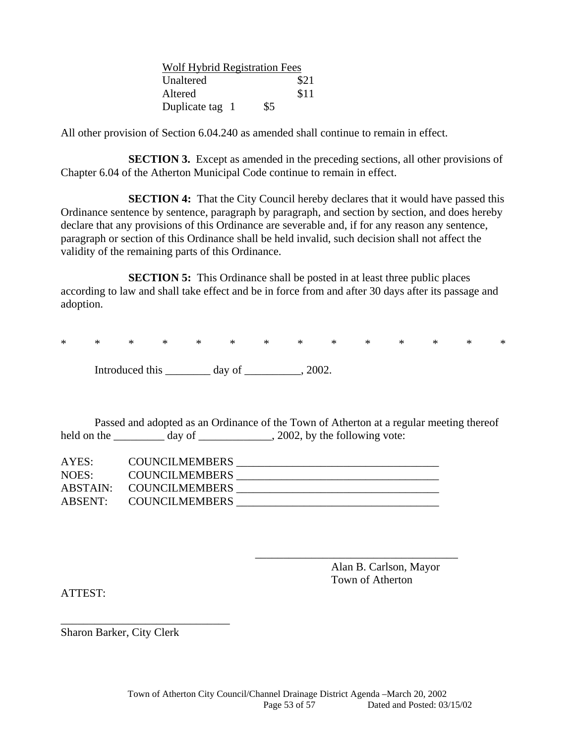| Wolf Hybrid Registration Fees | |
|---|---|
| Unaltered | $21 |
| Altered | $11 |
| Duplicate tag 1 | $5 |

All other provision of Section 6.04.240 as amended shall continue to remain in effect.

**SECTION 3.** Except as amended in the preceding sections, all other provisions of Chapter 6.04 of the Atherton Municipal Code continue to remain in effect.

**SECTION 4:** That the City Council hereby declares that it would have passed this Ordinance sentence by sentence, paragraph by paragraph, and section by section, and does hereby declare that any provisions of this Ordinance are severable and, if for any reason any sentence, paragraph or section of this Ordinance shall be held invalid, such decision shall not affect the validity of the remaining parts of this Ordinance.

**SECTION 5:** This Ordinance shall be posted in at least three public places according to law and shall take effect and be in force from and after 30 days after its passage and adoption.

\* \* \* \* \* \* \* \* \* \* \* \* \* \*

Introduced this ________ day of __________, 2002.

Passed and adopted as an Ordinance of the Town of Atherton at a regular meeting thereof held on the _________ day of _____________, 2002, by the following vote:

AYES: COUNCILMEMBERS ___________________________________
NOES: COUNCILMEMBERS ___________________________________
ABSTAIN: COUNCILMEMBERS ___________________________________
ABSENT: COUNCILMEMBERS ___________________________________

___________________________________
Alan B. Carlson, Mayor
Town of Atherton

ATTEST:

______________________________
Sharon Barker, City Clerk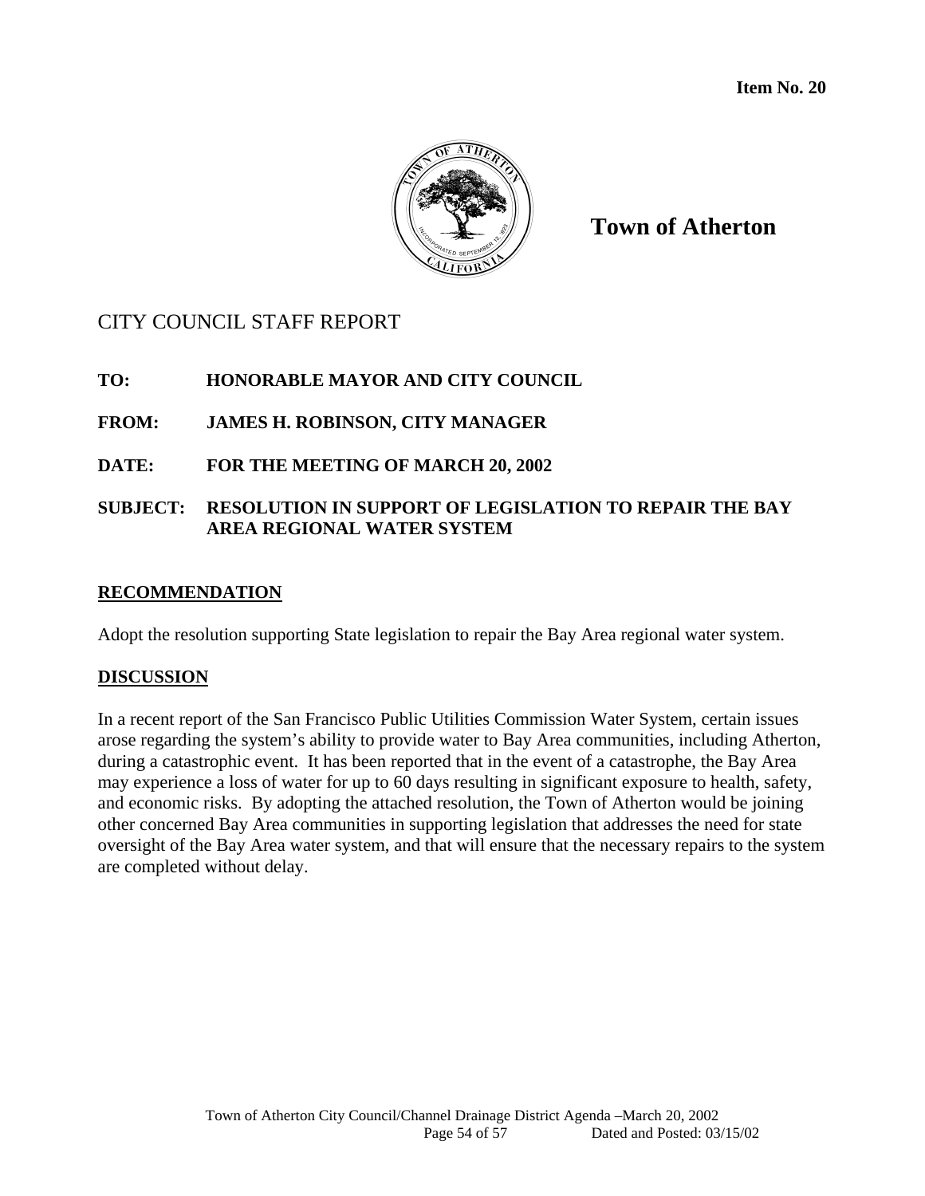**Item No. 20**

**Town of Atherton**

CITY COUNCIL STAFF REPORT

**TO:** **HONORABLE MAYOR AND CITY COUNCIL**

**FROM:** **JAMES H. ROBINSON, CITY MANAGER**

**DATE:** **FOR THE MEETING OF MARCH 20, 2002**

**SUBJECT:** **RESOLUTION IN SUPPORT OF LEGISLATION TO REPAIR THE BAY AREA REGIONAL WATER SYSTEM**

## RECOMMENDATION

Adopt the resolution supporting State legislation to repair the Bay Area regional water system.

## DISCUSSION

In a recent report of the San Francisco Public Utilities Commission Water System, certain issues arose regarding the system's ability to provide water to Bay Area communities, including Atherton, during a catastrophic event. It has been reported that in the event of a catastrophe, the Bay Area may experience a loss of water for up to 60 days resulting in significant exposure to health, safety, and economic risks. By adopting the attached resolution, the Town of Atherton would be joining other concerned Bay Area communities in supporting legislation that addresses the need for state oversight of the Bay Area water system, and that will ensure that the necessary repairs to the system are completed without delay.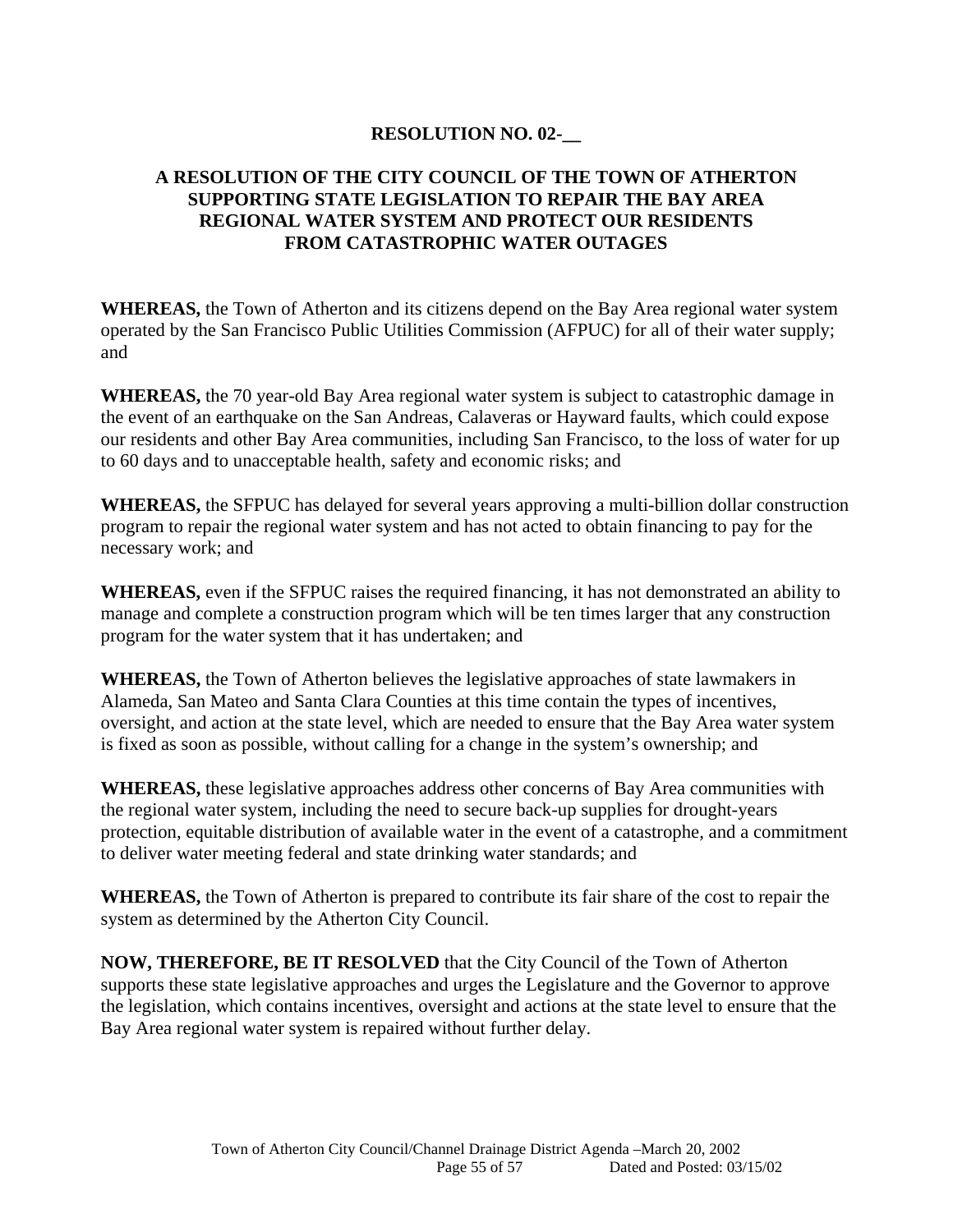**RESOLUTION NO. 02-__**

**A RESOLUTION OF THE CITY COUNCIL OF THE TOWN OF ATHERTON SUPPORTING STATE LEGISLATION TO REPAIR THE BAY AREA REGIONAL WATER SYSTEM AND PROTECT OUR RESIDENTS FROM CATASTROPHIC WATER OUTAGES**

**WHEREAS,** the Town of Atherton and its citizens depend on the Bay Area regional water system operated by the San Francisco Public Utilities Commission (AFPUC) for all of their water supply; and

**WHEREAS,** the 70 year-old Bay Area regional water system is subject to catastrophic damage in the event of an earthquake on the San Andreas, Calaveras or Hayward faults, which could expose our residents and other Bay Area communities, including San Francisco, to the loss of water for up to 60 days and to unacceptable health, safety and economic risks; and

**WHEREAS,** the SFPUC has delayed for several years approving a multi-billion dollar construction program to repair the regional water system and has not acted to obtain financing to pay for the necessary work; and

**WHEREAS,** even if the SFPUC raises the required financing, it has not demonstrated an ability to manage and complete a construction program which will be ten times larger that any construction program for the water system that it has undertaken; and

**WHEREAS,** the Town of Atherton believes the legislative approaches of state lawmakers in Alameda, San Mateo and Santa Clara Counties at this time contain the types of incentives, oversight, and action at the state level, which are needed to ensure that the Bay Area water system is fixed as soon as possible, without calling for a change in the system's ownership; and

**WHEREAS,** these legislative approaches address other concerns of Bay Area communities with the regional water system, including the need to secure back-up supplies for drought-years protection, equitable distribution of available water in the event of a catastrophe, and a commitment to deliver water meeting federal and state drinking water standards; and

**WHEREAS,** the Town of Atherton is prepared to contribute its fair share of the cost to repair the system as determined by the Atherton City Council.

**NOW, THEREFORE, BE IT RESOLVED** that the City Council of the Town of Atherton supports these state legislative approaches and urges the Legislature and the Governor to approve the legislation, which contains incentives, oversight and actions at the state level to ensure that the Bay Area regional water system is repaired without further delay.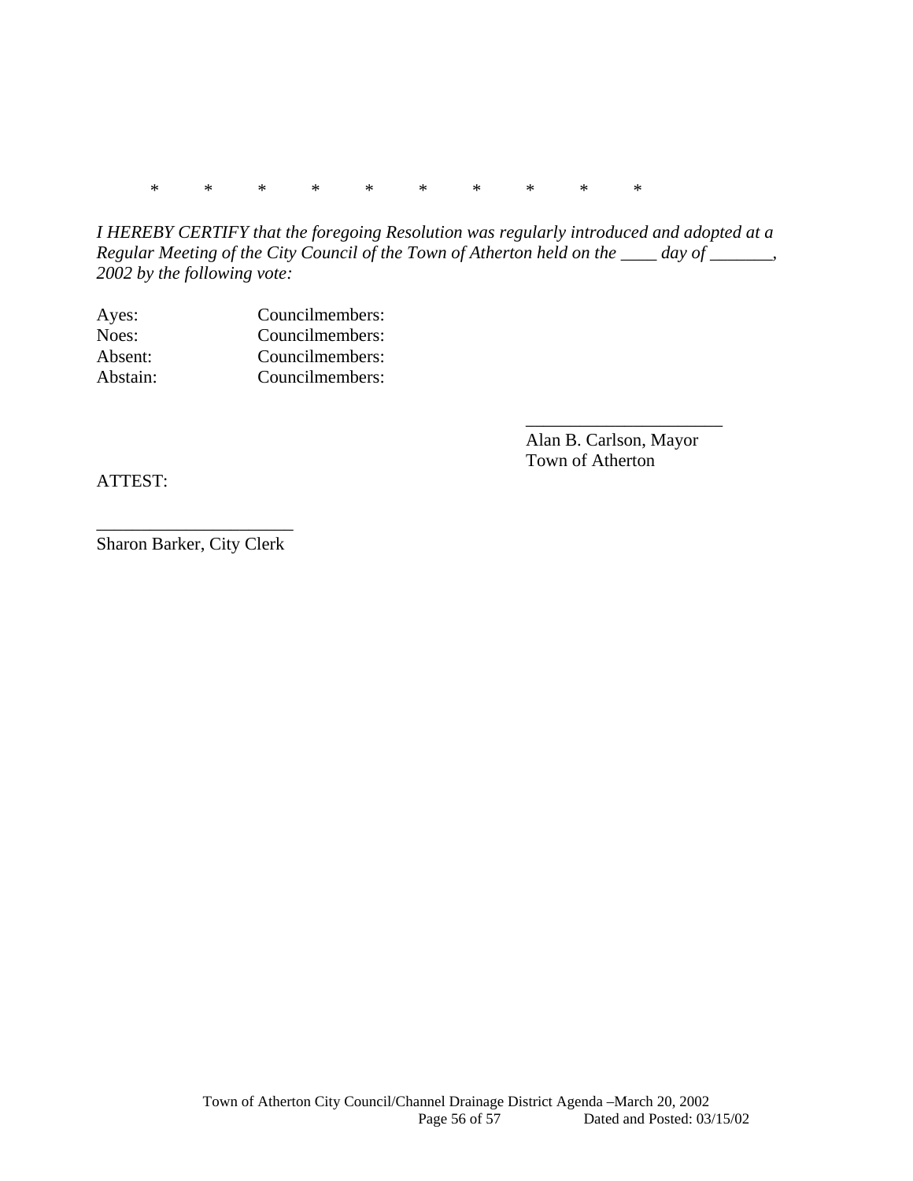\*          \*          \*          \*          \*          \*          \*          \*          \*          \*

*I HEREBY CERTIFY that the foregoing Resolution was regularly introduced and adopted at a Regular Meeting of the City Council of the Town of Atherton held on the ____ day of _______, 2002 by the following vote:*

Ayes: Councilmembers:
Noes: Councilmembers:
Absent: Councilmembers:
Abstain: Councilmembers:

______________________
Alan B. Carlson, Mayor
Town of Atherton

ATTEST:

______________________
Sharon Barker, City Clerk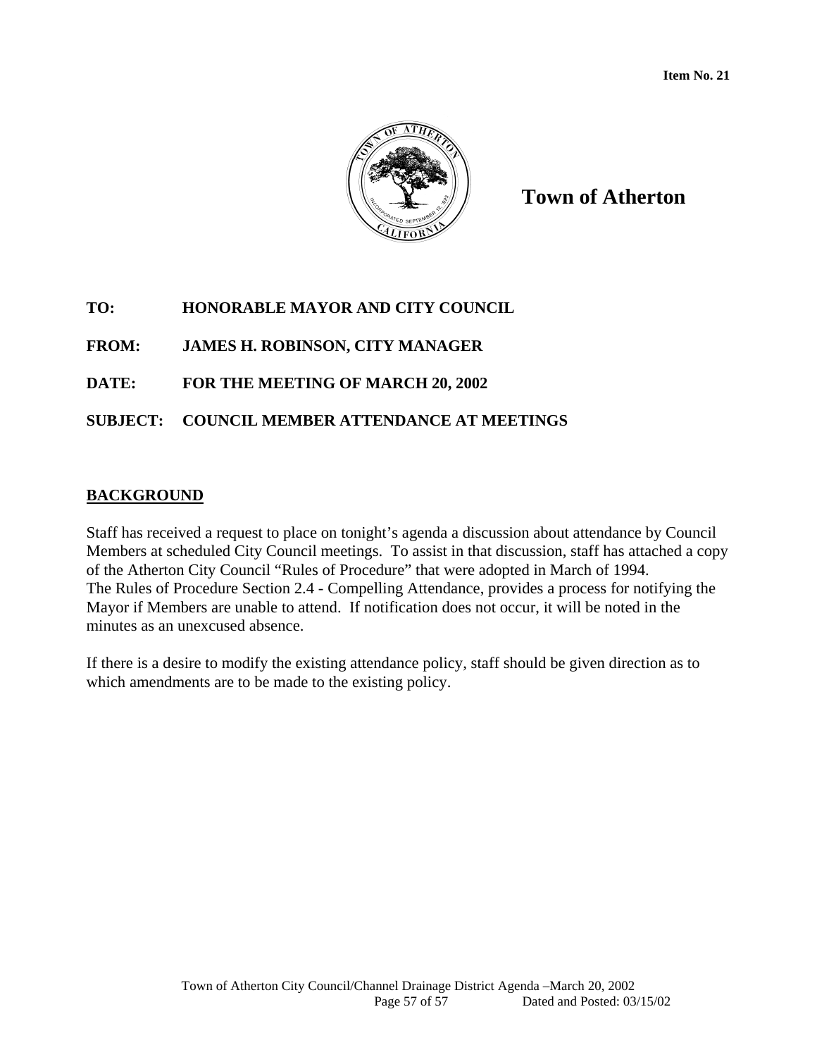**Item No. 21**

# Town of Atherton

**TO:** HONORABLE MAYOR AND CITY COUNCIL

**FROM:** JAMES H. ROBINSON, CITY MANAGER

**DATE:** FOR THE MEETING OF MARCH 20, 2002

**SUBJECT:** COUNCIL MEMBER ATTENDANCE AT MEETINGS

## BACKGROUND

Staff has received a request to place on tonight's agenda a discussion about attendance by Council Members at scheduled City Council meetings. To assist in that discussion, staff has attached a copy of the Atherton City Council "Rules of Procedure" that were adopted in March of 1994. The Rules of Procedure Section 2.4 - Compelling Attendance, provides a process for notifying the Mayor if Members are unable to attend. If notification does not occur, it will be noted in the minutes as an unexcused absence.

If there is a desire to modify the existing attendance policy, staff should be given direction as to which amendments are to be made to the existing policy.